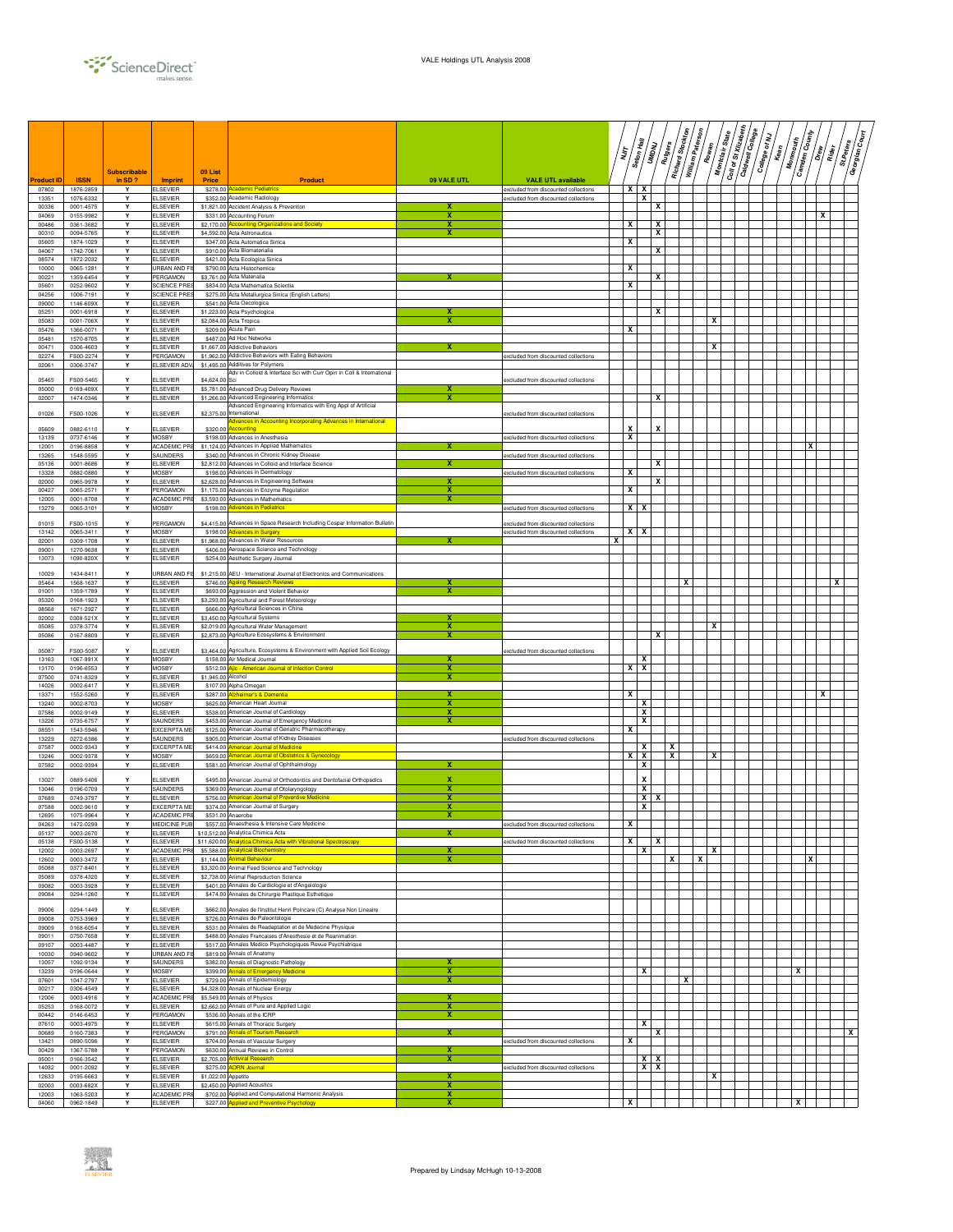# VALE Holdings UTL Analysis 2008

| Product ID | ISSN | Subscribable in SD ? | Imprint | 09 List Price | Product | 09 VALE UTL | VALE UTL available | NJIT | Seton Hall | UMDNJ | Rutgers | Richard Stockton | William Paterson | Rowan | Montclair State | Coll of St Elizabeth | Caldwell College | College of NJ | Kean | Monmouth | Camden County | Drew | Rider | St.Peters | Georgian Court |
|---|---|---|---|---|---|---|---|---|---|---|---|---|---|---|---|---|---|---|---|---|---|---|---|---|---|
| 07802 | 1876-2859 | Y | ELSEVIER | $278.00 | Academic Pediatrics | | excluded from discounted collections | X | X | | | | | | | | | | | | | | | | |
| 13351 | 1076-6332 | Y | ELSEVIER | $352.00 | Academic Radiology | | excluded from discounted collections | | X | | | | | | | | | | | | | | | | |
| 00336 | 0001-4575 | Y | ELSEVIER | $1,821.00 | Accident Analysis & Prevention | X | | | | X | | | | | | | | | | | | | | | |
| 04069 | 0155-9982 | Y | ELSEVIER | $331.00 | Accounting Forum | X | | | | | | | | | | | | | | | | X | | | |
| 00486 | 0361-3682 | Y | ELSEVIER | $2,170.00 | Accounting Organizations and Society | X | | X | | X | | | | | | | | | | | | | | | |
| 00310 | 0094-5765 | Y | ELSEVIER | $4,592.00 | Acta Astronautica | X | | | | X | | | | | | | | | | | | | | | |
| 05605 | 1874-1029 | Y | ELSEVIER | $347.00 | Acta Automatica Sinica | | | X | | | | | | | | | | | | | | | | | |
| 04067 | 1742-7061 | Y | ELSEVIER | $910.00 | Acta Biomaterialia | | | | | X | | | | | | | | | | | | | | | |
| 08574 | 1872-2032 | Y | ELSEVIER | $421.00 | Acta Ecologica Sinica | | | | | | | | | | | | | | | | | | | | |
| 10000 | 0065-1281 | Y | URBAN AND FI | $790.00 | Acta Histochemica | | | X | | | | | | | | | | | | | | | | | |
| 00221 | 1359-6454 | Y | PERGAMON | $3,761.00 | Acta Materialia | X | | | | X | | | | | | | | | | | | | | | |
| 05601 | 0252-9602 | Y | SCIENCE PRES | $834.00 | Acta Mathematica Scientia | | | X | | | | | | | | | | | | | | | | | |
| 04256 | 1006-7191 | Y | SCIENCE PRES | $275.00 | Acta Metallurgica Sinica (English Letters) | | | | | | | | | | | | | | | | | | | | |
| 09000 | 1146-609X | Y | ELSEVIER | $541.00 | Acta Oecologica | | | | | | | | | | | | | | | | | | | | |
| 05251 | 0001-6918 | Y | ELSEVIER | $1,223.00 | Acta Psychologica | X | | | | X | | | | | | | | | | | | | | | |
| 05083 | 0001-706X | Y | ELSEVIER | $2,084.00 | Acta Tropica | X | | | | | | | | X | | | | | | | | | | | |
| 05476 | 1366-0071 | Y | ELSEVIER | $209.00 | Acute Pain | | | X | | | | | | | | | | | | | | | | | |
| 05481 | 1570-8705 | Y | ELSEVIER | $487.00 | Ad Hoc Networks | | | | | | | | | | | | | | | | | | | | |
| 00471 | 0306-4603 | Y | ELSEVIER | $1,667.00 | Addictive Behaviors | X | | | | | | | | X | | | | | | | | | | | |
| 02274 | FS00-2274 | Y | PERGAMON | $1,962.00 | Addictive Behaviors with Eating Behaviors | | excluded from discounted collections | | | | | | | | | | | | | | | | | | |
| 02061 | 0306-3747 | Y | ELSEVIER ADV | $1,495.00 | Additives for Polymers | | | | | | | | | | | | | | | | | | | | |
| 05465 | FS00-5465 | Y | ELSEVIER | $4,624.00 | Adv in Colloid & Interface Sci with Curr Opin in Coll & International Sci | | excluded from discounted collections | | | | | | | | | | | | | | | | | | |
| 05000 | 0169-409X | Y | ELSEVIER | $5,781.00 | Advanced Drug Delivery Reviews | X | | | | | | | | | | | | | | | | | | | |
| 02007 | 1474-0346 | Y | ELSEVIER | $1,266.00 | Advanced Engineering Informatics | X | | | | X | | | | | | | | | | | | | | | |
| 01026 | FS00-1026 | Y | ELSEVIER | $2,375.00 | Advanced Engineering Informatics with Eng Appl of Artificial International | | excluded from discounted collections | | | | | | | | | | | | | | | | | | |
| 05609 | 0882-6110 | Y | ELSEVIER | $320.00 | Advances in Accounting Incorporating Advances in International Accounting | | | X | | X | | | | | | | | | | | | | | | |
| 13139 | 0737-6146 | Y | MOSBY | $198.00 | Advances in Anesthesia | | excluded from discounted collections | X | | | | | | | | | | | | | | | | | |
| 12001 | 0196-8858 | Y | ACADEMIC PRE | $1,124.00 | Advances in Applied Mathematics | X | | | | | | | | | | | | | | | X | | | | |
| 13265 | 1548-5595 | Y | SAUNDERS | $340.00 | Advances in Chronic Kidney Disease | | excluded from discounted collections | | | | | | | | | | | | | | | | | | |
| 05136 | 0001-8686 | Y | ELSEVIER | $2,812.00 | Advances in Colloid and Interface Science | X | | | | X | | | | | | | | | | | | | | | |
| 13328 | 0882-0880 | Y | MOSBY | $198.00 | Advances in Dermatology | | excluded from discounted collections | X | | | | | | | | | | | | | | | | | |
| 02000 | 0965-9978 | Y | ELSEVIER | $2,628.00 | Advances in Engineering Software | X | | | | X | | | | | | | | | | | | | | | |
| 00427 | 0065-2571 | Y | PERGAMON | $1,175.00 | Advances in Enzyme Regulation | X | | X | | | | | | | | | | | | | | | | | |
| 12005 | 0001-8708 | Y | ACADEMIC PRE | $3,593.00 | Advances in Mathematics | X | | | | | | | | | | | | | | | | | | | |
| 13279 | 0065-3101 | Y | MOSBY | $198.00 | Advances in Pediatrics | | excluded from discounted collections | X | X | | | | | | | | | | | | | | | | |
| 01015 | FS00-1015 | Y | PERGAMON | $4,415.00 | Advances in Space Research Including Cospar Information Bulletin | | excluded from discounted collections | | | | | | | | | | | | | | | | | | |
| 13142 | 0065-3411 | Y | MOSBY | $198.00 | Advances in Surgery | | excluded from discounted collections | X | X | | | | | | | | | | | | | | | | |
| 02001 | 0309-1708 | Y | ELSEVIER | $1,968.00 | Advances in Water Resources | X | X | | | | | | | | | | | | | | | | | | |
| 09001 | 1270-9638 | Y | ELSEVIER | $406.00 | Aerospace Science and Technology | | | | | | | | | | | | | | | | | | | | |
| 13073 | 1090-820X | Y | ELSEVIER | $254.00 | Aesthetic Surgery Journal | | | | | | | | | | | | | | | | | | | | |
| 10029 | 1434-8411 | Y | URBAN AND FI | $1,215.00 | AEU - International Journal of Electronics and Communications | | | | | | | | | | | | | | | | | | | | |
| 05464 | 1568-1637 | Y | ELSEVIER | $746.00 | Ageing Research Reviews | X | | | | | | X | | | | | | | | | | | X | | |
| 01001 | 1359-1789 | Y | ELSEVIER | $693.00 | Aggression and Violent Behavior | X | | | | | | | | | | | | | | | | | | | |
| 05320 | 0168-1923 | Y | ELSEVIER | $3,293.00 | Agricultural and Forest Meteorology | | | | | | | | | | | | | | | | | | | | |
| 08568 | 1671-2927 | Y | ELSEVIER | $666.00 | Agricultural Sciences in China | | | | | | | | | | | | | | | | | | | | |
| 02002 | 0308-521X | Y | ELSEVIER | $3,450.00 | Agricultural Systems | X | | | | | | | | | | | | | | | | | | | |
| 05085 | 0378-3774 | Y | ELSEVIER | $2,019.00 | Agricultural Water Management | X | | | | | | | | X | | | | | | | | | | | |
| 05086 | 0167-8809 | Y | ELSEVIER | $2,873.00 | Agriculture Ecosystems & Environment | X | | | | X | | | | | | | | | | | | | | | |
| 05087 | FS00-5087 | Y | ELSEVIER | $3,464.00 | Agriculture, Ecosystems & Environment with Applied Soil Ecology | | excluded from discounted collections | | | | | | | | | | | | | | | | | | |
| 13163 | 1067-991X | Y | MOSBY | $158.00 | Air Medical Journal | X | | | X | | | | | | | | | | | | | | | | |
| 13170 | 0196-6553 | Y | MOSBY | $512.00 | Ajic - American Journal of Infection Control | X | | X | X | | | | | | | | | | | | | | | | |
| 07500 | 0741-8329 | Y | ELSEVIER | $1,945.00 | Alcohol | X | | | | | | | | | | | | | | | | | | | |
| 14026 | 0002-6417 | Y | ELSEVIER | $107.00 | Alpha Omegan | | | | | | | | | | | | | | | | | | | | |
| 13371 | 1552-5260 | Y | ELSEVIER | $287.00 | Alzheimer's & Dementia | X | | X | | | | | | | | | | | | | | | X | | |
| 13240 | 0002-8703 | Y | MOSBY | $625.00 | American Heart Journal | X | | | X | | | | | | | | | | | | | | | | |
| 07586 | 0002-9149 | Y | ELSEVIER | $538.00 | American Journal of Cardiology | X | | | X | | | | | | | | | | | | | | | | |
| 13226 | 0735-6757 | Y | SAUNDERS | $453.00 | American Journal of Emergency Medicine | X | | | X | | | | | | | | | | | | | | | | |
| 08551 | 1543-5946 | Y | EXCERPTA ME | $125.00 | American Journal of Geriatric Pharmacotherapy | | | X | | | | | | | | | | | | | | | | | |
| 13229 | 0272-6386 | Y | SAUNDERS | $905.00 | American Journal of Kidney Diseases | | excluded from discounted collections | | | | | | | | | | | | | | | | | | |
| 07587 | 0002-9343 | Y | EXCERPTA ME | $414.00 | American Journal of Medicine | | | | X | | | X | | | | | | | | | | | | | |
| 13246 | 0002-9378 | Y | MOSBY | $659.00 | American Journal of Obstetrics & Gynecology | | | X | X | | | X | | X | | | | | | | | | | | |
| 07582 | 0002-9394 | Y | ELSEVIER | $581.00 | American Journal of Ophthalmology | X | | | X | | | | | | | | | | | | | | | | |
| 13027 | 0889-5406 | Y | ELSEVIER | $495.00 | American Journal of Orthodontics and Dentofacial Orthopedics | X | | | X | | | | | | | | | | | | | | | | |
| 13046 | 0196-0709 | Y | SAUNDERS | $369.00 | American Journal of Otolaryngology | X | | | X | | | | | | | | | | | | | | | | |
| 07689 | 0749-3797 | Y | ELSEVIER | $756.00 | American Journal of Preventive Medicine | X | | | X | X | | | | | | | | | | | | | | | |
| 07588 | 0002-9610 | Y | EXCERPTA ME | $374.00 | American Journal of Surgery | X | | | X | | | | | | | | | | | | | | | | |
| 12695 | 1075-9964 | Y | ACADEMIC PRE | $531.00 | Anaerobe | X | | | | | | | | | | | | | | | | | | | |
| 04263 | 1472-0299 | Y | MEDICINE PUB | $557.00 | Anaesthesia & Intensive Care Medicine | | excluded from discounted collections | X | | | | | | | | | | | | | | | | | |
| 05137 | 0003-2670 | Y | ELSEVIER | $10,512.00 | Analytica Chimica Acta | X | | | | | | | | | | | | | | | | | | | |
| 05138 | FS00-5138 | Y | ELSEVIER | $11,620.00 | Analytica Chimica Acta with Vibrational Spectroscopy | | excluded from discounted collections | X | | X | | | | | | | | | | | | | | | |
| 12002 | 0003-2697 | Y | ACADEMIC PRE | $5,588.00 | Analytical Biochemistry | X | | | X | | | | | X | | | | | | | | | | | |
| 12602 | 0003-3472 | Y | ELSEVIER | $1,144.00 | Animal Behaviour | X | | | | | X | | X | | | | | | | | X | | | | |
| 05088 | 0377-8401 | Y | ELSEVIER | $3,320.00 | Animal Feed Science and Technology | | | | | | | | | | | | | | | | | | | | |
| 05089 | 0378-4320 | Y | ELSEVIER | $2,738.00 | Animal Reproduction Science | | | | | | | | | | | | | | | | | | | | |
| 09082 | 0003-3928 | Y | ELSEVIER | $401.00 | Annales de Cardiologie et d'Angeiologie | | | | | | | | | | | | | | | | | | | | |
| 09084 | 0294-1260 | Y | ELSEVIER | $474.00 | Annales de Chirurgie Plastique Esthetique | | | | | | | | | | | | | | | | | | | | |
| 09006 | 0294-1449 | Y | ELSEVIER | $662.00 | Annales de l'Institut Henri Poincare (C) Analyse Non Lineaire | | | | | | | | | | | | | | | | | | | | |
| 09008 | 0753-3969 | Y | ELSEVIER | $726.00 | Annales de Paleontologie | | | | | | | | | | | | | | | | | | | | |
| 09009 | 0168-6054 | Y | ELSEVIER | $531.00 | Annales de Readaptation et de Medecine Physique | | | | | | | | | | | | | | | | | | | | |
| 09011 | 0750-7658 | Y | ELSEVIER | $488.00 | Annales Francaises d'Anesthesie et de Reanimation | | | | | | | | | | | | | | | | | | | | |
| 09107 | 0003-4487 | Y | ELSEVIER | $517.00 | Annales Medico-Psychologiques Revue Psychiatrique | | | | | | | | | | | | | | | | | | | | |
| 10030 | 0940-9602 | Y | URBAN AND FI | $819.00 | Annals of Anatomy | | | | | | | | | | | | | | | | | | | | |
| 13057 | 1092-9134 | Y | SAUNDERS | $382.00 | Annals of Diagnostic Pathology | X | | | | | | | | | | | | | | | | | | | |
| 13239 | 0196-0644 | Y | MOSBY | $399.00 | Annals of Emergency Medicine | X | | | X | | | | | | | | | | | X | | | | | |
| 07601 | 1047-2797 | Y | ELSEVIER | $729.00 | Annals of Epidemiology | X | | | | | | X | | | | | | | | | | | | | |
| 00217 | 0306-4549 | Y | ELSEVIER | $4,328.00 | Annals of Nuclear Energy | | | | | | | | | | | | | | | | | | | | |
| 12006 | 0003-4916 | Y | ACADEMIC PRE | $5,549.00 | Annals of Physics | X | | | | | | | | | | | | | | | | | | | |
| 05253 | 0168-0072 | Y | ELSEVIER | $2,662.00 | Annals of Pure and Applied Logic | X | | | | | | | | | | | | | | | | | | | |
| 00442 | 0146-6453 | Y | PERGAMON | $536.00 | Annals of the ICRP | X | | | | | | | | | | | | | | | | | | | |
| 07610 | 0003-4975 | Y | ELSEVIER | $615.00 | Annals of Thoracic Surgery | | | | X | | | | | | | | | | | | | | | | |
| 00689 | 0160-7383 | Y | PERGAMON | $791.00 | Annals of Tourism Research | X | | | | X | | | | | | | | | | | | | | | X |
| 13421 | 0890-5096 | Y | ELSEVIER | $704.00 | Annals of Vascular Surgery | | excluded from discounted collections | X | | | | | | | | | | | | | | | | | |
| 00429 | 1367-5788 | Y | PERGAMON | $630.00 | Annual Reviews in Control | X | | | | | | | | | | | | | | | | | | | |
| 05001 | 0166-3542 | Y | ELSEVIER | $2,705.00 | Antiviral Research | X | | | X | X | | | | | | | | | | | | | | | |
| 14032 | 0001-2092 | Y | ELSEVIER | $275.00 | AORN Journal | | excluded from discounted collections | | X | X | | | | | | | | | | | | | | | |
| 12633 | 0195-6663 | Y | ELSEVIER | $1,022.00 | Appetite | X | | | | | | | | X | | | | | | | | | | | |
| 02003 | 0003-682X | Y | ELSEVIER | $2,450.00 | Applied Acoustics | X | | | | | | | | | | | | | | | | | | | |
| 12003 | 1063-5203 | Y | ACADEMIC PRE | $702.00 | Applied and Computational Harmonic Analysis | X | | | | | | | | | | | | | | | | | | | |
| 04060 | 0962-1849 | Y | ELSEVIER | $227.00 | Applied and Preventive Psychology | X | | X | | | | | | | | | | | | X | | | | | |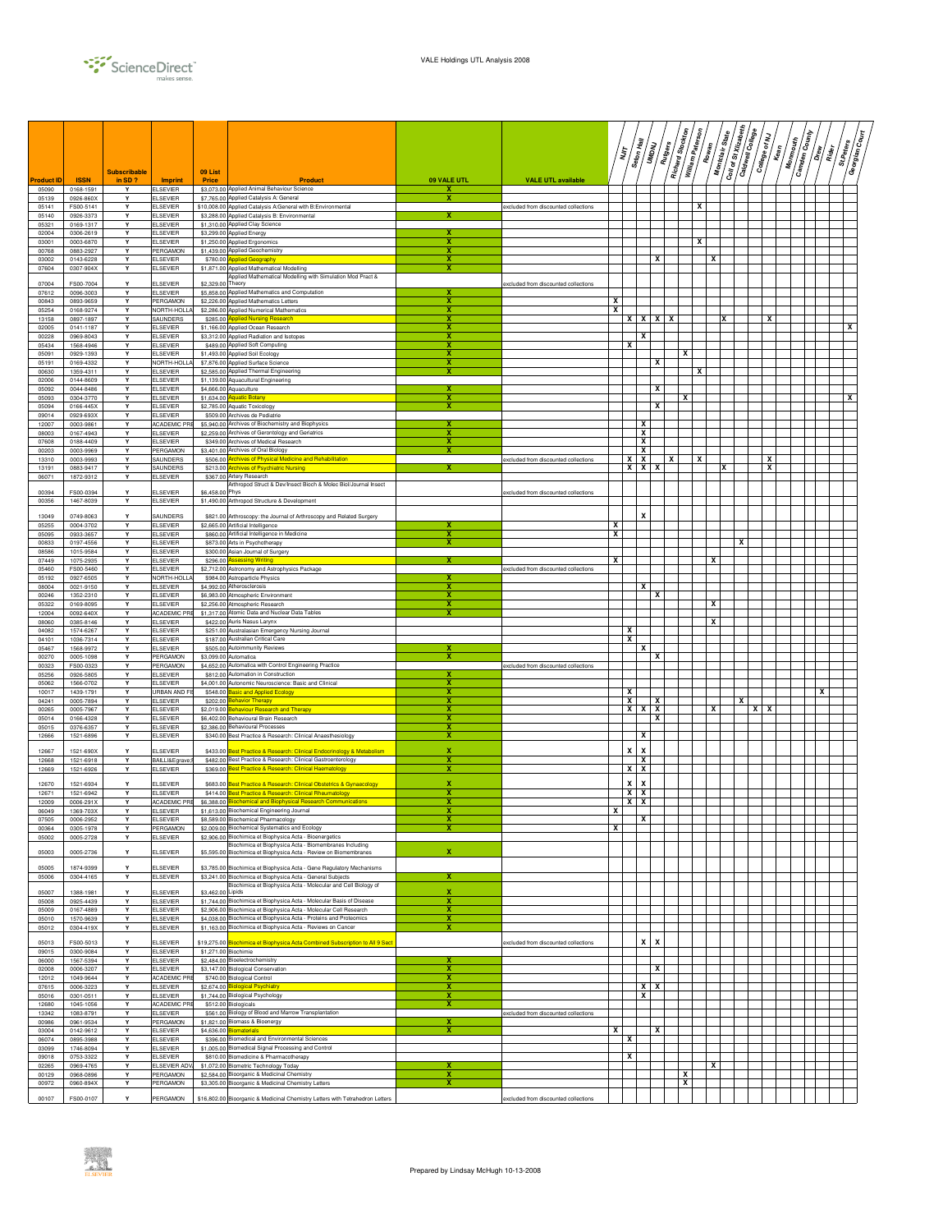| Product ID | ISSN | Subscribable in SD ? | Imprint | 09 List Price | Product | 09 VALE UTL | VALE UTL available | NJIT | Seton Hall | UMDNJ | Rutgers | Richard Stockton | William Paterson | Rowan | Montclair State | Coll of St Elizabeth | Caldwell College | College of NJ | Kean | Monmouth | Camden County | Drew | Rider | St.Peters | Georgian Court |
|---|---|---|---|---|---|---|---|---|---|---|---|---|---|---|---|---|---|---|---|---|---|---|---|---|---|
| 05090 | 0168-1591 | Y | ELSEVIER | $3,073.00 | Applied Animal Behaviour Science | X | | | | | | | | | | | | | | | | | | | |
| 05139 | 0926-860X | Y | ELSEVIER | $7,765.00 | Applied Catalysis A: General | X | | | | | | | | | | | | | | | | | | | |
| 05141 | FS00-5141 | Y | ELSEVIER | $10,008.00 | Applied Catalysis A:General with B:Environmental | | excluded from discounted collections | | | | | | | X | | | | | | | | | | | |
| 05140 | 0926-3373 | Y | ELSEVIER | $3,288.00 | Applied Catalysis B: Environmental | X | | | | | | | | | | | | | | | | | | | |
| 05321 | 0169-1317 | Y | ELSEVIER | $1,310.00 | Applied Clay Science | | | | | | | | | | | | | | | | | | | | |
| 02004 | 0306-2619 | Y | ELSEVIER | $3,299.00 | Applied Energy | X | | | | | | | | | | | | | | | | | | | |
| 03001 | 0003-6870 | Y | ELSEVIER | $1,250.00 | Applied Ergonomics | X | | | | | | | | X | | | | | | | | | | | |
| 00768 | 0883-2927 | Y | PERGAMON | $1,439.00 | Applied Geochemistry | X | | | | | | | | | | | | | | | | | | | |
| 03002 | 0143-6228 | Y | ELSEVIER | $780.00 | Applied Geography | X | | | | | X | | | | X | | | | | | | | | | |
| 07604 | 0307-904X | Y | ELSEVIER | $1,871.00 | Applied Mathematical Modelling | X | | | | | | | | | | | | | | | | | | | |
| 07004 | FS00-7004 | Y | ELSEVIER | $2,329.00 | Applied Mathematical Modelling with Simulation Mod Pract & Theory | | excluded from discounted collections | | | | | | | | | | | | | | | | | | |
| 07612 | 0096-3003 | Y | ELSEVIER | $5,858.00 | Applied Mathematics and Computation | X | | | | | | | | | | | | | | | | | | | |
| 00843 | 0893-9659 | Y | PERGAMON | $2,226.00 | Applied Mathematics Letters | X | | X | | | | | | | | | | | | | | | | | |
| 05254 | 0168-9274 | Y | NORTH-HOLLA | $2,286.00 | Applied Numerical Mathematics | X | | X | | | | | | | | | | | | | | | | | |
| 13158 | 0897-1897 | Y | SAUNDERS | $285.00 | Applied Nursing Research | X | | | X | X | X | X | | | | X | | | X | | | | | | |
| 02005 | 0141-1187 | Y | ELSEVIER | $1,166.00 | Applied Ocean Research | X | | | | | | | | | | | | | | | | | | | X |
| 00228 | 0969-8043 | Y | ELSEVIER | $3,312.00 | Applied Radiation and Isotopes | X | | | | X | | | | | | | | | | | | | | | |
| 05434 | 1568-4946 | Y | ELSEVIER | $489.00 | Applied Soft Computing | X | | | X | | | | | | | | | | | | | | | | |
| 05091 | 0929-1393 | Y | ELSEVIER | $1,493.00 | Applied Soil Ecology | X | | | | | | | X | | | | | | | | | | | | |
| 05191 | 0169-4332 | Y | NORTH-HOLLA | $7,876.00 | Applied Surface Science | X | | | | | X | | | | | | | | | | | | | | |
| 00630 | 1359-4311 | Y | ELSEVIER | $2,585.00 | Applied Thermal Engineering | X | | | | | | | | X | | | | | | | | | | | |
| 02006 | 0144-8609 | Y | ELSEVIER | $1,139.00 | Aquacultural Engineering | | | | | | | | | | | | | | | | | | | | |
| 05092 | 0044-8486 | Y | ELSEVIER | $4,666.00 | Aquaculture | X | | | | | X | | | | | | | | | | | | | | |
| 05093 | 0304-3770 | Y | ELSEVIER | $1,634.00 | Aquatic Botany | X | | | | | | | X | | | | | | | | | | | | X |
| 05094 | 0166-445X | Y | ELSEVIER | $2,785.00 | Aquatic Toxicology | X | | | | | X | | | | | | | | | | | | | | |
| 09014 | 0929-693X | Y | ELSEVIER | $509.00 | Archives de Pediatrie | | | | | | | | | | | | | | | | | | | | |
| 12007 | 0003-9861 | Y | ACADEMIC PRE | $5,940.00 | Archives of Biochemistry and Biophysics | X | | | | X | | | | | | | | | | | | | | | |
| 08003 | 0167-4943 | Y | ELSEVIER | $2,259.00 | Archives of Gerontology and Geriatrics | X | | | | X | | | | | | | | | | | | | | | |
| 07608 | 0188-4409 | Y | ELSEVIER | $349.00 | Archives of Medical Research | X | | | | X | | | | | | | | | | | | | | | |
| 00203 | 0003-9969 | Y | PERGAMON | $3,401.00 | Archives of Oral Biology | X | | | | X | | | | | | | | | | | | | | | |
| 13310 | 0003-9993 | Y | SAUNDERS | $506.00 | Archives of Physical Medicine and Rehabilitation | | excluded from discounted collections | | X | X | | X | | X | | | | | X | | | | | | |
| 13191 | 0883-9417 | Y | SAUNDERS | $213.00 | Archives of Psychiatric Nursing | X | | | X | X | X | | | | | X | | | X | | | | | | |
| 06071 | 1872-9312 | Y | ELSEVIER | $367.00 | Artery Research | | | | | | | | | | | | | | | | | | | | |
| 00394 | FS00-0394 | Y | ELSEVIER | $6,458.00 | Arthropod Struct & Dev/Insect Bioch & Molec Biol/Journal Insect Phys | | excluded from discounted collections | | | | | | | | | | | | | | | | | | |
| 00356 | 1467-8039 | Y | ELSEVIER | $1,490.00 | Arthropod Structure & Development | | | | | | | | | | | | | | | | | | | | |
| 13049 | 0749-8063 | Y | SAUNDERS | $821.00 | Arthroscopy: the Journal of Arthroscopy and Related Surgery | | | | | X | | | | | | | | | | | | | | | |
| 05255 | 0004-3702 | Y | ELSEVIER | $2,665.00 | Artificial Intelligence | X | | X | | | | | | | | | | | | | | | | | |
| 05095 | 0933-3657 | Y | ELSEVIER | $860.00 | Artificial Intelligence in Medicine | X | | X | | | | | | | | | | | | | | | | | |
| 00833 | 0197-4556 | Y | ELSEVIER | $873.00 | Arts in Psychotherapy | X | | | | | | | | | | | X | | | | | | | | |
| 08586 | 1015-9584 | Y | ELSEVIER | $300.00 | Asian Journal of Surgery | | | | | | | | | | | | | | | | | | | | |
| 07449 | 1075-2935 | Y | ELSEVIER | $296.00 | Assessing Writing | X | | X | | | | | | | X | | | | | | | | | | |
| 05460 | FS00-5460 | Y | ELSEVIER | $2,712.00 | Astronomy and Astrophysics Package | | excluded from discounted collections | | | | | | | | | | | | | | | | | | |
| 05192 | 0927-6505 | Y | NORTH-HOLLA | $984.00 | Astroparticle Physics | X | | | | | | | | | | | | | | | | | | | |
| 08004 | 0021-9150 | Y | ELSEVIER | $4,992.00 | Atherosclerosis | X | | | | X | | | | | | | | | | | | | | | |
| 00246 | 1352-2310 | Y | ELSEVIER | $6,983.00 | Atmospheric Environment | X | | | | | X | | | | | | | | | | | | | | |
| 05322 | 0169-8095 | Y | ELSEVIER | $2,256.00 | Atmospheric Research | X | | | | | | | | | X | | | | | | | | | | |
| 12004 | 0092-640X | Y | ACADEMIC PRE | $1,317.00 | Atomic Data and Nuclear Data Tables | X | | | | | | | | | | | | | | | | | | | |
| 08060 | 0385-8146 | Y | ELSEVIER | $422.00 | Auris Nasus Larynx | | | | | | | | | | X | | | | | | | | | | |
| 04082 | 1574-6267 | Y | ELSEVIER | $251.00 | Australasian Emergency Nursing Journal | | | | X | | | | | | | | | | | | | | | | |
| 04101 | 1036-7314 | Y | ELSEVIER | $187.00 | Australian Critical Care | | | | X | | | | | | | | | | | | | | | | |
| 05467 | 1568-9972 | Y | ELSEVIER | $505.00 | Autoimmunity Reviews | X | | | | X | | | | | | | | | | | | | | | |
| 00270 | 0005-1098 | Y | PERGAMON | $3,099.00 | Automatica | X | | | | | X | | | | | | | | | | | | | | |
| 00323 | FS00-0323 | Y | PERGAMON | $4,652.00 | Automatica with Control Engineering Practice | | excluded from discounted collections | | | | | | | | | | | | | | | | | | |
| 05256 | 0926-5805 | Y | ELSEVIER | $812.00 | Automation in Construction | X | | | | | | | | | | | | | | | | | | | |
| 05062 | 1566-0702 | Y | ELSEVIER | $4,001.00 | Autonomic Neuroscience: Basic and Clinical | X | | | | | | | | | | | | | | | | | | | |
| 10017 | 1439-1791 | Y | URBAN AND FI | $548.00 | Basic and Applied Ecology | X | | | X | | | | | | | | | | | | | | X | | |
| 04241 | 0005-7894 | Y | ELSEVIER | $202.00 | Behavior Therapy | X | | | X | | X | | | | | | X | | | | | | | | |
| 00265 | 0005-7967 | Y | ELSEVIER | $2,019.00 | Behaviour Research and Therapy | X | | | X | X | X | | | | X | | | X | X | | | | | | |
| 05014 | 0166-4328 | Y | ELSEVIER | $6,402.00 | Behavioural Brain Research | X | | | | | X | | | | | | | | | | | | | | |
| 05015 | 0376-6357 | Y | ELSEVIER | $2,386.00 | Behavioural Processes | X | | | | | | | | | | | | | | | | | | | |
| 12666 | 1521-6896 | Y | ELSEVIER | $340.00 | Best Practice & Research: Clinical Anaesthesiology | X | | | | X | | | | | | | | | | | | | | | |
| 12667 | 1521-690X | Y | ELSEVIER | $433.00 | Best Practice & Research: Clinical Endocrinology & Metabolism | X | | | X | X | | | | | | | | | | | | | | | |
| 12668 | 1521-6918 | Y | BAILLI&Egrave; | $482.00 | Best Practice & Research: Clinical Gastroenterology | X | | | | X | | | | | | | | | | | | | | | |
| 12669 | 1521-6926 | Y | ELSEVIER | $369.00 | Best Practice & Research: Clinical Haematology | X | | | X | X | | | | | | | | | | | | | | | |
| 12670 | 1521-6934 | Y | ELSEVIER | $683.00 | Best Practice & Research: Clinical Obstetrics & Gynaecology | X | | | X | X | | | | | | | | | | | | | | | |
| 12671 | 1521-6942 | Y | ELSEVIER | $414.00 | Best Practice & Research: Clinical Rheumatology | X | | | X | X | | | | | | | | | | | | | | | |
| 12009 | 0006-291X | Y | ACADEMIC PRE | $6,388.00 | Biochemical and Biophysical Research Communications | X | | | X | X | | | | | | | | | | | | | | | |
| 06049 | 1369-703X | Y | ELSEVIER | $1,613.00 | Biochemical Engineering Journal | X | | X | | | | | | | | | | | | | | | | | |
| 07505 | 0006-2952 | Y | ELSEVIER | $8,589.00 | Biochemical Pharmacology | X | | | | X | | | | | | | | | | | | | | | |
| 00364 | 0305-1978 | Y | PERGAMON | $2,009.00 | Biochemical Systematics and Ecology | X | | X | | | | | | | | | | | | | | | | | |
| 05002 | 0005-2728 | Y | ELSEVIER | $2,906.00 | Biochimica et Biophysica Acta - Bioenergetics | | | | | | | | | | | | | | | | | | | | |
| 05003 | 0005-2736 | Y | ELSEVIER | $5,595.00 | Biochimica et Biophysica Acta - Biomembranes Including Biochimica et Biophysica Acta - Review on Biomembranes | X | | | | | | | | | | | | | | | | | | | |
| 05005 | 1874-9399 | Y | ELSEVIER | $3,785.00 | Biochimica et Biophysica Acta - Gene Regulatory Mechanisms | | | | | | | | | | | | | | | | | | | | |
| 05006 | 0304-4165 | Y | ELSEVIER | $3,241.00 | Biochimica et Biophysica Acta - General Subjects | X | | | | | | | | | | | | | | | | | | | |
| 05007 | 1388-1981 | Y | ELSEVIER | $3,462.00 | Biochimica et Biophysica Acta - Molecular and Cell Biology of Lipids | X | | | | | | | | | | | | | | | | | | | |
| 05008 | 0925-4439 | Y | ELSEVIER | $1,744.00 | Biochimica et Biophysica Acta - Molecular Basis of Disease | X | | | | | | | | | | | | | | | | | | | |
| 05009 | 0167-4889 | Y | ELSEVIER | $2,906.00 | Biochimica et Biophysica Acta - Molecular Cell Research | X | | | | | | | | | | | | | | | | | | | |
| 05010 | 1570-9639 | Y | ELSEVIER | $4,038.00 | Biochimica et Biophysica Acta - Proteins and Proteomics | X | | | | | | | | | | | | | | | | | | | |
| 05012 | 0304-419X | Y | ELSEVIER | $1,163.00 | Biochimica et Biophysica Acta - Reviews on Cancer | X | | | | | | | | | | | | | | | | | | | |
| 05013 | FS00-5013 | Y | ELSEVIER | $19,275.00 | Biochimica et Biophysica Acta Combined Subscription to All 9 Sect | | excluded from discounted collections | | | X | X | | | | | | | | | | | | | | |
| 09015 | 0300-9084 | Y | ELSEVIER | $1,271.00 | Biochimie | | | | | | | | | | | | | | | | | | | | |
| 06000 | 1567-5394 | Y | ELSEVIER | $2,484.00 | Bioelectrochemistry | X | | | | | | | | | | | | | | | | | | | |
| 02008 | 0006-3207 | Y | ELSEVIER | $3,147.00 | Biological Conservation | X | | | | | X | | | | | | | | | | | | | | |
| 12012 | 1049-9644 | Y | ACADEMIC PRE | $740.00 | Biological Control | X | | | | | | | | | | | | | | | | | | | |
| 07615 | 0006-3223 | Y | ELSEVIER | $2,674.00 | Biological Psychiatry | X | | | | X | X | | | | | | | | | | | | | | |
| 05016 | 0301-0511 | Y | ELSEVIER | $1,744.00 | Biological Psychology | X | | | | X | | | | | | | | | | | | | | | |
| 12680 | 1045-1056 | Y | ACADEMIC PRE | $512.00 | Biologicals | X | | | | | | | | | | | | | | | | | | | |
| 13342 | 1083-8791 | Y | ELSEVIER | $561.00 | Biology of Blood and Marrow Transplantation | | excluded from discounted collections | | | | | | | | | | | | | | | | | | |
| 00986 | 0961-9534 | Y | PERGAMON | $1,821.00 | Biomass & Bioenergy | X | | | | | | | | | | | | | | | | | | | |
| 03004 | 0142-9612 | Y | ELSEVIER | $4,636.00 | Biomaterials | X | | X | | | X | | | | | | | | | | | | | | |
| 06074 | 0895-3988 | Y | ELSEVIER | $396.00 | Biomedical and Environmental Sciences | | | | X | | | | | | | | | | | | | | | | |
| 03099 | 1746-8094 | Y | ELSEVIER | $1,005.00 | Biomedical Signal Processing and Control | | | | | | | | | | | | | | | | | | | | |
| 09018 | 0753-3322 | Y | ELSEVIER | $810.00 | Biomedicine & Pharmacotherapy | | | | X | | | | | | | | | | | | | | | | |
| 02265 | 0969-4765 | Y | ELSEVIER ADV | $1,072.00 | Biometric Technology Today | X | | | | | | | | | X | | | | | | | | | | |
| 00129 | 0968-0896 | Y | PERGAMON | $2,584.00 | Bioorganic & Medicinal Chemistry | X | | | | | | | X | | | | | | | | | | | | |
| 00972 | 0960-894X | Y | PERGAMON | $3,305.00 | Bioorganic & Medicinal Chemistry Letters | X | | | | | | | X | | | | | | | | | | | | |
| 00107 | FS00-0107 | Y | PERGAMON | $16,802.00 | Bioorganic & Medicinal Chemistry Letters with Tetrahedron Letters | | excluded from discounted collections | | | | | | | | | | | | | | | | | | |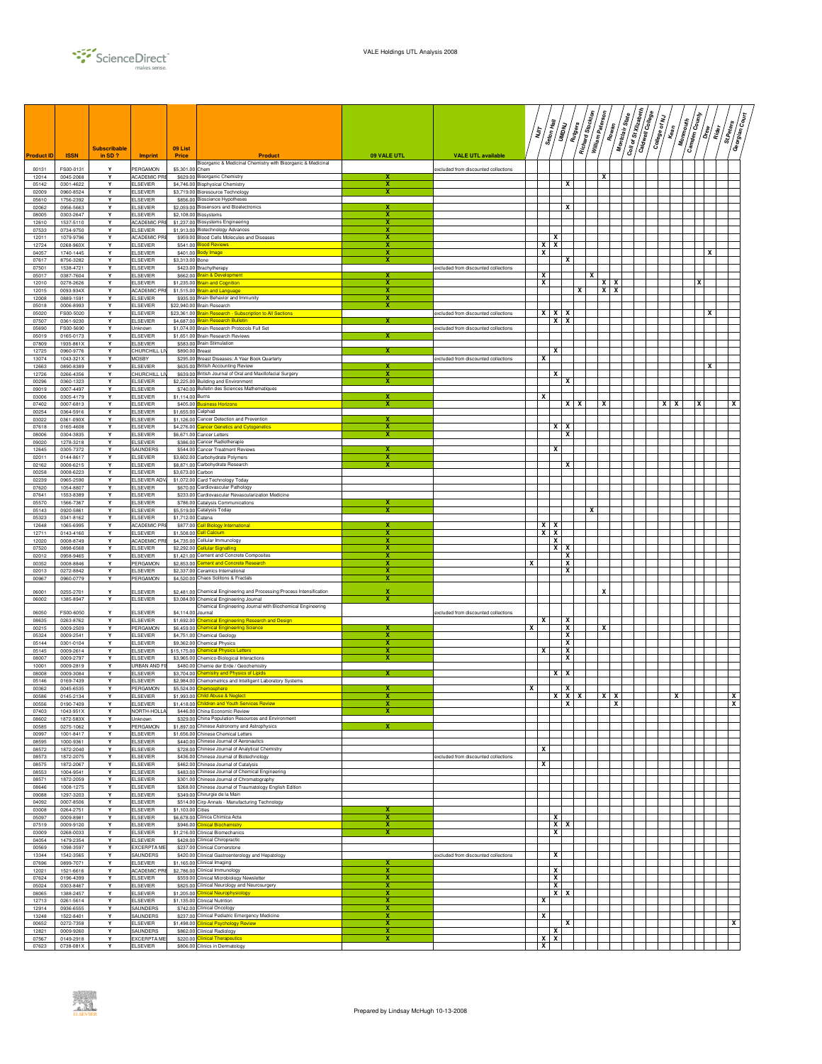VALE Holdings UTL Analysis 2008

| Product ID | ISSN | Subscribable in SD ? | Imprint | 09 List Price | Product | 09 VALE UTL | VALE UTL available | NJIT | Seton Hall | UMDNJ | Rutgers | Richard Stockton | William Paterson | Rowan | Montclair State | Coll of St Elizabeth | Caldwell College | College of NJ | Kean | Monmouth | Camden County | Drew | Rider | St.Peters | Georgian Court |
|---|---|---|---|---|---|---|---|---|---|---|---|---|---|---|---|---|---|---|---|---|---|---|---|---|---|
| 00131 | FS00-0131 | Y | PERGAMON | $5,301.00 | Bioorganic & Medicinal Chemistry with Bioorganic & Medicinal Chem | | excluded from discounted collections | | | | | | | | | | | | | | | | | | |
| 12014 | 0045-2068 | Y | ACADEMIC PRE | $629.00 | Bioorganic Chemistry | X | | | | | | | | X | | | | | | | | | | | |
| 05142 | 0301-4622 | Y | ELSEVIER | $4,746.00 | Biophysical Chemistry | X | | | | | X | | | | | | | | | | | | | | |
| 02009 | 0960-8524 | Y | ELSEVIER | $3,719.00 | Bioresource Technology | X | | | | | | | | | | | | | | | | | | | |
| 05610 | 1756-2392 | Y | ELSEVIER | $856.00 | Bioscience Hypotheses | | | | | | | | | | | | | | | | | | | | |
| 02062 | 0956-5663 | Y | ELSEVIER | $2,059.00 | Biosensors and Bioelectronics | X | | | | | X | | | | | | | | | | | | | | |
| 08005 | 0303-2647 | Y | ELSEVIER | $2,108.00 | Biosystems | X | | | | | | | | | | | | | | | | | | | |
| 12610 | 1537-5110 | Y | ACADEMIC PRE | $1,237.00 | Biosystems Engineering | X | | | | | | | | | | | | | | | | | | | |
| 07533 | 0734-9750 | Y | ELSEVIER | $1,913.00 | Biotechnology Advances | X | | | | | | | | | | | | | | | | | | | |
| 12011 | 1079-9796 | Y | ACADEMIC PRE | $959.00 | Blood Cells Molecules and Diseases | X | | | | X | | | | | | | | | | | | | | | |
| 12724 | 0268-960X | Y | ELSEVIER | $541.00 | Blood Reviews | X | | X | X | | | | | | | | | | | | | | | | |
| 04057 | 1740-1445 | Y | ELSEVIER | $401.00 | Body Image | X | | X | | | | | | | | | | | | | | X | | | |
| 07617 | 8756-3282 | Y | ELSEVIER | $3,313.00 | Bone | X | | | | | X | | | | | | | | | | | | | | |
| 07501 | 1538-4721 | Y | ELSEVIER | $423.00 | Brachytherapy | | excluded from discounted collections | | | | | | | | | | | | | | | | | | |
| 05017 | 0387-7604 | Y | ELSEVIER | $662.00 | Brain & Development | X | | X | | | | | X | | | | | | | | | | | | |
| 12010 | 0278-2626 | Y | ELSEVIER | $1,235.00 | Brain and Cognition | X | | X | | | | | | X | X | | | | | | X | | | | |
| 12015 | 0093-934X | Y | ACADEMIC PRE | $1,515.00 | Brain and Language | X | | | | | | X | | X | X | | | | | | | | | | |
| 12008 | 0889-1591 | Y | ELSEVIER | $935.00 | Brain Behavior and Immunity | X | | | | | | | | | | | | | | | | | | | |
| 05018 | 0006-8993 | Y | ELSEVIER | $22,940.00 | Brain Research | X | | | | | | | | | | | | | | | | | | | |
| 05020 | FS00-5020 | Y | ELSEVIER | $23,361.00 | Brain Research - Subscription to All Sections | | excluded from discounted collections | X | X | X | | | | | | | | | | | | X | | | |
| 07507 | 0361-9230 | Y | ELSEVIER | $4,687.00 | Brain Research Bulletin | X | | | X | X | | | | | | | | | | | | | | | |
| 05690 | FS00-5690 | Y | Unknown | $1,074.00 | Brain Research Protocols Full Set | | excluded from discounted collections | | | | | | | | | | | | | | | | | | |
| 05019 | 0165-0173 | Y | ELSEVIER | $1,651.00 | Brain Research Reviews | X | | | | | | | | | | | | | | | | | | | |
| 07809 | 1935-861X | Y | ELSEVIER | $583.00 | Brain Stimulation | | | | | | | | | | | | | | | | | | | | |
| 12725 | 0960-9776 | Y | CHURCHILL LIV | $890.00 | Breast | X | | | X | | | | | | | | | | | | | | | | |
| 13074 | 1043-321X | Y | MOSBY | $295.00 | Breast Diseases: A Year Book Quarterly | | excluded from discounted collections | X | | | | | | | | | | | | | | | | | |
| 12663 | 0890-8389 | Y | ELSEVIER | $635.00 | British Accounting Review | X | | | | | | | | | | | | | | | | X | | | |
| 12726 | 0266-4356 | Y | CHURCHILL LIV | $639.00 | British Journal of Oral and Maxillofacial Surgery | X | | | X | | | | | | | | | | | | | | | | |
| 00296 | 0360-1323 | Y | ELSEVIER | $2,225.00 | Building and Environment | X | | | | | X | | | | | | | | | | | | | | |
| 09019 | 0007-4497 | Y | ELSEVIER | $740.00 | Bulletin des Sciences Mathematiques | | | | | | | | | | | | | | | | | | | | |
| 03006 | 0305-4179 | Y | ELSEVIER | $1,114.00 | Burns | X | | X | | | | | | | | | | | | | | | | | |
| 07402 | 0007-6813 | Y | ELSEVIER | $405.00 | Business Horizons | X | | | | | X | X | | X | | | | | X | X | X | | | | X |
| 00254 | 0364-5916 | Y | ELSEVIER | $1,655.00 | Calphad | | | | | | | | | | | | | | | | | | | | |
| 03022 | 0361-090X | Y | ELSEVIER | $1,126.00 | Cancer Detection and Prevention | X | | | | | | | | | | | | | | | | | | | |
| 07618 | 0165-4608 | Y | ELSEVIER | $4,276.00 | Cancer Genetics and Cytogenetics | X | | | | X | X | | | | | | | | | | | | | | |
| 08006 | 0304-3835 | Y | ELSEVIER | $6,671.00 | Cancer Letters | X | | | | | X | | | | | | | | | | | | | | |
| 09020 | 1278-3218 | Y | ELSEVIER | $386.00 | Cancer Radiotherapie | | | | | | | | | | | | | | | | | | | | |
| 12645 | 0305-7372 | Y | SAUNDERS | $544.00 | Cancer Treatment Reviews | X | | | X | | | | | | | | | | | | | | | | |
| 02011 | 0144-8617 | Y | ELSEVIER | $3,602.00 | Carbohydrate Polymers | X | | | | | | | | | | | | | | | | | | | |
| 02162 | 0008-6215 | Y | ELSEVIER | $8,871.00 | Carbohydrate Research | X | | | | | X | | | | | | | | | | | | | | |
| 00258 | 0008-6223 | Y | ELSEVIER | $3,673.00 | Carbon | | | | | | | | | | | | | | | | | | | | |
| 02239 | 0965-2590 | Y | ELSEVIER ADV | $1,072.00 | Card Technology Today | | | | | | | | | | | | | | | | | | | | |
| 07620 | 1054-8807 | Y | ELSEVIER | $670.00 | Cardiovascular Pathology | | | | | | | | | | | | | | | | | | | | |
| 07641 | 1553-8389 | Y | ELSEVIER | $233.00 | Cardiovascular Revascularization Medicine | | | | | | | | | | | | | | | | | | | | |
| 05570 | 1566-7367 | Y | ELSEVIER | $786.00 | Catalysis Communications | X | | | | | | | | | | | | | | | | | | | |
| 05143 | 0920-5861 | Y | ELSEVIER | $5,519.00 | Catalysis Today | X | | | | | | | X | | | | | | | | | | | | |
| 05323 | 0341-8162 | Y | ELSEVIER | $1,712.00 | Catena | | | | | | | | | | | | | | | | | | | | |
| 12648 | 1065-6995 | Y | ACADEMIC PRE | $877.00 | Cell Biology International | X | | X | X | | | | | | | | | | | | | | | | |
| 12711 | 0143-4160 | Y | ELSEVIER | $1,508.00 | Cell Calcium | X | | X | X | | | | | | | | | | | | | | | | |
| 12020 | 0008-8749 | Y | ACADEMIC PRE | $4,735.00 | Cellular Immunology | X | | | X | | | | | | | | | | | | | | | | |
| 07520 | 0898-6568 | Y | ELSEVIER | $2,292.00 | Cellular Signalling | X | | | X | X | | | | | | | | | | | | | | | |
| 02012 | 0958-9465 | Y | ELSEVIER | $1,421.00 | Cement and Concrete Composites | X | | | | | X | | | | | | | | | | | | | | |
| 00352 | 0008-8846 | Y | PERGAMON | $2,853.00 | Cement and Concrete Research | X | X | | | | X | | | | | | | | | | | | | | |
| 02013 | 0272-8842 | Y | ELSEVIER | $2,337.00 | Ceramics International | X | | | | | X | | | | | | | | | | | | | | |
| 00967 | 0960-0779 | Y | PERGAMON | $4,520.00 | Chaos Solitons & Fractals | X | | | | | | | | | | | | | | | | | | | |
| 06001 | 0255-2701 | Y | ELSEVIER | $2,481.00 | Chemical Engineering and Processing:Process Intensification | X | | | | | | | | X | | | | | | | | | | | |
| 06002 | 1385-8947 | Y | ELSEVIER | $3,084.00 | Chemical Engineering Journal | X | | | | | | | | | | | | | | | | | | | |
| 06050 | FS00-6050 | Y | ELSEVIER | $4,114.00 | Chemical Engineering Journal with Biochemical Engineering Journal | | excluded from discounted collections | | | | | | | | | | | | | | | | | | |
| 08635 | 0263-8762 | Y | ELSEVIER | $1,692.00 | Chemical Engineering Research and Design | | | X | | | X | | | | | | | | | | | | | | |
| 00215 | 0009-2509 | Y | PERGAMON | $6,459.00 | Chemical Engineering Science | X | X | | | | X | | | X | | | | | | | | | | | |
| 05324 | 0009-2541 | Y | ELSEVIER | $4,751.00 | Chemical Geology | X | | | | | X | | | | | | | | | | | | | | |
| 05144 | 0301-0104 | Y | ELSEVIER | $9,362.00 | Chemical Physics | X | | | | | X | | | | | | | | | | | | | | |
| 05145 | 0009-2614 | Y | ELSEVIER | $15,175.00 | Chemical Physics Letters | X | | X | | | X | | | | | | | | | | | | | | |
| 08007 | 0009-2797 | Y | ELSEVIER | $3,965.00 | Chemico-Biological Interactions | X | | | | | X | | | | | | | | | | | | | | |
| 10001 | 0009-2819 | Y | URBAN AND FI | $480.00 | Chemie der Erde / Geochemistry | | | | | | | | | | | | | | | | | | | | |
| 08008 | 0009-3084 | Y | ELSEVIER | $3,704.00 | Chemistry and Physics of Lipids | X | | | | X | X | | | | | | | | | | | | | | |
| 05146 | 0169-7439 | Y | ELSEVIER | $2,984.00 | Chemometrics and Intelligent Laboratory Systems | | | | | | | | | | | | | | | | | | | | |
| 00362 | 0045-6535 | Y | PERGAMON | $5,524.00 | Chemosphere | X | X | | | | X | | | | | | | | | | | | | | |
| 00586 | 0145-2134 | Y | ELSEVIER | $1,993.00 | Child Abuse & Neglect | X | | | | X | X | X | | X | X | | | | | X | | | | | X |
| 00556 | 0190-7409 | Y | ELSEVIER | $1,418.00 | Children and Youth Services Review | X | | | | | X | | | | X | | | | | | | | | | X |
| 07403 | 1043-951X | Y | NORTH-HOLLA | $446.00 | China Economic Review | X | | | | | | | | | | | | | | | | | | | |
| 08602 | 1872-583X | Y | Unknown | $329.00 | China Population Resources and Environment | | | | | | | | | | | | | | | | | | | | |
| 00585 | 0275-1062 | Y | PERGAMON | $1,897.00 | Chinese Astronomy and Astrophysics | X | | | | | | | | | | | | | | | | | | | |
| 00997 | 1001-8417 | Y | ELSEVIER | $1,656.00 | Chinese Chemical Letters | | | | | | | | | | | | | | | | | | | | |
| 08595 | 1000-9361 | Y | ELSEVIER | $440.00 | Chinese Journal of Aeronautics | | | | | | | | | | | | | | | | | | | | |
| 08572 | 1872-2040 | Y | ELSEVIER | $728.00 | Chinese Journal of Analytical Chemistry | | | X | | | | | | | | | | | | | | | | | |
| 08573 | 1872-2075 | Y | ELSEVIER | $436.00 | Chinese Journal of Biotechnology | | excluded from discounted collections | | | | | | | | | | | | | | | | | | |
| 08575 | 1872-2067 | Y | ELSEVIER | $462.00 | Chinese Journal of Catalysis | | | X | | | | | | | | | | | | | | | | | |
| 08553 | 1004-9541 | Y | ELSEVIER | $483.00 | Chinese Journal of Chemical Engineering | | | | | | | | | | | | | | | | | | | | |
| 08571 | 1872-2059 | Y | ELSEVIER | $301.00 | Chinese Journal of Chromatography | | | | | | | | | | | | | | | | | | | | |
| 08646 | 1008-1275 | Y | ELSEVIER | $268.00 | Chinese Journal of Traumatology English Edition | | | | | | | | | | | | | | | | | | | | |
| 09088 | 1297-3203 | Y | ELSEVIER | $349.00 | Chirurgie de la Main | | | | | | | | | | | | | | | | | | | | |
| 04092 | 0007-8506 | Y | ELSEVIER | $514.00 | Cirp Annals - Manufacturing Technology | | | | | | | | | | | | | | | | | | | | |
| 03008 | 0264-2751 | Y | ELSEVIER | $1,103.00 | Cities | X | | | | | | | | | | | | | | | | | | | |
| 05097 | 0009-8981 | Y | ELSEVIER | $6,678.00 | Clinica Chimica Acta | X | | | X | | | | | | | | | | | | | | | | |
| 07519 | 0009-9120 | Y | ELSEVIER | $946.00 | Clinical Biochemistry | X | | | X | X | | | | | | | | | | | | | | | |
| 03009 | 0268-0033 | Y | ELSEVIER | $1,216.00 | Clinical Biomechanics | X | | | X | | | | | | | | | | | | | | | | |
| 04054 | 1479-2354 | Y | ELSEVIER | $428.00 | Clinical Chiropractic | | | | | | | | | | | | | | | | | | | | |
| 00569 | 1098-3597 | Y | EXCERPTA ME | $237.00 | Clinical Cornerstone | | | | | | | | | | | | | | | | | | | | |
| 13344 | 1542-3565 | Y | SAUNDERS | $420.00 | Clinical Gastroenterology and Hepatology | | excluded from discounted collections | | X | | | | | | | | | | | | | | | | |
| 07696 | 0899-7071 | Y | ELSEVIER | $1,165.00 | Clinical Imaging | X | | | | | | | | | | | | | | | | | | | |
| 12021 | 1521-6616 | Y | ACADEMIC PRE | $2,786.00 | Clinical Immunology | X | | | X | | | | | | | | | | | | | | | | |
| 07624 | 0196-4399 | Y | ELSEVIER | $559.00 | Clinical Microbiology Newsletter | X | | | X | | | | | | | | | | | | | | | | |
| 05024 | 0303-8467 | Y | ELSEVIER | $825.00 | Clinical Neurology and Neurosurgery | X | | | X | | | | | | | | | | | | | | | | |
| 08065 | 1388-2457 | Y | ELSEVIER | $1,205.00 | Clinical Neurophysiology | X | | | X | X | | | | | | | | | | | | | | | |
| 12713 | 0261-5614 | Y | ELSEVIER | $1,135.00 | Clinical Nutrition | X | | X | | | | | | | | | | | | | | | | | |
| 12914 | 0936-6555 | Y | SAUNDERS | $742.00 | Clinical Oncology | X | | | | | | | | | | | | | | | | | | | |
| 13248 | 1522-8401 | Y | SAUNDERS | $237.00 | Clinical Pediatric Emergency Medicine | X | | X | | | | | | | | | | | | | | | | | |
| 00652 | 0272-7358 | Y | ELSEVIER | $1,498.00 | Clinical Psychology Review | X | | | | | X | | | | | | | | | | | | | | X |
| 12821 | 0009-9260 | Y | SAUNDERS | $862.00 | Clinical Radiology | X | | | X | | | | | | | | | | | | | | | | |
| 07567 | 0149-2918 | Y | EXCERPTA ME | $220.00 | Clinical Therapeutics | X | | X | X | | | | | | | | | | | | | | | | |
| 07623 | 0738-081X | Y | ELSEVIER | $806.00 | Clinics in Dermatology | | | X | | | | | | | | | | | | | | | | | |

Prepared by Lindsay McHugh 10-13-2008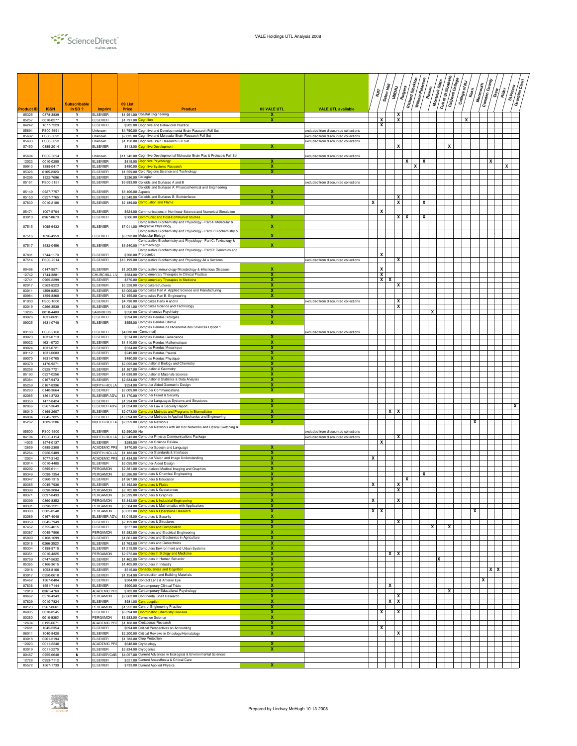| Product ID | ISSN | Subscribable in SD ? | Imprint | 09 List Price | Product | 09 VALE UTL | VALE UTL available | NJIT | Seton Hall | UMDNJ | Rutgers | Richard Stockton | William Paterson | Rowan | Montclair State | Coll of St Elizabeth | Caldwell College | College of NJ | Kean | Monmouth | Camden County | Drew | Rider | St.Peters | Georgian Court |
|---|---|---|---|---|---|---|---|---|---|---|---|---|---|---|---|---|---|---|---|---|---|---|---|---|---|
| 05325 | 0378-3839 | Y | ELSEVIER | $1,951.00 | Coastal Engineering | X | | | | | X | | | | | | | | | | | | | | |
| 05257 | 0010-0277 | Y | ELSEVIER | $1,791.00 | Cognition | X | | | X | | X | | | | | | | | X | | | | | | |
| 04242 | 1077-7229 | Y | ELSEVIER | $202.00 | Cognitive and Behavioral Practice | | | | X | | | | | | | | | | | | | | | | |
| 05691 | FS00-5691 | Y | Unknown | $4,790.00 | Cognitive and Developmental Brain Research Full Set | | excluded from discounted collections | | | | | | | | | | | | | | | | | | |
| 05692 | FS00-5692 | Y | Unknown | $7,035.00 | Cognitive and Molecular Brain Research Full Set | | excluded from discounted collections | | | | | | | | | | | | | | | | | | |
| 05693 | FS00-5693 | Y | Unknown | $1,158.00 | Cognitive Brain Research Full Set | | excluded from discounted collections | | | | | | | | | | | | | | | | | | |
| 07450 | 0885-2014 | Y | ELSEVIER | $413.00 | Cognitive Development | X | | | | | X | | | | | | X | | | | | | | | |
| 05694 | FS00-5694 | Y | Unknown | $11,742.00 | Cognitive Developmental Molecular Brain Res & Protocols Full Set | | excluded from discounted collections | | | | | | | | | | | | | | | | | | |
| 12022 | 0010-0285 | Y | ELSEVIER | $815.00 | Cognitive Psychology | X | | | | | | X | | X | | | | | | | | X | | | |
| 09913 | 1389-0417 | Y | ELSEVIER | $480.00 | Cognitive Systems Research | X | | | | | | | X | | | | | | | | | | | X | |
| 05326 | 0165-232X | Y | ELSEVIER | $1,559.00 | Cold Regions Science and Technology | X | | | | | | | | | | | | | | | | | | | |
| 04295 | 1322-7696 | Y | ELSEVIER | $236.00 | Collegian | | | | | | | | | | | | | | | | | | | | |
| 05151 | FS00-5151 | Y | ELSEVIER | $9,693.00 | Colloids and Surfaces A and B | | excluded from discounted collections | | | | | | | | | | | | | | | | | | |
| 05149 | 0927-7757 | Y | ELSEVIER | $8,106.00 | Colloids and Surfaces A: Physicochemical and Engineering Aspects | X | | | | | | | | | | | | | | | | | | | |
| 05150 | 0927-7765 | Y | ELSEVIER | $2,548.00 | Colloids and Surfaces B: Biointerfaces | X | | | | | X | | | | | | | | | | | | | | |
| 07630 | 0010-2180 | Y | ELSEVIER | $2,189.00 | Combustion and Flame | X | | X | | | X | | | X | | | | | | | | | | | |
| 05471 | 1007-5704 | Y | ELSEVIER | $524.00 | Communications in Nonlinear Science and Numerical Simulation | | | | X | | | | | | | | | | | | | | | | |
| 03010 | 0967-067X | Y | ELSEVIER | $506.00 | Communist and Post-Communist Studies | X | | | | | X | X | | X | | | | | | | | | | | |
| 07515 | 1095-6433 | Y | ELSEVIER | $7,011.00 | Comparative Biochemistry and Physiology - Part A: Molecular & Integrative Physiology | X | | | | | | | | | | | | | | | | | | | |
| 07516 | 1096-4959 | Y | ELSEVIER | $6,393.00 | Comparative Biochemistry and Physiology - Part B: Biochemistry & Molecular Biology | X | | | | | | | | | | | | | | | | | | | |
| 07517 | 1532-0456 | Y | ELSEVIER | $3,540.00 | Comparative Biochemistry and Physiology - Part C: Toxicology & Pharmacology | X | | | | | | | | | | | | | | | | | | | |
| 07801 | 1744-117X | Y | ELSEVIER | $700.00 | Comparative Biochemistry and Physiology - Part D: Genomics and Proteomics | | | | X | | | | | | | | | | | | | | | | |
| 07514 | FS00-7514 | Y | ELSEVIER | $16,199.00 | Comparative Biochemistry and Physiology All 4 Sections | | excluded from discounted collections | | | | X | | | | | | | | | | | | | | |
| 00496 | 0147-9571 | Y | ELSEVIER | $1,203.00 | Comparative Immunology Microbiology & Infectious Diseases | X | | | X | | | | | | | | | | | | | | | | |
| 12742 | 1744-3881 | Y | CHURCHILL LIV | $384.00 | Complementary Therapies in Clinical Practice | X | | | X | | | | | | | | | | | | | | | | |
| 12741 | 0965-2299 | Y | ELSEVIER | $370.00 | Complementary Therapies in Medicine | X | | | X | X | | | | | | | | | | | | | | | |
| 02017 | 0263-8223 | Y | ELSEVIER | $5,528.00 | Composite Structures | X | | | | | X | | | | | | | | | | | | | | |
| 03011 | 1359-835X | Y | ELSEVIER | $3,005.00 | Composites Part A: Applied Science and Manufacturing | X | | | | | | | | | | | | | | | | | | | |
| 00984 | 1359-8368 | Y | ELSEVIER | $2,155.00 | Composites Part B: Engineering | X | | | | | | | | | | | | | | | | | | | |
| 01000 | FS00-1000 | Y | ELSEVIER | $4,798.00 | Composites Parts A and B | | excluded from discounted collections | | | | X | | | | | | | | | | | | | | |
| 02019 | 0266-3538 | Y | ELSEVIER | $5,051.00 | Composites Science and Technology | X | | | | | X | | | | | | | | | | | | | | |
| 13295 | 0010-440X | Y | SAUNDERS | $550.00 | Comprehensive Psychiatry | X | | | | | | | | | X | | | | | | | | | | |
| 09026 | 1631-0691 | Y | ELSEVIER | $994.00 | Comptes Rendus Biologies | X | | | | | | | | | | | | | | | | | | | |
| 09025 | 1631-0748 | Y | ELSEVIER | $555.00 | Comptes Rendus Chimie | X | | | | | | | | | | | | | | | | | | | |
| 09100 | FS00-9100 | Y | ELSEVIER | $4,038.00 | Comptes Rendus de l'Academie des Sciences Option 1 (Combined) | | excluded from discounted collections | | | | | | | | | | | | | | | | | | |
| 09023 | 1631-0713 | Y | ELSEVIER | $514.00 | Comptes Rendus Geoscience | X | | | | | | | | | | | | | | | | | | | |
| 09022 | 1631-073X | Y | ELSEVIER | $1,410.00 | Comptes Rendus Mathematique | X | | | | | | | | | | | | | | | | | | | |
| 09024 | 1631-0721 | Y | ELSEVIER | $534.00 | Comptes Rendus Mecanique | X | | | | | | | | | | | | | | | | | | | |
| 09112 | 1631-0683 | Y | ELSEVIER | $249.00 | Comptes Rendus Palevol | X | | | | | | | | | | | | | | | | | | | |
| 09070 | 1631-0705 | Y | ELSEVIER | $480.00 | Comptes Rendus Physique | X | | | | | | | | | | | | | | | | | | | |
| 00379 | 1476-9271 | Y | ELSEVIER | $2,055.00 | Computational Biology and Chemistry | X | | | | | | | | | | | | | | | | | | | |
| 05258 | 0925-7721 | Y | ELSEVIER | $1,167.00 | Computational Geometry | X | | | | | | | | | | | | | | | | | | | |
| 05193 | 0927-0256 | Y | ELSEVIER | $1,638.00 | Computational Materials Science | X | | | | | | | | | | | | | | | | | | | |
| 05364 | 0167-9473 | Y | ELSEVIER | $2,634.00 | Computational Statistics & Data Analysis | X | | | | | | | | | | | | | | | | | | | |
| 05259 | 0167-8396 | Y | NORTH-HOLLA | $924.00 | Computer Aided Geometric Design | X | | | | | | | | | | | | | | | | | | | |
| 05260 | 0140-3664 | Y | ELSEVIER | $2,009.00 | Computer Communications | X | | | | | | | | | | | | | | | | | | | |
| 02065 | 1361-3723 | Y | ELSEVIER ADV | $1,170.00 | Computer Fraud & Security | | | | | | | | | | | | | | | | | | | | |
| 00350 | 1477-8424 | Y | ELSEVIER | $1,234.00 | Computer Languages Systems and Structures | X | | | | | | | | | | | | | | | | | | | |
| 02066 | 0267-3649 | Y | ELSEVIER ADV | $1,324.00 | Computer Law & Security Report | X | | | | | | | | | | | | | | | | | | | X |
| 08010 | 0169-2607 | Y | ELSEVIER | $2,073.00 | Computer Methods and Programs in Biomedicine | X | | | | X | X | | | | | | | | | | | | | | |
| 06004 | 0045-7825 | Y | ELSEVIER | $10,094.00 | Computer Methods in Applied Mechanics and Engineering | X | | | | | | | | | | | | | | | | | | | |
| 05262 | 1389-1286 | Y | NORTH-HOLLA | $2,359.00 | Computer Networks | X | | | | | | | | | | | | | | X | | | | | |
| 05500 | FS00-5500 | Y | ELSEVIER | $2,990.00 | Computer Networks with Ad Hoc Networks and Optical Switching & Ne | | excluded from discounted collections | | | | | | | | | | | | | | | | | | |
| 04194 | FS00-4194 | Y | NORTH-HOLLA | $7,243.00 | Computer Physics Communications Package | | excluded from discounted collections | | | | X | | | | | | | | | | | | | | |
| 14035 | 1574-0137 | Y | ELSEVIER | $289.00 | Computer Science Review | | | | X | | | | | | | | | | | | | | | | |
| 12659 | 0885-2308 | Y | ACADEMIC PRE | $470.00 | Computer Speech and Language | X | | | | | | | | | | | | | | | | | | | |
| 05264 | 0920-5489 | Y | NORTH-HOLLA | $1,183.00 | Computer Standards & Interfaces | X | | | | | | | | | | | | | | | | | | | |
| 12024 | 1077-3142 | Y | ACADEMIC PRE | $1,434.00 | Computer Vision and Image Understanding | X | | X | | | | | | | | | | | | | | | | | |
| 03014 | 0010-4485 | Y | ELSEVIER | $2,055.00 | Computer-Aided Design | X | | | | | | | | | | | | | | | | | | | |
| 00292 | 0895-6111 | Y | PERGAMON | $2,381.00 | Computerized Medical Imaging and Graphics | X | | | | | | | | | | | | | | | | | | | |
| 00349 | 0098-1354 | Y | PERGAMON | $3,286.00 | Computers & Chemical Engineering | X | | | | | | | | X | | | | | | | | | | | |
| 00347 | 0360-1315 | Y | ELSEVIER | $1,867.00 | Computers & Education | X | | | | | | X | | | | | | | | | | | | | |
| 00365 | 0045-7930 | Y | ELSEVIER | $3,192.00 | Computers & Fluids | X | | X | | | X | | | | | | | | | | | | | | |
| 00398 | 0098-3004 | Y | PERGAMON | $2,702.00 | Computers & Geosciences | X | | | | | X | | | | | | | | | | | | | | |
| 00371 | 0097-8493 | Y | PERGAMON | $2,299.00 | Computers & Graphics | X | | | | | | | | | | | | | | | | | | | |
| 00399 | 0360-8352 | Y | PERGAMON | $3,342.00 | Computers & Industrial Engineering | X | | X | | | X | | | | | | | | | | | | | | |
| 00301 | 0898-1221 | Y | PERGAMON | $5,504.00 | Computers & Mathematics with Applications | X | | | | | | | | | | | | | | | | | | | |
| 00300 | 0305-0548 | Y | PERGAMON | $3,631.00 | Computers & Operations Research | X | | X | X | | | | | | | | | | | X | | | | | |
| 02069 | 0167-4048 | Y | ELSEVIER ADV | $1,015.00 | Computers & Security | X | | | | | | | | | | | | | | | | | | | |
| 00359 | 0045-7949 | Y | ELSEVIER | $7,159.00 | Computers & Structures | X | | | | | X | | | | | | | | | | | | | | |
| 07452 | 8755-4615 | Y | ELSEVIER | $377.00 | Computers and Composition | X | | | | | | | | | X | | X | | | | | | | | |
| 00367 | 0045-7906 | Y | PERGAMON | $1,982.00 | Computers and Electrical Engineering | X | | | | | | | | | | | | | | | | | | | |
| 05099 | 0168-1699 | Y | ELSEVIER | $1,661.00 | Computers and Electronics in Agriculture | X | | | | | | | | | | | | | | | | | | | |
| 02016 | 0266-352X | Y | ELSEVIER | $1,763.00 | Computers and Geotechnics | X | | | | | | | | | | | | | | | | | | | |
| 00304 | 0198-9715 | Y | ELSEVIER | $1,515.00 | Computers Environment and Urban Systems | X | | | | | | | | | | | | | | | | | | | |
| 00351 | 0010-4825 | Y | PERGAMON | $2,972.00 | Computers in Biology and Medicine | X | | | | X | X | | | | | | | | | | | | | | |
| 00759 | 0747-5632 | Y | ELSEVIER | $1,462.00 | Computers in Human Behavior | X | | | | | | | | | | X | | | | | | | | | |
| 05365 | 0166-3615 | Y | ELSEVIER | $1,405.00 | Computers in Industry | X | | | | | | | | | | | | | | | | | | | |
| 12018 | 1053-8100 | Y | ELSEVIER | $515.00 | Consciousness and Cognition | X | | | | | | | | | | | | | | | | X | X | | |
| 03017 | 0950-0618 | Y | ELSEVIER | $1,154.00 | Construction and Building Materials | X | | | | | | | | | | | | | | | | | | | |
| 05462 | 1367-0484 | Y | ELSEVIER | $384.00 | Contact Lens & Anterior Eye | X | | | | | | | | | | | | | | | X | | | | |
| 07636 | 1551-7144 | Y | ELSEVIER | $900.00 | Contemporary Clinical Trials | X | | | | X | | | | | | | | | | | | | | | |
| 12019 | 0361-476X | Y | ACADEMIC PRE | $703.00 | Contemporary Educational Psychology | X | | | | | | | | | | | X | | | | | | | | |
| 00662 | 0278-4343 | Y | PERGAMON | $2,663.00 | Continental Shelf Research | X | | | | | X | | | | | | | | | | | | | | |
| 07629 | 0010-7824 | Y | ELSEVIER | $981.00 | Contraception | X | | | | X | X | | | | | | | | | | | | | | |
| 00123 | 0967-0661 | Y | PERGAMON | $1,952.00 | Control Engineering Practice | X | | | | | | | | | | | | | | | | | | | |
| 06005 | 0010-8545 | Y | ELSEVIER | $6,394.00 | Coordination Chemistry Reviews | X | | | X | | X | | | | | | | | | | | | | | |
| 00260 | 0010-938X | Y | PERGAMON | $3,933.00 | Corrosion Science | X | | | | | | | | | | | | | | | | | | | |
| 12634 | 0195-6671 | Y | ACADEMIC PRE | $1,168.00 | Cretaceous Research | X | | | | | | | | | | | | | | | | | | | |
| 12681 | 1045-2354 | Y | ELSEVIER | $694.00 | Critical Perspectives on Accounting | X | | | X | | | | | | | | | | | | | | | | |
| 08011 | 1040-8428 | Y | ELSEVIER | $2,200.00 | Critical Reviews in Oncology/Hematology | X | | | | | X | | | | | | | | | | | | | | |
| 03018 | 0261-2194 | Y | ELSEVIER | $1,783.00 | Crop Protection | | | | | | | | | | | | | | | | | | | | |
| 12023 | 0011-2240 | Y | ACADEMIC PRE | $648.00 | Cryobiology | X | | | | | | | | | | | | | | | | | | | |
| 03019 | 0011-2275 | Y | ELSEVIER | $2,834.00 | Cryogenics | X | | | | | | | | | | | | | | | | | | | |
| 00467 | 0955-6648 | N | ELSEVIER/CAB | $4,057.00 | Current Advances in Ecological & Environmental Sciences | | | | | | | | | | | | | | | | | | | | |
| 12728 | 0953-7112 | Y | ELSEVIER | $521.00 | Current Anaesthesia & Critical Care | | | | | | | | | | | | | | | | | | | | |
| 05572 | 1567-1739 | Y | ELSEVIER | $733.00 | Current Applied Physics | X | | | | | | | | | | | | | | | | | | | |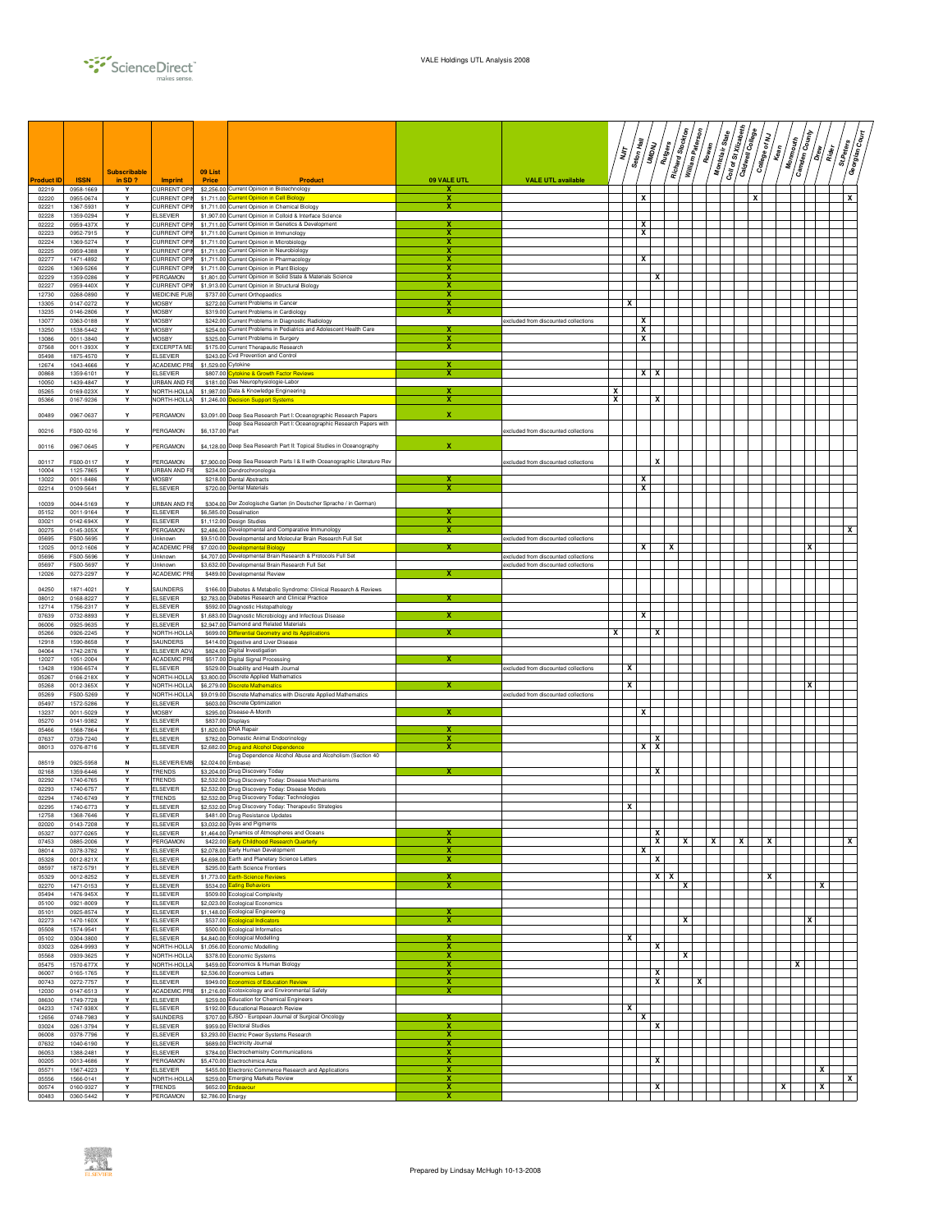| Product ID | ISSN | Subscribable in SD ? | Imprint | 09 List Price | Product | 09 VALE UTL | VALE UTL available | NJIT | Seton Hall | UMDNJ | Rutgers | Richard Stockton | William Paterson | Rowan | Montclair State | Coll of St Elizabeth | Caldwell College | College of NJ | Kean | Monmouth | Camden County | Drew | Rider | St Peters | Georgian Court |
|---|---|---|---|---|---|---|---|---|---|---|---|---|---|---|---|---|---|---|---|---|---|---|---|---|---|
| 02219 | 0958-1669 | Y | CURRENT OPI | $2,256.00 | Current Opinion in Biotechnology | X | | | | | | | | | | | | | | | | | | | |
| 02220 | 0955-0674 | Y | CURRENT OPI | $1,711.00 | Current Opinion in Cell Biology | X | | | | X | | | | | | | | X | | | | | | | X |
| 02221 | 1367-5931 | Y | CURRENT OPI | $1,711.00 | Current Opinion in Chemical Biology | X | | | | | | | | | | | | | | | | | | | |
| 02228 | 1359-0294 | Y | ELSEVIER | $1,907.00 | Current Opinion in Colloid & Interface Science | | | | | | | | | | | | | | | | | | | | |
| 02222 | 0959-437X | Y | CURRENT OPI | $1,711.00 | Current Opinion in Genetics & Development | X | | | | X | | | | | | | | | | | | | | | |
| 02223 | 0952-7915 | Y | CURRENT OPI | $1,711.00 | Current Opinion in Immunology | X | | | | X | | | | | | | | | | | | | | | |
| 02224 | 1369-5274 | Y | CURRENT OPI | $1,711.00 | Current Opinion in Microbiology | X | | | | | | | | | | | | | | | | | | | |
| 02225 | 0959-4388 | Y | CURRENT OPI | $1,711.00 | Current Opinion in Neurobiology | X | | | | | | | | | | | | | | | | | | | |
| 02277 | 1471-4892 | Y | CURRENT OPI | $1,711.00 | Current Opinion in Pharmacology | X | | | | X | | | | | | | | | | | | | | | |
| 02226 | 1369-5266 | Y | CURRENT OPI | $1,711.00 | Current Opinion in Plant Biology | X | | | | | | | | | | | | | | | | | | | |
| 02229 | 1359-0286 | Y | PERGAMON | $1,801.00 | Current Opinion in Solid State & Materials Science | X | | | | | X | | | | | | | | | | | | | | |
| 02227 | 0959-440X | Y | CURRENT OPI | $1,913.00 | Current Opinion in Structural Biology | X | | | | | | | | | | | | | | | | | | | |
| 12730 | 0268-0890 | Y | MEDICINE PUB | $737.00 | Current Orthopaedics | X | | | | | | | | | | | | | | | | | | | |
| 13305 | 0147-0272 | Y | MOSBY | $272.00 | Current Problems in Cancer | X | | | X | | | | | | | | | | | | | | | | |
| 13235 | 0146-2806 | Y | MOSBY | $319.00 | Current Problems in Cardiology | X | | | | | | | | | | | | | | | | | | | |
| 13077 | 0363-0188 | Y | MOSBY | $242.00 | Current Problems in Diagnostic Radiology | | excluded from discounted collections | | | X | | | | | | | | | | | | | | | |
| 13250 | 1538-5442 | Y | MOSBY | $254.00 | Current Problems in Pediatrics and Adolescent Health Care | X | | | | X | | | | | | | | | | | | | | | |
| 13086 | 0011-3840 | Y | MOSBY | $325.00 | Current Problems in Surgery | X | | | | X | | | | | | | | | | | | | | | |
| 07568 | 0011-393X | Y | EXCERPTA ME | $175.00 | Current Therapeutic Research | X | | | | | | | | | | | | | | | | | | | |
| 05498 | 1875-4570 | Y | ELSEVIER | $243.00 | Cvd Prevention and Control | | | | | | | | | | | | | | | | | | | | |
| 12674 | 1043-4666 | Y | ACADEMIC PRE | $1,529.00 | Cytokine | X | | | | | | | | | | | | | | | | | | | |
| 00868 | 1359-6101 | Y | ELSEVIER | $807.00 | Cytokine & Growth Factor Reviews | X | | | | X | X | | | | | | | | | | | | | | |
| 10050 | 1439-4847 | Y | URBAN AND FI | $181.00 | Das Neurophysiologie-Labor | | | | | | | | | | | | | | | | | | | | |
| 05265 | 0169-023X | Y | NORTH-HOLLA | $1,987.00 | Data & Knowledge Engineering | X | | X | | | | | | | | | | | | | | | | | |
| 05366 | 0167-9236 | Y | NORTH-HOLLA | $1,246.00 | Decision Support Systems | X | | X | | | X | | | | | | | | | | | | | | |
| 00489 | 0967-0637 | Y | PERGAMON | $3,091.00 | Deep Sea Research Part I: Oceanographic Research Papers | X | | | | | | | | | | | | | | | | | | | |
| 00216 | FS00-0216 | Y | PERGAMON | $6,137.00 | Deep Sea Research Part I: Oceanographic Research Papers with Part | | excluded from discounted collections | | | | | | | | | | | | | | | | | | |
| 00116 | 0967-0645 | Y | PERGAMON | $4,128.00 | Deep Sea Research Part II: Topical Studies in Oceanography | X | | | | | | | | | | | | | | | | | | | |
| 00117 | FS00-0117 | Y | PERGAMON | $7,900.00 | Deep Sea Research Parts I & II with Oceanographic Literature Rev | | excluded from discounted collections | | | | X | | | | | | | | | | | | | | |
| 10004 | 1125-7865 | Y | URBAN AND FI | $234.00 | Dendrochronologia | | | | | | | | | | | | | | | | | | | | |
| 13022 | 0011-8486 | Y | MOSBY | $218.00 | Dental Abstracts | X | | | | X | | | | | | | | | | | | | | | |
| 02214 | 0109-5641 | Y | ELSEVIER | $720.00 | Dental Materials | X | | | | X | | | | | | | | | | | | | | | |
| 10039 | 0044-5169 | Y | URBAN AND FI | $304.00 | Der Zoologische Garten (in Deutscher Sprache / in German) | | | | | | | | | | | | | | | | | | | | |
| 05152 | 0011-9164 | Y | ELSEVIER | $6,585.00 | Desalination | X | | | | | | | | | | | | | | | | | | | |
| 03021 | 0142-694X | Y | ELSEVIER | $1,112.00 | Design Studies | X | | | | | | | | | | | | | | | | | | | |
| 00275 | 0145-305X | Y | PERGAMON | $2,486.00 | Developmental and Comparative Immunology | X | | | | | | | | | | | | | | | | | | | X |
| 05695 | FS00-5695 | Y | Unknown | $9,510.00 | Developmental and Molecular Brain Research Full Set | | excluded from discounted collections | | | | | | | | | | | | | | | | | | |
| 12025 | 0012-1606 | Y | ACADEMIC PRE | $7,020.00 | Developmental Biology | X | | | | X | | X | | | | | | | | | X | | | | |
| 05696 | FS00-5696 | Y | Unknown | $4,707.00 | Developmental Brain Research & Protocols Full Set | | excluded from discounted collections | | | | | | | | | | | | | | | | | | |
| 05697 | FS00-5697 | Y | Unknown | $3,632.00 | Developmental Brain Research Full Set | | excluded from discounted collections | | | | | | | | | | | | | | | | | | |
| 12026 | 0273-2297 | Y | ACADEMIC PRE | $489.00 | Developmental Review | X | | | | | | | | | | | | | | | | | | | |
| 04250 | 1871-4021 | Y | SAUNDERS | $166.00 | Diabetes & Metabolic Syndrome: Clinical Research & Reviews | | | | | | | | | | | | | | | | | | | | |
| 08012 | 0168-8227 | Y | ELSEVIER | $2,783.00 | Diabetes Research and Clinical Practice | X | | | | | | | | | | | | | | | | | | | |
| 12714 | 1756-2317 | Y | ELSEVIER | $592.00 | Diagnostic Histopathology | | | | | | | | | | | | | | | | | | | | |
| 07639 | 0732-8893 | Y | ELSEVIER | $1,683.00 | Diagnostic Microbiology and Infectious Disease | X | | | | X | | | | | | | | | | | | | | | |
| 06006 | 0925-9635 | Y | ELSEVIER | $2,947.00 | Diamond and Related Materials | | | | | | | | | | | | | | | | | | | | |
| 05266 | 0926-2245 | Y | NORTH-HOLLA | $699.00 | Differential Geometry and its Applications | X | | X | | | X | | | | | | | | | | | | | | |
| 12918 | 1590-8658 | Y | SAUNDERS | $414.00 | Digestive and Liver Disease | | | | | | | | | | | | | | | | | | | | |
| 04064 | 1742-2876 | Y | ELSEVIER ADV | $824.00 | Digital Investigation | | | | | | | | | | | | | | | | | | | | |
| 12027 | 1051-2004 | Y | ACADEMIC PRE | $517.00 | Digital Signal Processing | X | | | | | | | | | | | | | | | | | | | |
| 13428 | 1936-6574 | Y | ELSEVIER | $529.00 | Disability and Health Journal | | excluded from discounted collections | | X | | | | | | | | | | | | | | | | |
| 05267 | 0166-218X | Y | NORTH-HOLLA | $3,800.00 | Discrete Applied Mathematics | | | | | | | | | | | | | | | | | | | | |
| 05268 | 0012-365X | Y | NORTH-HOLLA | $6,279.00 | Discrete Mathematics | X | | | X | | | | | | | | | | | | X | | | | |
| 05269 | FS00-5269 | Y | NORTH-HOLLA | $9,019.00 | Discrete Mathematics with Discrete Applied Mathematics | | excluded from discounted collections | | | | | | | | | | | | | | | | | | |
| 05497 | 1572-5286 | Y | ELSEVIER | $603.00 | Discrete Optimization | | | | | | | | | | | | | | | | | | | | |
| 13237 | 0011-5029 | Y | MOSBY | $295.00 | Disease-A-Month | X | | | | X | | | | | | | | | | | | | | | |
| 05270 | 0141-9382 | Y | ELSEVIER | $837.00 | Displays | | | | | | | | | | | | | | | | | | | | |
| 05466 | 1568-7864 | Y | ELSEVIER | $1,820.00 | DNA Repair | X | | | | | | | | | | | | | | | | | | | |
| 07637 | 0739-7240 | Y | ELSEVIER | $782.00 | Domestic Animal Endocrinology | X | | | | | X | | | | | | | | | | | | | | |
| 08013 | 0376-8716 | Y | ELSEVIER | $2,682.00 | Drug and Alcohol Dependence | X | | | | X | X | | | | | | | | | | | | | | |
| 08519 | 0925-5958 | N | ELSEVIER/EMB | $2,024.00 | Drug Dependence Alcohol Abuse and Alcoholism (Section 40 Embase) | | | | | | | | | | | | | | | | | | | | |
| 02168 | 1359-6446 | Y | TRENDS | $3,204.00 | Drug Discovery Today | X | | | | | X | | | | | | | | | | | | | | |
| 02292 | 1740-6765 | Y | TRENDS | $2,532.00 | Drug Discovery Today: Disease Mechanisms | | | | | | | | | | | | | | | | | | | | |
| 02293 | 1740-6757 | Y | ELSEVIER | $2,532.00 | Drug Discovery Today: Disease Models | | | | | | | | | | | | | | | | | | | | |
| 02294 | 1740-6749 | Y | TRENDS | $2,532.00 | Drug Discovery Today: Technologies | | | | | | | | | | | | | | | | | | | | |
| 02295 | 1740-6773 | Y | ELSEVIER | $2,532.00 | Drug Discovery Today: Therapeutic Strategies | | | | X | | | | | | | | | | | | | | | | |
| 12758 | 1368-7646 | Y | ELSEVIER | $481.00 | Drug Resistance Updates | | | | | | | | | | | | | | | | | | | | |
| 02020 | 0143-7208 | Y | ELSEVIER | $3,032.00 | Dyes and Pigments | | | | | | | | | | | | | | | | | | | | |
| 05327 | 0377-0265 | Y | ELSEVIER | $1,464.00 | Dynamics of Atmospheres and Oceans | X | | | | | X | | | | | | | | | | | | | | |
| 07453 | 0885-2006 | Y | PERGAMON | $422.00 | Early Childhood Research Quarterly | X | | | | | X | | X | | X | | X | | X | | | | | | X |
| 08014 | 0378-3782 | Y | ELSEVIER | $2,078.00 | Early Human Development | X | | | | X | | | | | | | | | | | | | | | |
| 05328 | 0012-821X | Y | ELSEVIER | $4,698.00 | Earth and Planetary Science Letters | X | | | | | X | | | | | | | | | | | | | | |
| 08597 | 1872-5791 | Y | ELSEVIER | $295.00 | Earth Science Frontiers | | | | | | | | | | | | | | | | | | | | |
| 05329 | 0012-8252 | Y | ELSEVIER | $1,773.00 | Earth-Science Reviews | X | | | | | X | X | | | | | | | X | | | | | | |
| 02270 | 1471-0153 | Y | ELSEVIER | $534.00 | Eating Behaviors | X | | | | | | | X | | | | | | | | | | X | | |
| 05494 | 1476-945X | Y | ELSEVIER | $509.00 | Ecological Complexity | | | | | | | | | | | | | | | | | | | | |
| 05100 | 0921-8009 | Y | ELSEVIER | $2,023.00 | Ecological Economics | | | | | | | | | | | | | | | | | | | | |
| 05101 | 0925-8574 | Y | ELSEVIER | $1,148.00 | Ecological Engineering | X | | | | | | | | | | | | | | | | | | | |
| 02273 | 1470-160X | Y | ELSEVIER | $537.00 | Ecological Indicators | X | | | | | | | X | | | | | | | | X | | | | |
| 05508 | 1574-9541 | Y | ELSEVIER | $500.00 | Ecological Informatics | | | | | | | | | | | | | | | | | | | | |
| 05102 | 0304-3800 | Y | ELSEVIER | $4,840.00 | Ecological Modelling | X | | | X | | | | | | | | | | | | | | | | |
| 03023 | 0264-9993 | Y | NORTH-HOLLA | $1,056.00 | Economic Modelling | X | | | | | X | | | | | | | | | | | | | | |
| 05568 | 0939-3625 | Y | NORTH-HOLLA | $378.00 | Economic Systems | X | | | | | | | X | | | | | | | | | | | | |
| 05475 | 1570-677X | Y | NORTH-HOLLA | $459.00 | Economics & Human Biology | X | | | | | | | | | | | | | | X | | | | | |
| 06007 | 0165-1765 | Y | ELSEVIER | $2,536.00 | Economics Letters | X | | | | | X | | | | | | | | | | | | | | |
| 00743 | 0272-7757 | Y | ELSEVIER | $949.00 | Economics of Education Review | X | | | | | X | | | X | | | | | | | | | | | |
| 12030 | 0147-6513 | Y | ACADEMIC PRE | $1,216.00 | Ecotoxicology and Environmental Safety | X | | | | | | | | | | | | | | | | | | | |
| 08630 | 1749-7728 | Y | ELSEVIER | $259.00 | Education for Chemical Engineers | | | | | | | | | | | | | | | | | | | | |
| 04233 | 1747-938X | Y | ELSEVIER | $192.00 | Educational Research Review | | | | X | | | | | | | | | | | | | | | | |
| 12656 | 0748-7983 | Y | SAUNDERS | $707.00 | EJSO - European Journal of Surgical Oncology | X | | | | X | | | | | | | | | | | | | | | |
| 03024 | 0261-3794 | Y | ELSEVIER | $959.00 | Electoral Studies | X | | | | | X | | | | | | | | | | | | | | |
| 06008 | 0378-7796 | Y | ELSEVIER | $3,293.00 | Electric Power Systems Research | X | | | | | | | | | | | | | | | | | | | |
| 07632 | 1040-6190 | Y | ELSEVIER | $689.00 | Electricity Journal | X | | | | | | | | | | | | | | | | | | | |
| 06053 | 1388-2481 | Y | ELSEVIER | $784.00 | Electrochemistry Communications | X | | | | | | | | | | | | | | | | | | | |
| 00205 | 0013-4686 | Y | PERGAMON | $5,470.00 | Electrochimica Acta | X | | | | | X | | | | | | | | | | | | | | |
| 05571 | 1567-4223 | Y | ELSEVIER | $455.00 | Electronic Commerce Research and Applications | X | | | | | | | | | | | | | | | | | X | | |
| 05556 | 1566-0141 | Y | NORTH-HOLLA | $259.00 | Emerging Markets Review | X | | | | | | | | | | | | | | | | | | | X |
| 00574 | 0160-9327 | Y | TRENDS | $652.00 | Endeavour | X | | | | | X | | | | | | | | | X | | | X | | |
| 00483 | 0360-5442 | Y | PERGAMON | $2,786.00 | Energy | X | | | | | | | | | | | | | | | | | | | |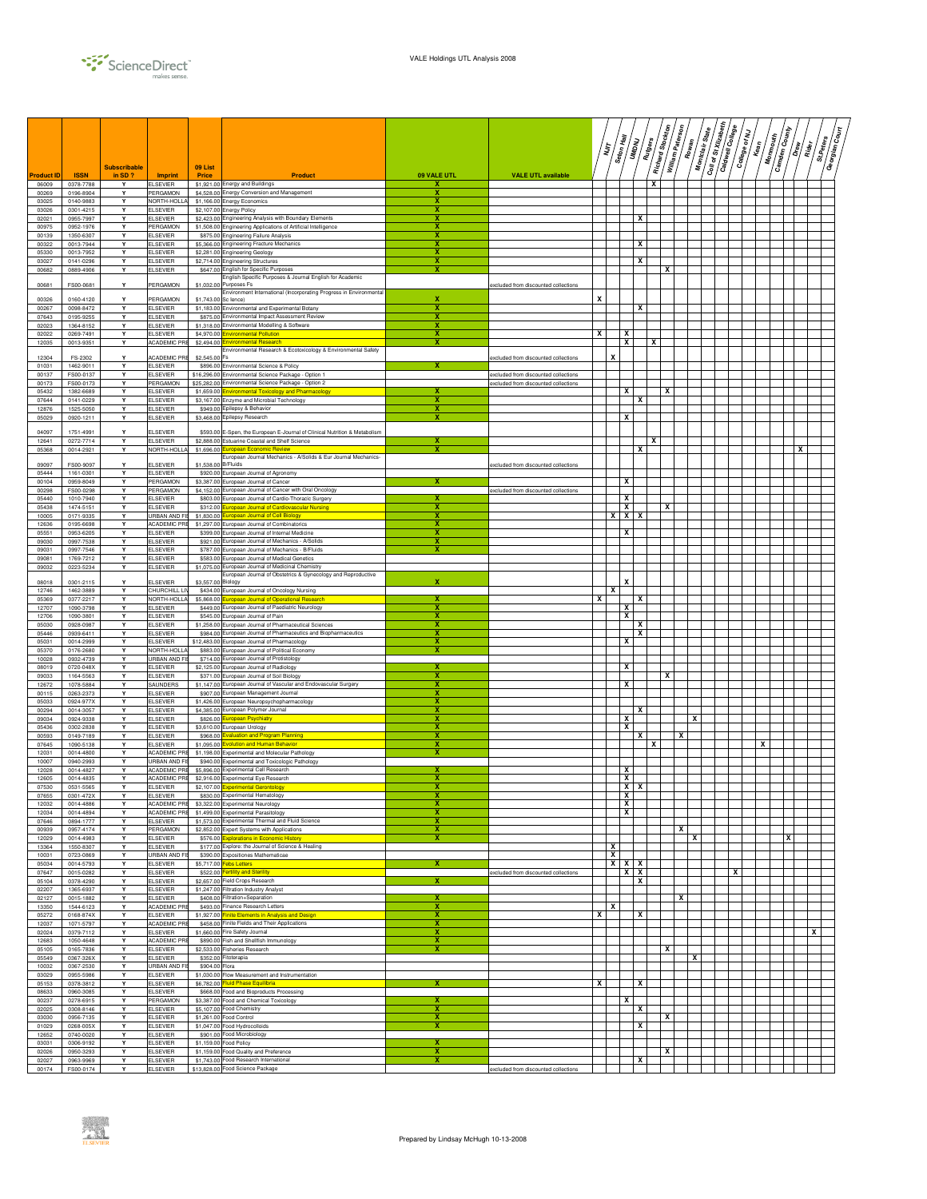| Product ID | ISSN | Subscribable in SD? | Imprint | 09 List Price | Product | 09 VALE UTL | VALE UTL available | NJIT | Seton Hall | UMDNJ | Rutgers | Richard Stockton | William Paterson | Rowan | Montclair State | Coll of St Elizabeth | Caldwell College | College of NJ | Kean | Monmouth | Camden County | Drew | Rider | St.Peters | Georgian Court |
|---|---|---|---|---|---|---|---|---|---|---|---|---|---|---|---|---|---|---|---|---|---|---|---|---|---|
| 06009 | 0378-7788 | Y | ELSEVIER | $1,921.00 | Energy and Buildings | X | | | | | | X | | | | | | | | | | | | | |
| 00269 | 0196-8904 | Y | PERGAMON | $4,528.00 | Energy Conversion and Management | X | | | | | | | | | | | | | | | | | | | |
| 03025 | 0140-9883 | Y | NORTH-HOLLA | $1,166.00 | Energy Economics | X | | | | | | | | | | | | | | | | | | | |
| 03026 | 0301-4215 | Y | ELSEVIER | $2,107.00 | Energy Policy | X | | | | | | | | | | | | | | | | | | | |
| 02021 | 0955-7997 | Y | ELSEVIER | $2,423.00 | Engineering Analysis with Boundary Elements | X | | | | | X | | | | | | | | | | | | | | |
| 00975 | 0952-1976 | Y | PERGAMON | $1,508.00 | Engineering Applications of Artificial Intelligence | X | | | | | | | | | | | | | | | | | | | |
| 00139 | 1350-6307 | Y | ELSEVIER | $875.00 | Engineering Failure Analysis | X | | | | | | | | | | | | | | | | | | | |
| 00322 | 0013-7944 | Y | ELSEVIER | $5,366.00 | Engineering Fracture Mechanics | X | | | | | X | | | | | | | | | | | | | | |
| 05330 | 0013-7952 | Y | ELSEVIER | $2,281.00 | Engineering Geology | X | | | | | | | | | | | | | | | | | | | |
| 03027 | 0141-0296 | Y | ELSEVIER | $2,714.00 | Engineering Structures | X | | | | | X | | | | | | | | | | | | | | |
| 00682 | 0889-4906 | Y | ELSEVIER | $647.00 | English for Specific Purposes | X | | | | | | | X | | | | | | | | | | | | |
| 00681 | FS00-0681 | Y | PERGAMON | $1,032.00 | English Specific Purposes & Journal English for Academic Purposes Fs | | excluded from discounted collections | | | | | | | | | | | | | | | | | | |
| 00326 | 0160-4120 | Y | PERGAMON | $1,743.00 | Environment International (Incorporating Progress in Environmental Sc ience) | X | | X | | | | | | | | | | | | | | | | | |
| 00267 | 0098-8472 | Y | ELSEVIER | $1,183.00 | Environmental and Experimental Botany | X | | | | | X | | | | | | | | | | | | | | |
| 07643 | 0195-9255 | Y | ELSEVIER | $875.00 | Environmental Impact Assessment Review | X | | | | | | | | | | | | | | | | | | | |
| 02023 | 1364-8152 | Y | ELSEVIER | $1,318.00 | Environmental Modelling & Software | X | | | | | | | | | | | | | | | | | | | |
| 02022 | 0269-7491 | Y | ELSEVIER | $4,970.00 | Environmental Pollution | X | | X | | X | | | | | | | | | | | | | | | |
| 12035 | 0013-9351 | Y | ACADEMIC PRE | $2,494.00 | Environmental Research | X | | | | X | | X | | | | | | | | | | | | | |
| 12304 | FS-2302 | Y | ACADEMIC PRE | $2,545.00 | Environmental Research & Ecotoxicology & Environmental Safety Fs | | excluded from discounted collections | | X | | | | | | | | | | | | | | | | |
| 01031 | 1462-9011 | Y | ELSEVIER | $896.00 | Environmental Science & Policy | X | | | | | | | | | | | | | | | | | | | |
| 00137 | FS00-0137 | Y | ELSEVIER | $16,296.00 | Environmental Science Package - Option 1 | | excluded from discounted collections | | | | | | | | | | | | | | | | | | |
| 00173 | FS00-0173 | Y | PERGAMON | $25,282.00 | Environmental Science Package - Option 2 | | excluded from discounted collections | | | | | | | | | | | | | | | | | | |
| 05432 | 1382-6689 | Y | ELSEVIER | $1,659.00 | Environmental Toxicology and Pharmacology | X | | | | X | | | X | | | | | | | | | | | | |
| 07644 | 0141-0229 | Y | ELSEVIER | $3,167.00 | Enzyme and Microbial Technology | X | | | | | X | | | | | | | | | | | | | | |
| 12876 | 1525-5050 | Y | ELSEVIER | $949.00 | Epilepsy & Behavior | X | | | | | | | | | | | | | | | | | | | |
| 05029 | 0920-1211 | Y | ELSEVIER | $3,468.00 | Epilepsy Research | X | | | | X | | | | | | | | | | | | | | | |
| 04097 | 1751-4991 | Y | ELSEVIER | $593.00 | E-Spen, the European E-Journal of Clinical Nutrition & Metabolism | | | | | | | | | | | | | | | | | | | | |
| 12641 | 0272-7714 | Y | ELSEVIER | $2,888.00 | Estuarine Coastal and Shelf Science | X | | | | | | X | | | | | | | | | | | | | |
| 05368 | 0014-2921 | Y | NORTH-HOLLA | $1,696.00 | European Economic Review | X | | | | | X | | | | | | | | | | | | X | | |
| 09097 | FS00-9097 | Y | ELSEVIER | $1,538.00 | European Journal Mechanics - A/Solids & Eur Journal Mechanics-B/Fluids | | excluded from discounted collections | | | | | | | | | | | | | | | | | | |
| 05444 | 1161-0301 | Y | ELSEVIER | $920.00 | European Journal of Agronomy | | | | | | | | | | | | | | | | | | | | |
| 00104 | 0959-8049 | Y | PERGAMON | $3,387.00 | European Journal of Cancer | X | | | | X | | | | | | | | | | | | | | | |
| 00298 | FS00-0298 | Y | PERGAMON | $4,152.00 | European Journal of Cancer with Oral Oncology | | excluded from discounted collections | | | | | | | | | | | | | | | | | | |
| 05440 | 1010-7940 | Y | ELSEVIER | $803.00 | European Journal of Cardio-Thoracic Surgery | X | | | | X | | | | | | | | | | | | | | | |
| 05438 | 1474-5151 | Y | ELSEVIER | $312.00 | European Journal of Cardiovascular Nursing | X | | | | X | | | X | | | | | | | | | | | | |
| 10005 | 0171-9335 | Y | URBAN AND FI | $1,830.00 | European Journal of Cell Biology | X | | | X | X | X | | | | | | | | | | | | | | |
| 12636 | 0195-6698 | Y | ACADEMIC PRE | $1,297.00 | European Journal of Combinatorics | X | | | | | | | | | | | | | | | | | | | |
| 05551 | 0953-6205 | Y | ELSEVIER | $399.00 | European Journal of Internal Medicine | X | | | | X | | | | | | | | | | | | | | | |
| 09030 | 0997-7538 | Y | ELSEVIER | $921.00 | European Journal of Mechanics - A/Solids | X | | | | | | | | | | | | | | | | | | | |
| 09031 | 0997-7546 | Y | ELSEVIER | $787.00 | European Journal of Mechanics - B/Fluids | X | | | | | | | | | | | | | | | | | | | |
| 09081 | 1769-7212 | Y | ELSEVIER | $583.00 | European Journal of Medical Genetics | | | | | | | | | | | | | | | | | | | | |
| 09032 | 0223-5234 | Y | ELSEVIER | $1,075.00 | European Journal of Medicinal Chemistry | | | | | | | | | | | | | | | | | | | | |
| 08018 | 0301-2115 | Y | ELSEVIER | $3,557.00 | European Journal of Obstetrics & Gynecology and Reproductive Biology | X | | | | X | | | | | | | | | | | | | | | |
| 12746 | 1462-3889 | Y | CHURCHILL LIV | $434.00 | European Journal of Oncology Nursing | | | | X | | | | | | | | | | | | | | | | |
| 05369 | 0377-2217 | Y | NORTH-HOLLA | $5,868.00 | European Journal of Operational Research | X | | X | | | X | | | | | | | | | | | | | | |
| 12707 | 1090-3798 | Y | ELSEVIER | $449.00 | European Journal of Paediatric Neurology | X | | | | X | | | | | | | | | | | | | | | |
| 12706 | 1090-3801 | Y | ELSEVIER | $545.00 | European Journal of Pain | X | | | | X | | | | | | | | | | | | | | | |
| 05030 | 0928-0987 | Y | ELSEVIER | $1,258.00 | European Journal of Pharmaceutical Sciences | X | | | | | X | | | | | | | | | | | | | | |
| 05446 | 0939-6411 | Y | ELSEVIER | $984.00 | European Journal of Pharmaceutics and Biopharmaceutics | X | | | | | X | | | | | | | | | | | | | | |
| 05031 | 0014-2999 | Y | ELSEVIER | $12,483.00 | European Journal of Pharmacology | X | | | | X | | | | | | | | | | | | | | | |
| 05370 | 0176-2680 | Y | NORTH-HOLLA | $883.00 | European Journal of Political Economy | X | | | | | | | | | | | | | | | | | | | |
| 10028 | 0932-4739 | Y | URBAN AND FI | $714.00 | European Journal of Protistology | | | | | | | | | | | | | | | | | | | | |
| 08019 | 0720-048X | Y | ELSEVIER | $2,125.00 | European Journal of Radiology | X | | | | X | | | | | | | | | | | | | | | |
| 09033 | 1164-5563 | Y | ELSEVIER | $371.00 | European Journal of Soil Biology | X | | | | | | | X | | | | | | | | | | | | |
| 12672 | 1078-5884 | Y | SAUNDERS | $1,147.00 | European Journal of Vascular and Endovascular Surgery | X | | | | X | | | | | | | | | | | | | | | |
| 00115 | 0263-2373 | Y | ELSEVIER | $907.00 | European Management Journal | X | | | | | | | | | | | | | | | | | | | |
| 05033 | 0924-977X | Y | ELSEVIER | $1,426.00 | European Neuropsychopharmacology | X | | | | | | | | | | | | | | | | | | | |
| 00294 | 0014-3057 | Y | ELSEVIER | $4,385.00 | European Polymer Journal | X | | | | | X | | | | | | | | | | | | | | |
| 09034 | 0924-9338 | Y | ELSEVIER | $826.00 | European Psychiatry | X | | | | X | | | | | X | | | | | | | | | | |
| 05436 | 0302-2838 | Y | ELSEVIER | $3,610.00 | European Urology | X | | | | X | | | | | | | | | | | | | | | |
| 00593 | 0149-7189 | Y | ELSEVIER | $968.00 | Evaluation and Program Planning | X | | | | | X | | | X | | | | | | | | | | | |
| 07645 | 1090-5138 | Y | ELSEVIER | $1,095.00 | Evolution and Human Behavior | X | | | | | | X | | | | | | | | X | | | | | |
| 12031 | 0014-4800 | Y | ACADEMIC PRE | $1,198.00 | Experimental and Molecular Pathology | X | | | | | | | | | | | | | | | | | | | |
| 10007 | 0940-2993 | Y | URBAN AND FI | $940.00 | Experimental and Toxicologic Pathology | | | | | | | | | | | | | | | | | | | | |
| 12028 | 0014-4827 | Y | ACADEMIC PRE | $5,896.00 | Experimental Cell Research | X | | | | X | | | | | | | | | | | | | | | |
| 12605 | 0014-4835 | Y | ACADEMIC PRE | $2,916.00 | Experimental Eye Research | X | | | | X | | | | | | | | | | | | | | | |
| 07530 | 0531-5565 | Y | ELSEVIER | $2,107.00 | Experimental Gerontology | X | | | | X | X | | | | | | | | | | | | | | |
| 07655 | 0301-472X | Y | ELSEVIER | $830.00 | Experimental Hematology | X | | | | X | | | | | | | | | | | | | | | |
| 12032 | 0014-4886 | Y | ACADEMIC PRE | $3,322.00 | Experimental Neurology | X | | | | X | | | | | | | | | | | | | | | |
| 12034 | 0014-4894 | Y | ACADEMIC PRE | $1,499.00 | Experimental Parasitology | X | | | | X | | | | | | | | | | | | | | | |
| 07646 | 0894-1777 | Y | ELSEVIER | $1,573.00 | Experimental Thermal and Fluid Science | X | | | | | | | | | | | | | | | | | | | |
| 00939 | 0957-4174 | Y | PERGAMON | $2,852.00 | Expert Systems with Applications | X | | | | | | | | X | | | | | | | | | | | |
| 12029 | 0014-4983 | Y | ACADEMIC PRE | $576.00 | Explorations in Economic History | X | | | | | | | | | X | | | | | | | X | | | |
| 13364 | 1550-8307 | Y | ELSEVIER | $177.00 | Explore: the Journal of Science & Healing | | | | X | | | | | | | | | | | | | | | | |
| 10031 | 0723-0869 | Y | URBAN AND FI | $390.00 | Expositiones Mathematicae | | | | X | | | | | | | | | | | | | | | | |
| 05034 | 0014-5793 | Y | ELSEVIER | $5,717.00 | Febs Letters | X | | | X | X | X | | | | | | | | | | | | | | |
| 07647 | 0015-0282 | Y | ELSEVIER | $522.00 | Fertility and Sterility | | excluded from discounted collections | | | X | X | | | | | | | X | | | | | | | |
| 05104 | 0378-4290 | Y | ELSEVIER | $2,657.00 | Field Crops Research | X | | | | | X | | | | | | | | | | | | | | |
| 02207 | 1365-6937 | Y | ELSEVIER | $1,247.00 | Filtration Industry Analyst | | | | | | | | | | | | | | | | | | | | |
| 02127 | 0015-1882 | Y | ELSEVIER | $408.00 | Filtration+Separation | X | | | | | | | | X | | | | | | | | | | | |
| 13350 | 1544-6123 | Y | ACADEMIC PRE | $493.00 | Finance Research Letters | X | | | X | | | | | | | | | | | | | | | | |
| 05272 | 0168-874X | Y | ELSEVIER | $1,327.00 | Finite Elements in Analysis and Design | X | | X | | | X | | | | | | | | | | | | | | |
| 12037 | 1071-5797 | Y | ACADEMIC PRE | $458.00 | Finite Fields and Their Applications | X | | | | | | | | | | | | | | | | | | | |
| 02024 | 0379-7112 | Y | ELSEVIER | $1,660.00 | Fire Safety Journal | X | | | | | | | | | | | | | | | | | | X | |
| 12683 | 1050-4648 | Y | ACADEMIC PRE | $890.00 | Fish and Shellfish Immunology | X | | | | | | | | | | | | | | | | | | | |
| 05105 | 0165-7836 | Y | ELSEVIER | $2,533.00 | Fisheries Research | X | | | | | | | X | | | | | | | | | | | | |
| 05549 | 0367-326X | Y | ELSEVIER | $352.00 | Fitoterapia | | | | | | | | | | X | | | | | | | | | | |
| 10032 | 0367-2530 | Y | URBAN AND FI | $904.00 | Flora | | | | | | | | | | | | | | | | | | | | |
| 03029 | 0955-5986 | Y | ELSEVIER | $1,030.00 | Flow Measurement and Instrumentation | | | | | | | | | | | | | | | | | | | | |
| 05153 | 0378-3812 | Y | ELSEVIER | $6,782.00 | Fluid Phase Equilibria | X | | X | | | X | | | | | | | | | | | | | | |
| 08633 | 0960-3085 | Y | ELSEVIER | $668.00 | Food and Bioproducts Processing | | | | | | | | | | | | | | | | | | | | |
| 00237 | 0278-6915 | Y | PERGAMON | $3,387.00 | Food and Chemical Toxicology | X | | | | X | | | | | | | | | | | | | | | |
| 02025 | 0308-8146 | Y | ELSEVIER | $5,107.00 | Food Chemistry | X | | | | | X | | | | | | | | | | | | | | |
| 03030 | 0956-7135 | Y | ELSEVIER | $1,261.00 | Food Control | X | | | | | | | X | | | | | | | | | | | | |
| 01029 | 0268-005X | Y | ELSEVIER | $1,047.00 | Food Hydrocolloids | X | | | | | X | | | | | | | | | | | | | | |
| 12652 | 0740-0020 | Y | ELSEVIER | $901.00 | Food Microbiology | | | | | | | | | | | | | | | | | | | | |
| 03031 | 0306-9192 | Y | ELSEVIER | $1,159.00 | Food Policy | X | | | | | | | | | | | | | | | | | | | |
| 02026 | 0950-3293 | Y | ELSEVIER | $1,159.00 | Food Quality and Preference | X | | | | | | | X | | | | | | | | | | | | |
| 02027 | 0963-9969 | Y | ELSEVIER | $1,743.00 | Food Research International | X | | | | | X | | | | | | | | | | | | | | |
| 00174 | FS00-0174 | Y | ELSEVIER | $13,828.00 | Food Science Package | | excluded from discounted collections | | | | | | | | | | | | | | | | | | |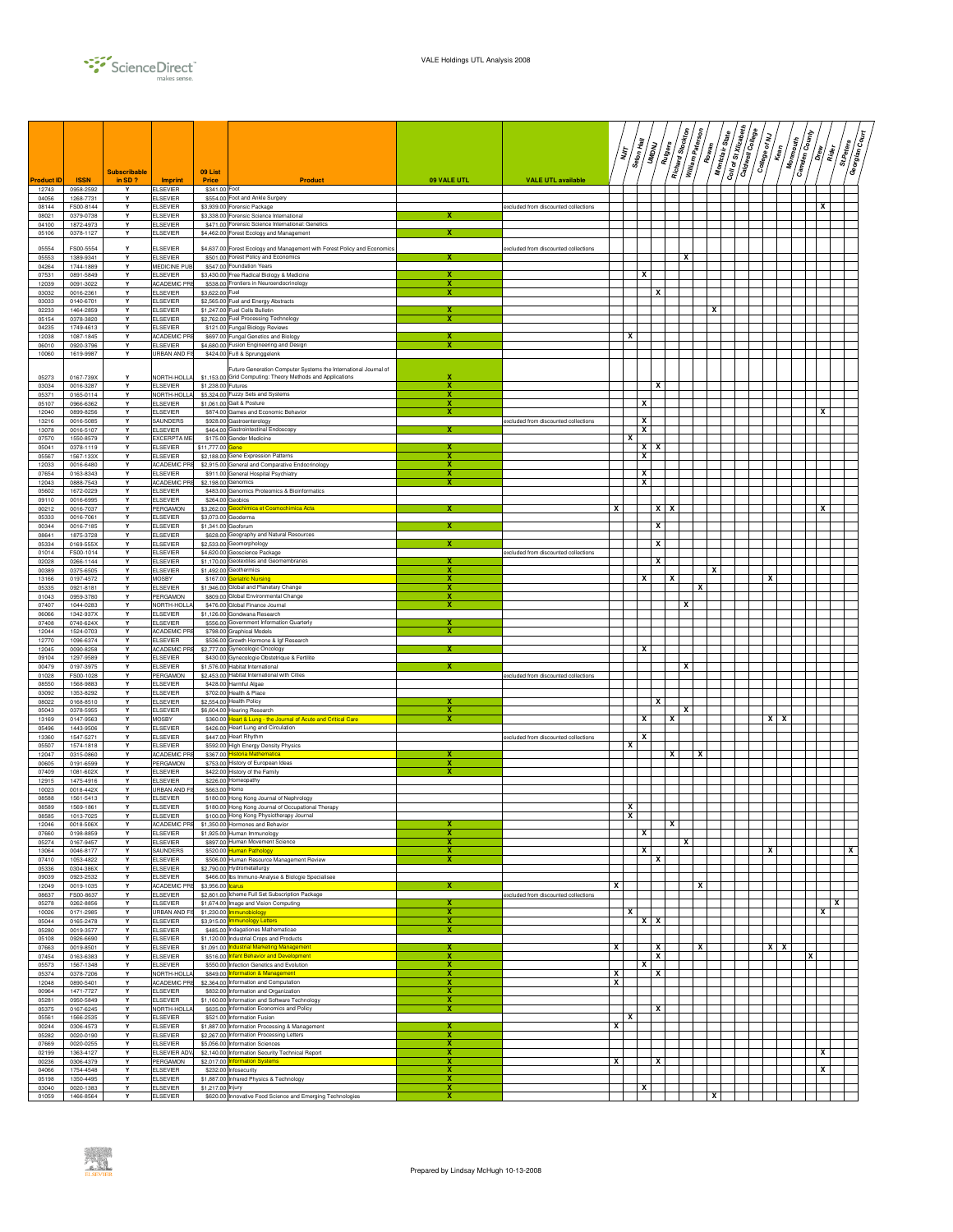| Product ID | ISSN | Subscribable in SD ? | Imprint | 09 List Price | Product | 09 VALE UTL | VALE UTL available | NJIT | Seton Hall | UMDNJ | Rutgers | Richard Stockton | William Paterson | Rowan | Montclair State | Coll of St Elizabeth | Caldwell College | College of NJ | Kean | Monmouth | Camden County | Drew | Rider | St.Peters | Georgian Court |
|---|---|---|---|---|---|---|---|---|---|---|---|---|---|---|---|---|---|---|---|---|---|---|---|---|---|
| 12743 | 0958-2592 | Y | ELSEVIER | $341.00 | Foot | | | | | | | | | | | | | | | | | | | | |
| 04056 | 1268-7731 | Y | ELSEVIER | $554.00 | Foot and Ankle Surgery | | | | | | | | | | | | | | | | | | | | |
| 08144 | FS00-8144 | Y | ELSEVIER | $3,939.00 | Forensic Package | | excluded from discounted collections | | | | | | | | | | | | | | | | X | | |
| 08021 | 0379-0738 | Y | ELSEVIER | $3,338.00 | Forensic Science International | X | | | | | | | | | | | | | | | | | | | |
| 04100 | 1872-4973 | Y | ELSEVIER | $471.00 | Forensic Science International: Genetics | | | | | | | | | | | | | | | | | | | | |
| 05106 | 0378-1127 | Y | ELSEVIER | $4,462.00 | Forest Ecology and Management | X | | | | | | | | | | | | | | | | | | | |
| 05554 | FS00-5554 | Y | ELSEVIER | $4,637.00 | Forest Ecology and Management with Forest Policy and Economics | | excluded from discounted collections | | | | | | | | | | | | | | | | | | |
| 05553 | 1389-9341 | Y | ELSEVIER | $501.00 | Forest Policy and Economics | X | | | | | | | X | | | | | | | | | | | | |
| 04264 | 1744-1889 | Y | MEDICINE PUB | $547.00 | Foundation Years | | | | | | | | | | | | | | | | | | | | |
| 07531 | 0891-5849 | Y | ELSEVIER | $3,430.00 | Free Radical Biology & Medicine | X | | | | X | | | | | | | | | | | | | | | |
| 12039 | 0091-3022 | Y | ACADEMIC PRE | $538.00 | Frontiers in Neuroendocrinology | X | | | | | | | | | | | | | | | | | | | |
| 03032 | 0016-2361 | Y | ELSEVIER | $3,622.00 | Fuel | X | | | | | X | | | | | | | | | | | | | | |
| 03033 | 0140-6701 | Y | ELSEVIER | $2,565.00 | Fuel and Energy Abstracts | | | | | | | | | | | | | | | | | | | | |
| 02233 | 1464-2859 | Y | ELSEVIER | $1,247.00 | Fuel Cells Bulletin | X | | | | | | | | | X | | | | | | | | | | |
| 05154 | 0378-3820 | Y | ELSEVIER | $2,762.00 | Fuel Processing Technology | X | | | | | | | | | | | | | | | | | | | |
| 04235 | 1749-4613 | Y | ELSEVIER | $121.00 | Fungal Biology Reviews | | | | | | | | | | | | | | | | | | | | |
| 12038 | 1087-1845 | Y | ACADEMIC PRE | $697.00 | Fungal Genetics and Biology | X | | | X | | | | | | | | | | | | | | | | |
| 06010 | 0920-3796 | Y | ELSEVIER | $4,680.00 | Fusion Engineering and Design | X | | | | | | | | | | | | | | | | | | | |
| 10060 | 1619-9987 | Y | URBAN AND FI | $424.00 | Fuß & Sprunggelenk | | | | | | | | | | | | | | | | | | | | |
| 05273 | 0167-739X | Y | NORTH-HOLLA | $1,153.00 | Future Generation Computer Systems the International Journal of Grid Computing: Theory Methods and Applications | X | | | | | | | | | | | | | | | | | | | |
| 03034 | 0016-3287 | Y | ELSEVIER | $1,238.00 | Futures | X | | | | | X | | | | | | | | | | | | | | |
| 05371 | 0165-0114 | Y | NORTH-HOLLA | $5,324.00 | Fuzzy Sets and Systems | X | | | | | | | | | | | | | | | | | | | |
| 05107 | 0966-6362 | Y | ELSEVIER | $1,061.00 | Gait & Posture | X | | | | X | | | | | | | | | | | | | | | |
| 12040 | 0899-8256 | Y | ACADEMIC PRE | $874.00 | Games and Economic Behavior | X | | | | | | | | | | | | | | | | | X | | |
| 13216 | 0016-5085 | Y | SAUNDERS | $928.00 | Gastroenterology | | excluded from discounted collections | | | X | | | | | | | | | | | | | | | |
| 13078 | 0016-5107 | Y | ELSEVIER | $464.00 | Gastrointestinal Endoscopy | X | | | | X | | | | | | | | | | | | | | | |
| 07570 | 1550-8579 | Y | EXCERPTA ME | $175.00 | Gender Medicine | | | | X | | | | | | | | | | | | | | | | |
| 05041 | 0378-1119 | Y | ELSEVIER | $11,777.00 | Gene | X | | | | X | X | | | | | | | | | | | | | | |
| 05567 | 1567-133X | Y | ELSEVIER | $2,188.00 | Gene Expression Patterns | X | | | | X | | | | | | | | | | | | | | | |
| 12033 | 0016-6480 | Y | ACADEMIC PRE | $2,915.00 | General and Comparative Endocrinology | X | | | | | | | | | | | | | | | | | | | |
| 07654 | 0163-8343 | Y | ELSEVIER | $911.00 | General Hospital Psychiatry | X | | | | X | | | | | | | | | | | | | | | |
| 12043 | 0888-7543 | Y | ACADEMIC PRE | $2,198.00 | Genomics | X | | | | X | | | | | | | | | | | | | | | |
| 05602 | 1672-0229 | Y | ELSEVIER | $483.00 | Genomics Proteomics & Bioinformatics | | | | | | | | | | | | | | | | | | | | |
| 09110 | 0016-6995 | Y | ELSEVIER | $264.00 | Geobios | | | | | | | | | | | | | | | | | | | | |
| 00212 | 0016-7037 | Y | PERGAMON | $3,262.00 | Geochimica et Cosmochimica Acta | X | | X | | | X | X | | | | | | | | | | | X | | |
| 05333 | 0016-7061 | Y | ELSEVIER | $3,073.00 | Geoderma | | | | | | | | | | | | | | | | | | | | |
| 00344 | 0016-7185 | Y | ELSEVIER | $1,341.00 | Geoforum | X | | | | | X | | | | | | | | | | | | | | |
| 08641 | 1875-3728 | Y | ELSEVIER | $628.00 | Geography and Natural Resources | | | | | | | | | | | | | | | | | | | | |
| 05334 | 0169-555X | Y | ELSEVIER | $2,533.00 | Geomorphology | X | | | | | X | | | | | | | | | | | | | | |
| 01014 | FS00-1014 | Y | ELSEVIER | $4,620.00 | Geoscience Package | | excluded from discounted collections | | | | | | | | | | | | | | | | | | |
| 02028 | 0266-1144 | Y | ELSEVIER | $1,170.00 | Geotextiles and Geomembranes | X | | | | | X | | | | | | | | | | | | | | |
| 00389 | 0375-6505 | Y | ELSEVIER | $1,492.00 | Geothermics | X | | | | | | | | | X | | | | | | | | | | |
| 13166 | 0197-4572 | Y | MOSBY | $167.00 | Geriatric Nursing | X | | | | X | | X | | | | | | | X | | | | | | |
| 05335 | 0921-8181 | Y | ELSEVIER | $1,946.00 | Global and Planetary Change | X | | | | | | | | X | | | | | | | | | | | |
| 01043 | 0959-3780 | Y | PERGAMON | $809.00 | Global Environmental Change | X | | | | | | | | | | | | | | | | | | | |
| 07407 | 1044-0283 | Y | NORTH-HOLLA | $476.00 | Global Finance Journal | X | | | | | | | X | | | | | | | | | | | | |
| 06066 | 1342-937X | Y | ELSEVIER | $1,126.00 | Gondwana Research | | | | | | | | | | | | | | | | | | | | |
| 07408 | 0740-624X | Y | ELSEVIER | $556.00 | Government Information Quarterly | X | | | | | | | | | | | | | | | | | | | |
| 12044 | 1524-0703 | Y | ACADEMIC PRE | $798.00 | Graphical Models | X | | | | | | | | | | | | | | | | | | | |
| 12770 | 1096-6374 | Y | ELSEVIER | $536.00 | Growth Hormone & Igf Research | | | | | | | | | | | | | | | | | | | | |
| 12045 | 0090-8258 | Y | ACADEMIC PRE | $2,777.00 | Gynecologic Oncology | X | | | | X | | | | | | | | | | | | | | | |
| 09104 | 1297-9589 | Y | ELSEVIER | $430.00 | Gynecologie Obstetrique & Fertilite | | | | | | | | | | | | | | | | | | | | |
| 00479 | 0197-3975 | Y | ELSEVIER | $1,576.00 | Habitat International | X | | | | | | | X | | | | | | | | | | | | |
| 01028 | FS00-1028 | Y | PERGAMON | $2,453.00 | Habitat International with Cities | | excluded from discounted collections | | | | | | | | | | | | | | | | | | |
| 08550 | 1568-9883 | Y | ELSEVIER | $428.00 | Harmful Algae | | | | | | | | | | | | | | | | | | | | |
| 03092 | 1353-8292 | Y | ELSEVIER | $702.00 | Health & Place | | | | | | | | | | | | | | | | | | | | |
| 08022 | 0168-8510 | Y | ELSEVIER | $2,554.00 | Health Policy | X | | | | | X | | | | | | | | | | | | | | |
| 05043 | 0378-5955 | Y | ELSEVIER | $6,604.00 | Hearing Research | X | | | | | | | X | | | | | | | | | | | | |
| 13169 | 0147-9563 | Y | MOSBY | $360.00 | Heart & Lung - the Journal of Acute and Critical Care | X | | | | X | | X | | | | | | | X | X | | | | | |
| 05496 | 1443-9506 | Y | ELSEVIER | $426.00 | Heart Lung and Circulation | | | | | | | | | | | | | | | | | | | | |
| 13360 | 1547-5271 | Y | ELSEVIER | $447.00 | Heart Rhythm | | excluded from discounted collections | | | X | | | | | | | | | | | | | | | |
| 05507 | 1574-1818 | Y | ELSEVIER | $592.00 | High Energy Density Physics | | | | X | | | | | | | | | | | | | | | | |
| 12047 | 0315-0860 | Y | ACADEMIC PRE | $367.00 | Historia Mathematica | X | | | | | | X | | X | | | | | | | | | | | |
| 00605 | 0191-6599 | Y | PERGAMON | $753.00 | History of European Ideas | X | | | | | | | | | | | | | | | | | | | |
| 07409 | 1081-602X | Y | ELSEVIER | $422.00 | History of the Family | X | | | | | | | | | | | | | | | | | | | |
| 12915 | 1475-4916 | Y | ELSEVIER | $226.00 | Homeopathy | | | | | | | | | | | | | | | | | | | | |
| 10023 | 0018-442X | Y | URBAN AND FI | $663.00 | Homo | | | | | | | | | | | | | | | | | | | | |
| 08588 | 1561-5413 | Y | ELSEVIER | $180.00 | Hong Kong Journal of Nephrology | | | | | | | | | | | | | | | | | | | | |
| 08589 | 1569-1861 | Y | ELSEVIER | $180.00 | Hong Kong Journal of Occupational Therapy | | | | X | | | | | | | | | | | | | | | | |
| 08585 | 1013-7025 | Y | ELSEVIER | $100.00 | Hong Kong Physiotherapy Journal | | | | X | | | | | | | | | | | | | | | | |
| 12046 | 0018-506X | Y | ACADEMIC PRE | $1,350.00 | Hormones and Behavior | X | | | | | | X | | | | | | | | | | | | | |
| 07660 | 0198-8859 | Y | ELSEVIER | $1,925.00 | Human Immunology | X | | | | X | | | | | | | | | | | | | | | |
| 05274 | 0167-9457 | Y | ELSEVIER | $897.00 | Human Movement Science | X | | | | | | | X | | | | | | | | | | | | |
| 13064 | 0046-8177 | Y | SAUNDERS | $520.00 | Human Pathology | X | | | | X | | | | | | | | | X | | | | | | X |
| 07410 | 1053-4822 | Y | ELSEVIER | $506.00 | Human Resource Management Review | X | | | | | X | | | | | | | | | | | | | | |
| 05336 | 0304-386X | Y | ELSEVIER | $2,790.00 | Hydrometallurgy | | | | | | | | | | | | | | | | | | | | |
| 09039 | 0923-2532 | Y | ELSEVIER | $466.00 | Ibs Immuno-Analyse & Biologie Specialisee | | | | | | | | | | | | | | | | | | | | |
| 12049 | 0019-1035 | Y | ACADEMIC PRE | $3,956.00 | Icarus | X | | X | | | | | | X | | | | | | | | | | | |
| 08637 | FS00-8637 | Y | ELSEVIER | $2,801.00 | Icharne Full Set Subscription Package | | excluded from discounted collections | | | | | | | | | | | | | | | | | | |
| 05278 | 0262-8856 | Y | ELSEVIER | $1,674.00 | Image and Vision Computing | X | | | | | | | | | | | | | | | | | | X | |
| 10026 | 0171-2985 | Y | URBAN AND FI | $1,230.00 | Immunobiology | X | | | X | | | | | | | | | | | | | | X | | |
| 05044 | 0165-2478 | Y | ELSEVIER | $3,915.00 | Immunology Letters | X | | | | X | X | | | | | | | | | | | | | | |
| 05280 | 0019-3577 | Y | ELSEVIER | $485.00 | Indagationes Mathematicae | X | | | | | | | | | | | | | | | | | | | |
| 05108 | 0926-6690 | Y | ELSEVIER | $1,120.00 | Industrial Crops and Products | | | | | | | | | | | | | | | | | | | | |
| 07663 | 0019-8501 | Y | ELSEVIER | $1,091.00 | Industrial Marketing Management | X | | X | | | X | | | X | | | | | X | X | | | | | |
| 07454 | 0163-6383 | Y | ELSEVIER | $516.00 | Infant Behavior and Development | X | | | | | X | | | | | | | | | | | X | | | |
| 05573 | 1567-1348 | Y | ELSEVIER | $550.00 | Infection Genetics and Evolution | X | | | | X | | | | | | | | | | | | | | | |
| 05374 | 0378-7206 | Y | NORTH-HOLLA | $849.00 | Information & Management | X | | X | | | X | | | | | | | | | | | | | | |
| 12048 | 0890-5401 | Y | ACADEMIC PRE | $2,364.00 | Information and Computation | X | | X | | | | | | | | | | | | | | | | | |
| 00964 | 1471-7727 | Y | ELSEVIER | $832.00 | Information and Organization | X | | | | | | | | | | | | | | | | | | | |
| 05281 | 0950-5849 | Y | ELSEVIER | $1,160.00 | Information and Software Technology | X | | | | | | | | | | | | | | | | | | | |
| 05375 | 0167-6245 | Y | NORTH-HOLLA | $635.00 | Information Economics and Policy | X | | | | | X | | | | | | | | | | | | | | |
| 05561 | 1566-2535 | Y | ELSEVIER | $521.00 | Information Fusion | | | | X | | | | | | | | | | | | | | | | |
| 00244 | 0306-4573 | Y | ELSEVIER | $1,887.00 | Information Processing & Management | X | | X | | | | | | | | | | | | | | | | | |
| 05282 | 0020-0190 | Y | ELSEVIER | $2,267.00 | Information Processing Letters | X | | | | | | | | | | | | | | | | | | | |
| 07669 | 0020-0255 | Y | ELSEVIER | $5,056.00 | Information Sciences | X | | | | | | | | | | | | | | | | | | | |
| 02199 | 1363-4127 | Y | ELSEVIER ADV | $2,140.00 | Information Security Technical Report | X | | | | | | | | | | | | | | | | | X | | |
| 00236 | 0306-4379 | Y | PERGAMON | $2,017.00 | Information Systems | X | | X | | | X | | | | | | | | | | | | | | |
| 04066 | 1754-4548 | Y | ELSEVIER | $232.00 | Infosecurity | X | | | | | | | | | | | | | | | | | X | | |
| 05198 | 1350-4495 | Y | ELSEVIER | $1,887.00 | Infrared Physics & Technology | X | | | | | | | | | | | | | | | | | | | |
| 03040 | 0020-1383 | Y | ELSEVIER | $1,217.00 | Injury | X | | | | X | | | | | | | | | | | | | | | |
| 01059 | 1466-8564 | Y | ELSEVIER | $620.00 | Innovative Food Science and Emerging Technologies | X | | | | | | | | | X | | | | | | | | | | |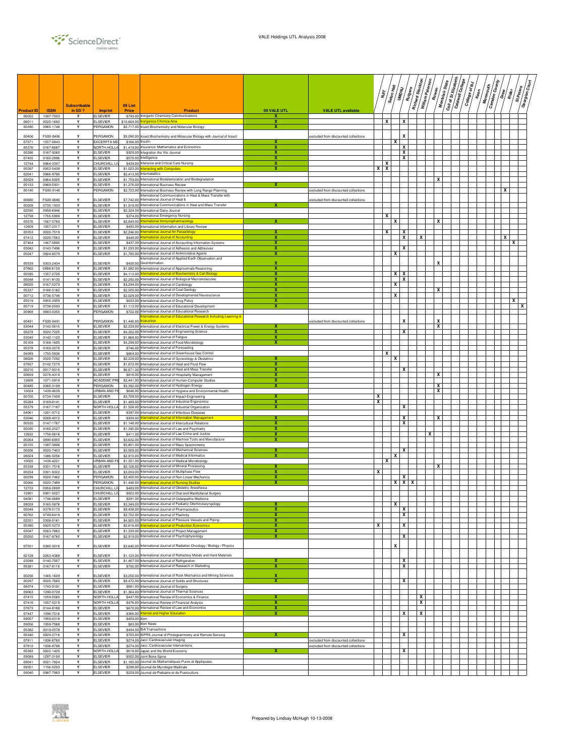| Product ID | ISSN | Subscribable in SD ? | Imprint | 09 List Price | Product | 09 VALE UTL | VALE UTL available | NJIT | Seton Hall | UMDNJ | Rutgers | Richard Stockton | William Paterson | Rowan | Montclair State | Coll of St Elizabeth | Caldwell College | College of NJ | Kean | Monmouth | Camden County | Drew | Rider | St.Peters | Georgian Court |
|---|---|---|---|---|---|---|---|---|---|---|---|---|---|---|---|---|---|---|---|---|---|---|---|---|---|
| 06052 | 1387-7003 | Y | ELSEVIER | $749.00 | Inorganic Chemistry Communications | X | | | | | | | | | | | | | | | | | | | |
| 06011 | 0020-1693 | Y | ELSEVIER | $10,669.00 | Inorganica Chimica Acta | X | | | X | | X | | | | | | | | | | | | | | |
| 00390 | 0965-1748 | Y | PERGAMON | $2,717.00 | Insect Biochemistry and Molecular Biology | X | | | | | | | | | | | | | | | | | | | |
| 00406 | FS00-0406 | Y | PERGAMON | $5,090.00 | Insect Biochemistry and Molecular Biology with Journal of Insect | | excluded from discounted collections | | | | X | | | | | | | | | | | | | | |
| 07571 | 1557-0843 | Y | EXCERPTA ME | $166.00 | Insulin | X | | | | X | | | | | | | | | | | | | | | |
| 05376 | 0167-6687 | Y | NORTH-HOLLA | $1,419.00 | Insurance: Mathematics and Economics | X | | | | | X | | | | | | | | | | | | | | |
| 05286 | 0167-9260 | Y | ELSEVIER | $929.00 | Integration the Vlsi Journal | X | | | | | X | | | | | | | | | | | | | | |
| 07455 | 0160-2896 | Y | ELSEVIER | $570.00 | Intelligence | X | | | | | X | | | | | | | | | | | | | | |
| 12744 | 0964-3397 | Y | CHURCHILL LI | $439.00 | Intensive and Critical Care Nursing | X | | | X | | | | | | | | | | | | | | | | |
| 05287 | 0953-5438 | Y | ELSEVIER | $1,023.00 | Interacting with Computers | X | | X | X | | | | | | | | | | | | | | | | |
| 02041 | 0966-9795 | Y | ELSEVIER | $2,413.00 | Intermetallics | | | | | | | | | | | | | | | | | | | | |
| 02029 | 0964-8305 | Y | ELSEVIER | $1,759.00 | International Biodeterioration and Biodegradation | | | | | | | | | | X | | | | | | | | | | |
| 00133 | 0969-5931 | Y | ELSEVIER | $1,276.00 | International Business Review | X | | | | | | | | | | | | | | | | | | | |
| 00140 | FS00-0140 | Y | PERGAMON | $2,723.00 | International Business Review with Long Range Planning | | excluded from discounted collections | | | | | | | | | | | | | | | X | | | |
| 00680 | FS00-0680 | Y | ELSEVIER | $7,742.00 | International Communications in Heat & Mass Transfer with International Journal of Heat & | | excluded from discounted collections | | | | | | | | | | | | | | | | | | |
| 00208 | 0735-1933 | Y | ELSEVIER | $1,918.00 | International Communications in Heat and Mass Transfer | X | | | | | | | | | | | | | | | | | | | |
| 02030 | 0958-6946 | Y | ELSEVIER | $2,324.00 | International Dairy Journal | | | | | | | | | | | | | | | | | | | | |
| 12738 | 1755-599X | Y | ELSEVIER | $374.00 | International Emergency Nursing | | | | X | | | | | | | | | | | | | | | | |
| 05576 | 1567-5769 | Y | ELSEVIER | $2,849.00 | International Immunopharmacology | X | | | | X | | | | | X | | | | | | | | | | |
| 12609 | 1057-2317 | Y | ELSEVIER | $493.00 | International Information and Library Review | | | | | | | | | | | | | | | | | | | | |
| 00353 | 0020-7519 | Y | ELSEVIER | $2,246.00 | International Journal for Parasitology | X | | | X | | X | | | | | | | | | | | | | | |
| 07412 | 0020-7063 | Y | ELSEVIER | $448.00 | International Journal of Accounting | X | | | | | X | | X | | | | | | | | | X | | | |
| 07464 | 1467-0895 | Y | ELSEVIER | $437.00 | International Journal of Accounting Information Systems | X | | | | | | | | | | | | | | | | | X | | |
| 03042 | 0143-7496 | Y | ELSEVIER | $1,293.00 | International Journal of Adhesion and Adhesives | X | | | | | X | | | | | | | | | | | | | | |
| 05047 | 0924-8579 | Y | ELSEVIER | $1,785.00 | International Journal of Antimicrobial Agents | X | | | | X | | | | | | | | | | | | | | | |
| 05539 | 0303-2434 | Y | ELSEVIER | $430.00 | International Journal of Applied Earth Observation and Geoinformation | X | | | | | | | | | X | | | | | | | | | | |
| 07662 | 0888-613X | Y | ELSEVIER | $1,282.00 | International Journal of Approximate Reasoning | X | | | | | | | | | | | | | | | | | | | |
| 00395 | 1357-2725 | Y | ELSEVIER | $4,113.00 | International Journal of Biochemistry & Cell Biology | X | | | | X | X | | | | | | | | | | | | | | |
| 05048 | 0141-8130 | Y | ELSEVIER | $2,292.00 | International Journal of Biological Macromolecules | X | | | | | X | | | | | | | | | | | | | | |
| 08025 | 0167-5273 | Y | ELSEVIER | $3,294.00 | International Journal of Cardiology | X | | | | X | | | | | | | | | | | | | | | |
| 05337 | 0166-5162 | Y | ELSEVIER | $2,505.00 | International Journal of Coal Geology | X | | | | | | | | | X | | | | | | | | | | |
| 00712 | 0736-5748 | Y | ELSEVIER | $2,029.00 | International Journal of Developmental Neuroscience | X | | | | X | | | | | | | | | | | | | | | |
| 05519 | 0955-3959 | Y | ELSEVIER | $633.00 | International Journal of Drug Policy | X | | | | | | | | | | | | | | | | | X | | |
| 00719 | 0738-0593 | Y | ELSEVIER | $1,112.00 | International Journal of Educational Development | X | | | | | | | | | | | | | | | | | | | X |
| 00968 | 0883-0355 | Y | PERGAMON | $722.00 | International Journal of Educational Research | | | | | | | | | | | | | | | | | | | | |
| 00491 | FS00-0491 | Y | PERGAMON | $1,446.00 | International Journal of Educational Research Including Learning & Instruction | | excluded from discounted collections | | | | X | | | | X | | | | | | | | | | |
| 03044 | 0142-0615 | Y | ELSEVIER | $2,229.00 | International Journal of Electrical Power & Energy Systems | X | | | | | | | | | X | | | | | | | | | | |
| 00278 | 0020-7225 | Y | ELSEVIER | $4,352.00 | International Journal of Engineering Science | X | | | | | X | | | | | | | | | | | | | | |
| 03045 | 0142-1123 | Y | ELSEVIER | $1,868.00 | International Journal of Fatigue | X | | | | | | | | | | | | | | | | | | | |
| 05109 | 0168-1605 | Y | ELSEVIER | $4,299.00 | International Journal of Food Microbiology | X | | | | | | | | | | | | | | | | | | | |
| 05378 | 0169-2070 | Y | ELSEVIER | $746.00 | International Journal of Forecasting | | | | | | | | | | | | | | | | | | | | |
| 04089 | 1750-5836 | Y | ELSEVIER | $864.00 | International Journal of Greenhouse Gas Control | | | | X | | | | | | | | | | | | | | | | |
| 08026 | 0020-7292 | Y | ELSEVIER | $2,229.00 | International Journal of Gynecology & Obstetrics | X | | | | X | | | | | | | | | | | | | | | |
| 07657 | 0142-727X | Y | ELSEVIER | $1,672.00 | International Journal of Heat and Fluid Flow | X | | | | | | | | | | | | | | | | | | | |
| 00210 | 0017-9310 | Y | ELSEVIER | $6,671.00 | International Journal of Heat and Mass Transfer | X | | | | | X | | | | | | | | | | | | | | |
| 00659 | 0278-4319 | Y | ELSEVIER | $816.00 | International Journal of Hospitality Management | X | | | | | | | | | X | | | | | | | | | | |
| 12608 | 1071-5819 | Y | ACADEMIC PRE | $2,441.00 | International Journal of Human-Computer Studies | X | | | | | | | | | | | | | | | | | | | |
| 00485 | 0360-3199 | Y | PERGAMON | $3,392.00 | International Journal of Hydrogen Energy | X | | | | | | | | | X | | | | | | | | | | |
| 10024 | 1438-4639 | Y | URBAN AND FI | $646.00 | International Journal of Hygiene and Environmental Health | | | | | | | | | | X | | | | | | | | | | |
| 00700 | 0734-743X | Y | ELSEVIER | $3,709.00 | International Journal of Impact Engineering | X | | X | | | | | | | | | | | | | | | | | |
| 05284 | 0169-8141 | Y | ELSEVIER | $1,489.00 | International Journal of Industrial Ergonomics | X | | X | | | | | | | | | | | | | | | | | |
| 05379 | 0167-7187 | Y | NORTH-HOLLA | $1,528.00 | International Journal of Industrial Organization | X | | | | | X | | | | | | | | | | | | | | |
| 04061 | 1201-9712 | Y | ELSEVIER | $397.00 | International Journal of Infectious Diseases | | | | | | | | | | | | | | | | | | | | |
| 03046 | 0268-4012 | Y | ELSEVIER | $939.00 | International Journal of Information Management | X | | | | | X | | | | X | | | | | | | | | | |
| 00535 | 0147-1767 | Y | ELSEVIER | $1,148.00 | International Journal of Intercultural Relations | X | | | | | X | | | | | | | | | | | | | | |
| 00295 | 0160-2527 | Y | ELSEVIER | $1,345.00 | International Journal of Law and Psychiatry | X | | | | | | | | | | | | | | | | | | | |
| 12632 | 1756-0616 | Y | ELSEVIER | $411.00 | International Journal of Law Crime and Justice | X | | | | | | | | X | | | | | | | | | | | |
| 00264 | 0890-6955 | Y | ELSEVIER | $3,632.00 | International Journal of Machine Tools and Manufacture | X | | | | | | | | | | | | | | | | | | | |
| 05155 | 1387-3806 | Y | ELSEVIER | $5,801.00 | International Journal of Mass Spectrometry | | | | | | | | | | | | | | | | | | | | |
| 00206 | 0020-7403 | Y | ELSEVIER | $3,509.00 | International Journal of Mechanical Sciences | X | | | | | X | | | | | | | | | | | | | | |
| 08024 | 1386-5056 | Y | ELSEVIER | $2,910.00 | International Journal of Medical Informatics | X | | | | X | | | | | | | | | | | | | | | |
| 10025 | 1438-4221 | Y | URBAN AND FI | $1,321.00 | International Journal of Medical Microbiology | | | | X | | | | | | | | | | | | | | | | |
| 05338 | 0301-7516 | Y | ELSEVIER | $2,126.00 | International Journal of Mineral Processing | X | | | | | | | | | X | | | | | | | | | | |
| 00234 | 0301-9322 | Y | ELSEVIER | $3,059.00 | International Journal of Multiphase Flow | X | | X | | | | | | | | | | | | | | | | | |
| 00299 | 0020-7462 | Y | PERGAMON | $2,450.00 | International Journal of Non-Linear Mechanics | X | | | | | X | | | | | | | | | | | | | | |
| 00266 | 0020-7489 | Y | PERGAMON | $1,446.00 | International Journal of Nursing Studies | X | | | | X | X | X | | | | | | | | | | | | | |
| 12733 | 0959-289X | Y | CHURCHILL LI | $489.00 | International Journal of Obstetric Anesthesia | | | | | | | | | | | | | | | | | | | | |
| 12901 | 0901-5027 | Y | CHURCHILL LI | $822.00 | International Journal of Oral and Maxillofacial Surgery | | | | | | | | | | | | | | | | | | | | |
| 04081 | 1746-0689 | Y | ELSEVIER | $291.00 | International Journal of Osteopathic Medicine | | | | | | | | | | | | | | | | | | | | |
| 08028 | 0165-5876 | Y | ELSEVIER | $3,349.00 | International Journal of Pediatric Otorhinolaryngology | X | | | | X | | | | | | | | | | | | | | | |
| 05049 | 0378-5173 | Y | ELSEVIER | $9,438.00 | International Journal of Pharmaceutics | X | | | | | X | | | | | | | | | | | | | | |
| 00762 | 0749-6419 | Y | ELSEVIER | $2,722.00 | International Journal of Plasticity | X | | | | | X | | | | | | | | | | | | | | |
| 02031 | 0308-0161 | Y | ELSEVIER | $4,925.00 | International Journal of Pressure Vessels and Piping | X | | | | | | | | | | | | | | | | | | | |
| 05380 | 0925-5273 | Y | ELSEVIER | $2,616.00 | International Journal of Production Economics | X | | X | | | X | | | | | | | | | | | | | | |
| 03047 | 0263-7863 | Y | ELSEVIER | $1,339.00 | International Journal of Project Management | X | | | | | | | | | | | | | | | | | | | |
| 05050 | 0167-8760 | Y | ELSEVIER | $2,919.00 | International Journal of Psychophysiology | X | | | | | X | | | | | | | | | | | | | | |
| 07551 | 0360-3016 | Y | ELSEVIER | $3,645.00 | International Journal of Radiation Oncology / Biology / Physics | | | | | X | | | | | | | | | | | | | | | |
| 02128 | 0263-4368 | Y | ELSEVIER | $1,123.00 | International Journal of Refractory Metals and Hard Materials | | | | | | | | | | | | | | | | | | | | |
| 03048 | 0140-7007 | Y | ELSEVIER | $1,467.00 | International Journal of Refrigeration | X | | | | | X | | | | | | | | | | | | | | |
| 05381 | 0167-8116 | Y | ELSEVIER | $792.00 | International Journal of Research in Marketing | X | | | | | X | | | | | | | | | | | | | | |
| 00256 | 1365-1609 | Y | ELSEVIER | $3,250.00 | International Journal of Rock Mechanics and Mining Sciences | X | | | | | | | | | | | | | | | | | | | |
| 00297 | 0020-7683 | Y | ELSEVIER | $8,472.00 | International Journal of Solids and Structures | X | | | | | X | | | | | | | | | | | | | | |
| 04074 | 1743-9191 | Y | ELSEVIER | $681.00 | International Journal of Surgery | | | | | | | | | | | | | | | | | | | | |
| 09063 | 1290-0729 | Y | ELSEVIER | $1,364.00 | International Journal of Thermal Sciences | | | | | | | | | | | | | | | | | | | | |
| 07415 | 1059-0560 | Y | NORTH-HOLLA | $447.00 | International Review of Economics & Finance | X | | | | | | | X | | | | | | | | | | | | |
| 07416 | 1057-5219 | Y | NORTH-HOLLA | $476.00 | International Review of Financial Analysis | X | | | | | | | X | | | | | | | | | | | | |
| 07673 | 0144-8188 | Y | ELSEVIER | $670.00 | International Review of Law and Economics | X | | | | | | | | | | | | | | | | | | | |
| 07447 | 1096-7516 | Y | ELSEVIER | $366.00 | Internet and Higher Education | X | | | | | X | | X | | | | | | | | | | | | |
| 09057 | 1959-0318 | Y | ELSEVIER | $409.00 | Irbm | | | | | | | | | | | | | | | | | | | | |
| 09056 | 1959-7568 | Y | ELSEVIER | $83.00 | Irbm News | | | | | | | | | | | | | | | | | | | | |
| 05382 | 0019-0578 | Y | ELSEVIER | $494.00 | ISA Transactions | | | | | | | | | | | | | | | | | | | | |
| 05340 | 0924-2716 | Y | ELSEVIER | $703.00 | ISPRS Journal of Photogrammetry and Remote Sensing | X | | | | | X | | | | | | | | | | | | | | |
| 07811 | 1936-878X | Y | ELSEVIER | $274.00 | Jacc: Cardiovascular Imaging | | excluded from discounted collections | | | | | | | | | | | | | | | | | | |
| 07812 | 1936-8798 | Y | ELSEVIER | $274.00 | Jacc: Cardiovascular Interventions | | excluded from discounted collections | | | | | | | | | | | | | | | | | | |
| 05383 | 0922-1425 | Y | NORTH-HOLLA | $618.00 | Japan and the World Economy | X | | | | | X | | | | | | | | | | | | | | |
| 09089 | 1297-319X | Y | ELSEVIER | $502.00 | Joint Bone Spine | | | | | | | | | | | | | | | | | | | | |
| 09041 | 0021-7824 | Y | ELSEVIER | $1,185.00 | Journal de Mathematiques Pures et Appliquees | | | | | | | | | | | | | | | | | | | | |
| 09351 | 1156-5233 | Y | ELSEVIER | $298.00 | Journal de Mycologie Medicale | | | | | | | | | | | | | | | | | | | | |
| 09040 | 0987-7983 | Y | ELSEVIER | $229.00 | Journal de Pediatrie et de Puericulture | | | | | | | | | | | | | | | | | | | | |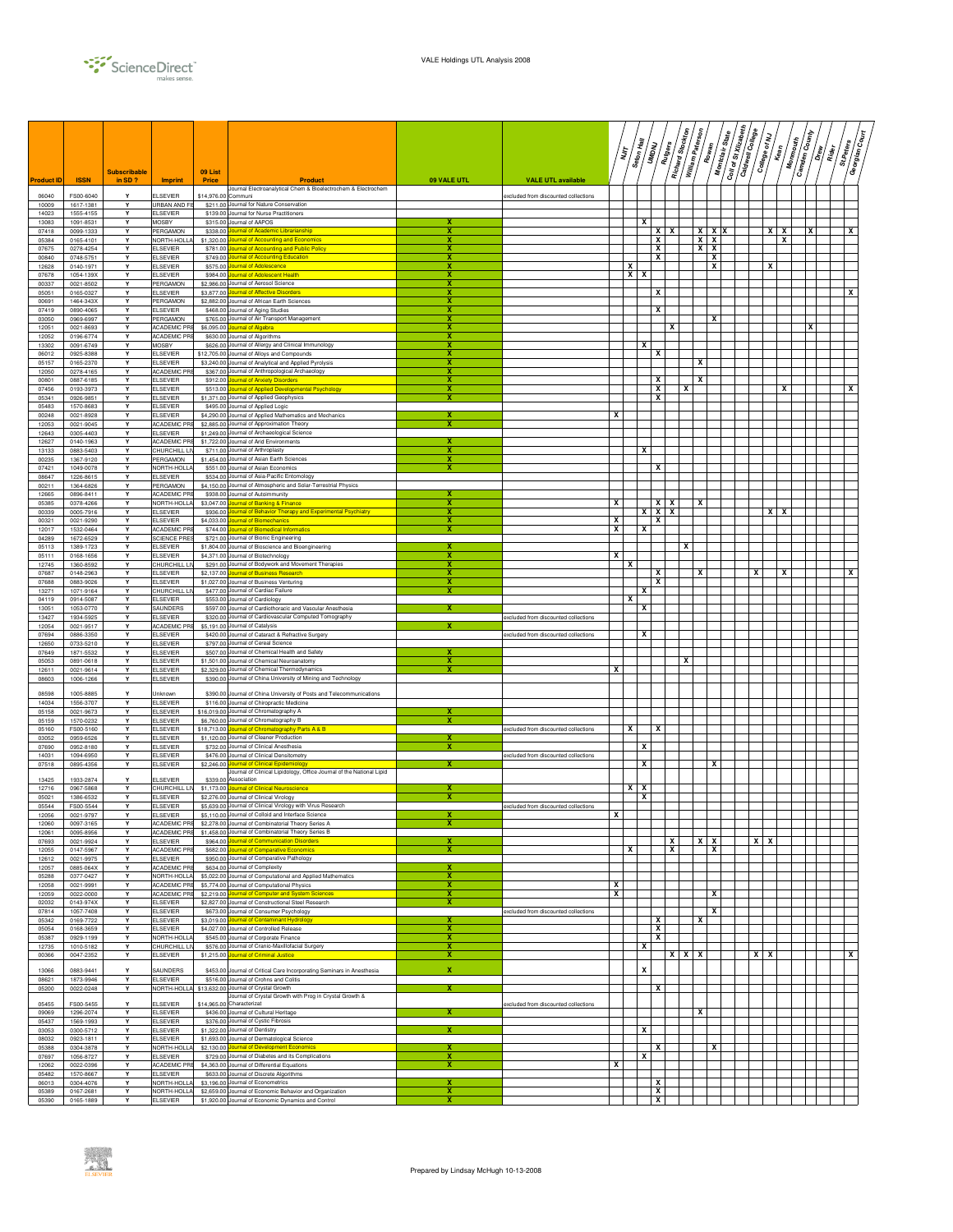| Product ID | ISSN | Subscribable in SD ? | Imprint | 09 List Price | Product | 09 VALE UTL | VALE UTL available | NJIT | Seton Hall | UMDNJ | Rutgers | Richard Stockton | William Paterson | Rowan | Montclair State | Coll of St Elizabeth | Caldwell College | College of NJ | Kean | Monmouth | Camden County | Drew | Rider | St.Peters | Georgian Court |
|---|---|---|---|---|---|---|---|---|---|---|---|---|---|---|---|---|---|---|---|---|---|---|---|---|---|
| 06040 | FS00-6040 | Y | ELSEVIER | $14,976.00 | Journal Electroanalytical Chem & Bioelectrochem & Electrochem Communi | | excluded from discounted collections | | | | | | | | | | | | | | | | | | |
| 10009 | 1617-1381 | Y | URBAN AND FI | $211.00 | Journal for Nature Conservation | | | | | | | | | | | | | | | | | | | | |
| 14023 | 1555-4155 | Y | ELSEVIER | $139.00 | Journal for Nurse Practitioners | | | | | | | | | | | | | | | | | | | | |
| 13083 | 1091-8531 | Y | MOSBY | $315.00 | Journal of AAPOS | X | | | | X | | | | | | | | | | | | | | | |
| 07418 | 0099-1333 | Y | PERGAMON | $338.00 | Journal of Academic Librarianship | X | | | | | X | X | | X | X | X | | | X | X | | X | | | X |
| 05384 | 0165-4101 | Y | NORTH-HOLLA | $1,320.00 | Journal of Accounting and Economics | X | | | | | X | | | X | X | | | | | X | | | | | |
| 07675 | 0278-4254 | Y | ELSEVIER | $781.00 | Journal of Accounting and Public Policy | X | | | | | X | | | X | X | | | | | | | | | | |
| 00840 | 0748-5751 | Y | ELSEVIER | $749.00 | Journal of Accounting Education | X | | | | | X | | | | X | | | | | | | | | | |
| 12628 | 0140-1971 | Y | ELSEVIER | $575.00 | Journal of Adolescence | X | | | X | | | | | | X | | | | X | | | | | | |
| 07678 | 1054-139X | Y | ELSEVIER | $984.00 | Journal of Adolescent Health | X | | | X | X | | | | | | | | | | | | | | | |
| 00337 | 0021-8502 | Y | PERGAMON | $2,986.00 | Journal of Aerosol Science | X | | | | | | | | | | | | | | | | | | | |
| 05051 | 0165-0327 | Y | ELSEVIER | $3,877.00 | Journal of Affective Disorders | X | | | | | X | | | | | | | | | | | | | | X |
| 00691 | 1464-343X | Y | PERGAMON | $2,882.00 | Journal of African Earth Sciences | X | | | | | | | | | | | | | | | | | | | |
| 07419 | 0890-4065 | Y | ELSEVIER | $468.00 | Journal of Aging Studies | X | | | | | X | | | | | | | | | | | | | | |
| 03050 | 0969-6997 | Y | PERGAMON | $765.00 | Journal of Air Transport Management | X | | | | | | | | X | | | | | | | | | | | |
| 12051 | 0021-8693 | Y | ACADEMIC PRE | $6,095.00 | Journal of Algebra | X | | | | | | X | | | | | | | | | | X | | | |
| 12052 | 0196-6774 | Y | ACADEMIC PRE | $630.00 | Journal of Algorithms | X | | | | | | | | | | | | | | | | | | | |
| 13302 | 0091-6749 | Y | MOSBY | $626.00 | Journal of Allergy and Clinical Immunology | X | | | | X | | | | | | | | | | | | | | | |
| 06012 | 0925-8388 | Y | ELSEVIER | $12,705.00 | Journal of Alloys and Compounds | X | | | | | X | | | | | | | | | | | | | | |
| 05157 | 0165-2370 | Y | ELSEVIER | $3,240.00 | Journal of Analytical and Applied Pyrolysis | X | | | | | | | | X | | | | | | | | | | | |
| 12050 | 0278-4165 | Y | ACADEMIC PRE | $367.00 | Journal of Anthropological Archaeology | X | | | | | | | | | | | | | | | | | | | |
| 00801 | 0887-6185 | Y | ELSEVIER | $912.00 | Journal of Anxiety Disorders | X | | | | | X | | | X | | | | | | | | | | | |
| 07456 | 0193-3973 | Y | ELSEVIER | $513.00 | Journal of Applied Developmental Psychology | X | | | | | X | | X | | | | | | | X | | | | | X |
| 05341 | 0926-9851 | Y | ELSEVIER | $1,371.00 | Journal of Applied Geophysics | X | | | | | X | | | | | | | | | | | | | | |
| 05483 | 1570-8683 | Y | ELSEVIER | $495.00 | Journal of Applied Logic | | | | | | | | | | | | | | | | | | | | |
| 00248 | 0021-8928 | Y | ELSEVIER | $4,290.00 | Journal of Applied Mathematics and Mechanics | X | | X | | | | | | | | | | | | | | | | | |
| 12053 | 0021-9045 | Y | ACADEMIC PRE | $2,885.00 | Journal of Approximation Theory | X | | | | | | | | | | | | | | | | | | | |
| 12643 | 0305-4403 | Y | ELSEVIER | $1,249.00 | Journal of Archaeological Science | | | | | | | | | | | | | | | | | | | | |
| 12627 | 0140-1963 | Y | ACADEMIC PRE | $1,722.00 | Journal of Arid Environments | X | | | | | | | | | | | | | | | | | | | |
| 13133 | 0883-5403 | Y | CHURCHILL LI | $711.00 | Journal of Arthroplasty | X | | | | X | | | | | | | | | | | | | | | |
| 00235 | 1367-9120 | Y | PERGAMON | $1,454.00 | Journal of Asian Earth Sciences | X | | | | | | | | | | | | | | | | | | | |
| 07421 | 1049-0078 | Y | NORTH-HOLLA | $551.00 | Journal of Asian Economics | X | | | | | X | | | | | | | | | | | | | | |
| 08647 | 1226-8615 | Y | ELSEVIER | $534.00 | Journal of Asia-Pacific Entomology | | | | | | | | | | | | | | | | | | | | |
| 00211 | 1364-6826 | Y | PERGAMON | $4,150.00 | Journal of Atmospheric and Solar-Terrestrial Physics | | | | | | | | | | | | | | | | | | | | |
| 12665 | 0896-8411 | Y | ACADEMIC PRE | $938.00 | Journal of Autoimmunity | X | | | | | | | | | | | | | | | | | | | |
| 05385 | 0378-4266 | Y | NORTH-HOLLA | $3,047.00 | Journal of Banking & Finance | X | | X | | | X | X | | X | | | | | | | | | | | |
| 00339 | 0005-7916 | Y | ELSEVIER | $936.00 | Journal of Behavior Therapy and Experimental Psychiatry | X | | | | X | X | X | | | | | | | X | X | | | | | |
| 00321 | 0021-9290 | Y | ELSEVIER | $4,033.00 | Journal of Biomechanics | X | | X | | | X | | | | | | | | | | | | | | |
| 12017 | 1532-0464 | Y | ACADEMIC PRE | $744.00 | Journal of Biomedical Informatics | X | | X | | X | | | | | | | | | | | | | | | |
| 04289 | 1672-6529 | Y | SCIENCE PRES | $721.00 | Journal of Bionic Engineering | | | | | | | | | | | | | | | | | | | | |
| 05113 | 1389-1723 | Y | ELSEVIER | $1,804.00 | Journal of Bioscience and Bioengineering | X | | | | | | | X | | | | | | | | | | | | |
| 05111 | 0168-1656 | Y | ELSEVIER | $4,371.00 | Journal of Biotechnology | X | | X | | | | | | | | | | | | | | | | | |
| 12745 | 1360-8592 | Y | CHURCHILL LI | $291.00 | Journal of Bodywork and Movement Therapies | X | | | X | | | | | | | | | | | | | | | | |
| 07687 | 0148-2963 | Y | ELSEVIER | $2,137.00 | Journal of Business Research | X | | | | | X | | | X | | | | X | | X | | | | | X |
| 07688 | 0883-9026 | Y | ELSEVIER | $1,027.00 | Journal of Business Venturing | X | | | | | X | | | | | | | | | | | | | | |
| 13271 | 1071-9164 | Y | CHURCHILL LI | $477.00 | Journal of Cardiac Failure | X | | | | X | | | | | | | | | | | | | | | |
| 04119 | 0914-5087 | Y | ELSEVIER | $553.00 | Journal of Cardiology | | | | X | | | | | | | | | | | | | | | | |
| 13051 | 1053-0770 | Y | SAUNDERS | $597.00 | Journal of Cardiothoracic and Vascular Anesthesia | X | | | | X | | | | | | | | | | | | | | | |
| 13427 | 1934-5925 | Y | ELSEVIER | $320.00 | Journal of Cardiovascular Computed Tomography | | excluded from discounted collections | | | | | | | | | | | | | | | | | | |
| 12054 | 0021-9517 | Y | ACADEMIC PRE | $5,191.00 | Journal of Catalysis | X | | | | | | | | | | | | | | | | | | | |
| 07694 | 0886-3350 | Y | ELSEVIER | $420.00 | Journal of Cataract & Refractive Surgery | | excluded from discounted collections | | | X | | | | | | | | | | | | | | | |
| 12650 | 0733-5210 | Y | ELSEVIER | $797.00 | Journal of Cereal Science | | | | | | | | | | | | | | | | | | | | |
| 07649 | 1871-5532 | Y | ELSEVIER | $507.00 | Journal of Chemical Health and Safety | X | | | | | | | | | | | | | | | | | | | |
| 05053 | 0891-0618 | Y | ELSEVIER | $1,501.00 | Journal of Chemical Neuroanatomy | X | | | | | | | X | | | | | | | | | | | | |
| 12611 | 0021-9614 | Y | ELSEVIER | $2,329.00 | Journal of Chemical Thermodynamics | X | | X | | | | | | | | | | | | | | | | | |
| 08603 | 1006-1266 | Y | ELSEVIER | $390.00 | Journal of China University of Mining and Technology | | | | | | | | | | | | | | | | | | | | |
| 08598 | 1005-8885 | Y | Unknown | $390.00 | Journal of China University of Posts and Telecommunications | | | | | | | | | | | | | | | | | | | | |
| 14034 | 1556-3707 | Y | ELSEVIER | $116.00 | Journal of Chiropractic Medicine | | | | | | | | | | | | | | | | | | | | |
| 05158 | 0021-9673 | Y | ELSEVIER | $16,019.00 | Journal of Chromatography A | X | | | | | | | | | | | | | | | | | | | |
| 05159 | 1570-0232 | Y | ELSEVIER | $6,760.00 | Journal of Chromatography B | X | | | | | | | | | | | | | | | | | | | |
| 05160 | FS00-5160 | Y | ELSEVIER | $18,713.00 | Journal of Chromatography Parts A & B | | excluded from discounted collections | | X | | X | | | | | | | | | | | | | | |
| 03052 | 0959-6526 | Y | ELSEVIER | $1,120.00 | Journal of Cleaner Production | X | | | | | | | | | | | | | | | | | | | |
| 07690 | 0952-8180 | Y | ELSEVIER | $732.00 | Journal of Clinical Anesthesia | X | | | | X | | | | | | | | | | | | | | | |
| 14031 | 1094-6950 | Y | ELSEVIER | $476.00 | Journal of Clinical Densitometry | | excluded from discounted collections | | | | | | | | | | | | | | | | | | |
| 07518 | 0895-4356 | Y | ELSEVIER | $2,246.00 | Journal of Clinical Epidemiology | X | | | | X | | | | | X | | | | | | | | | | |
| 13425 | 1933-2874 | Y | ELSEVIER | $339.00 | Journal of Clinical Lipidology, Office Journal of the National Lipid Association | | | | | | | | | | | | | | | | | | | | |
| 12716 | 0967-5868 | Y | CHURCHILL LI | $1,173.00 | Journal of Clinical Neuroscience | X | | | X | X | | | | | | | | | | | | | | | |
| 05021 | 1386-6532 | Y | ELSEVIER | $2,276.00 | Journal of Clinical Virology | X | | | | X | | | | | | | | | | | | | | | |
| 05544 | FS00-5544 | Y | ELSEVIER | $5,639.00 | Journal of Clinical Virology with Virus Research | | excluded from discounted collections | | | | | | | | | | | | | | | | | | |
| 12056 | 0021-9797 | Y | ELSEVIER | $5,110.00 | Journal of Colloid and Interface Science | X | | X | | | | | | | | | | | | | | | | | |
| 12060 | 0097-3165 | Y | ACADEMIC PRE | $2,278.00 | Journal of Combinatorial Theory Series A | X | | | | | | | | | | | | | | | | | | | |
| 12061 | 0095-8956 | Y | ACADEMIC PRE | $1,458.00 | Journal of Combinatorial Theory Series B | | | | | | | | | | | | | | | | | | | | |
| 07693 | 0021-9924 | Y | ELSEVIER | $964.00 | Journal of Communication Disorders | X | | | | | | X | | X | X | | | X | X | | | | | | |
| 12055 | 0147-5967 | Y | ACADEMIC PRE | $682.00 | Journal of Comparative Economics | X | | | X | | | X | | | X | | | | | | | | | | |
| 12612 | 0021-9975 | Y | ELSEVIER | $950.00 | Journal of Comparative Pathology | | | | | | | | | | | | | | | | | | | | |
| 12057 | 0885-064X | Y | ACADEMIC PRE | $634.00 | Journal of Complexity | X | | | | | | | | | | | | | | | | | | | |
| 05288 | 0377-0427 | Y | NORTH-HOLLA | $5,022.00 | Journal of Computational and Applied Mathematics | X | | | | | | | | | | | | | | | | | | | |
| 12058 | 0021-9991 | Y | ACADEMIC PRE | $5,774.00 | Journal of Computational Physics | X | | X | | | | | | | | | | | | | | | | | |
| 12059 | 0022-0000 | Y | ACADEMIC PRE | $2,219.00 | Journal of Computer and System Sciences | X | | X | | | | | | | X | | | | | | | | | | |
| 02032 | 0143-974X | Y | ELSEVIER | $2,827.00 | Journal of Constructional Steel Research | X | | | | | | | | | | | | | | | | | | | |
| 07814 | 1057-7408 | Y | ELSEVIER | $673.00 | Journal of Consumer Psychology | | excluded from discounted collections | | | | | | | | X | | | | | | | | | | |
| 05342 | 0169-7722 | Y | ELSEVIER | $3,019.00 | Journal of Contaminant Hydrology | X | | | | | X | | | X | | | | | | | | | | | |
| 05054 | 0168-3659 | Y | ELSEVIER | $4,027.00 | Journal of Controlled Release | X | | | | | X | | | | | | | | | | | | | | |
| 05387 | 0929-1199 | Y | NORTH-HOLLA | $545.00 | Journal of Corporate Finance | X | | | | | X | | | | | | | | | | | | | | |
| 12735 | 1010-5182 | Y | CHURCHILL LI | $576.00 | Journal of Cranio-Maxillofacial Surgery | X | | | | X | | | | | | | | | | | | | | | |
| 00366 | 0047-2352 | Y | ELSEVIER | $1,215.00 | Journal of Criminal Justice | X | | | | | | X | X | X | | | | X | X | | | | | | X |
| 13066 | 0883-9441 | Y | SAUNDERS | $453.00 | Journal of Critical Care Incorporating Seminars in Anesthesia | X | | | | X | | | | | | | | | | | | | | | |
| 08621 | 1873-9946 | Y | ELSEVIER | $516.00 | Journal of Crohns and Colitis | | | | | | | | | | | | | | | | | | | | |
| 05200 | 0022-0248 | Y | NORTH-HOLLA | $13,632.00 | Journal of Crystal Growth | X | | | | | X | | | | | | | | | | | | | | |
| 05455 | FS00-5455 | Y | ELSEVIER | $14,965.00 | Journal of Crystal Growth with Prog in Crystal Growth & Characterizat | | excluded from discounted collections | | | | | | | | | | | | | | | | | | |
| 09069 | 1296-2074 | Y | ELSEVIER | $436.00 | Journal of Cultural Heritage | X | | | | | | | | X | | | | | | | | | | | |
| 05437 | 1569-1993 | Y | ELSEVIER | $376.00 | Journal of Cystic Fibrosis | | | | | | | | | | | | | | | | | | | | |
| 03053 | 0300-5712 | Y | ELSEVIER | $1,322.00 | Journal of Dentistry | X | | | | X | | | | | | | | | | | | | | | |
| 08032 | 0923-1811 | Y | ELSEVIER | $1,693.00 | Journal of Dermatological Science | | | | | | | | | | | | | | | | | | | | |
| 05388 | 0304-3878 | Y | NORTH-HOLLA | $2,130.00 | Journal of Development Economics | X | | | | | X | | | | X | | | | | | | | | | |
| 07697 | 1056-8727 | Y | ELSEVIER | $729.00 | Journal of Diabetes and its Complications | X | | | | X | | | | | | | | | | | | | | | |
| 12062 | 0022-0396 | Y | ACADEMIC PRE | $4,363.00 | Journal of Differential Equations | X | | X | | | | | | | | | | | | | | | | | |
| 05482 | 1570-8667 | Y | ELSEVIER | $633.00 | Journal of Discrete Algorithms | | | | | | | | | | | | | | | | | | | | |
| 06013 | 0304-4076 | Y | NORTH-HOLLA | $3,196.00 | Journal of Econometrics | X | | | | | X | | | | | | | | | | | | | | |
| 05389 | 0167-2681 | Y | NORTH-HOLLA | $2,659.00 | Journal of Economic Behavior and Organization | X | | | | | X | | | | | | | | | | | | | | |
| 05390 | 0165-1889 | Y | ELSEVIER | $1,920.00 | Journal of Economic Dynamics and Control | X | | | | | X | | | | | | | | | | | | | | |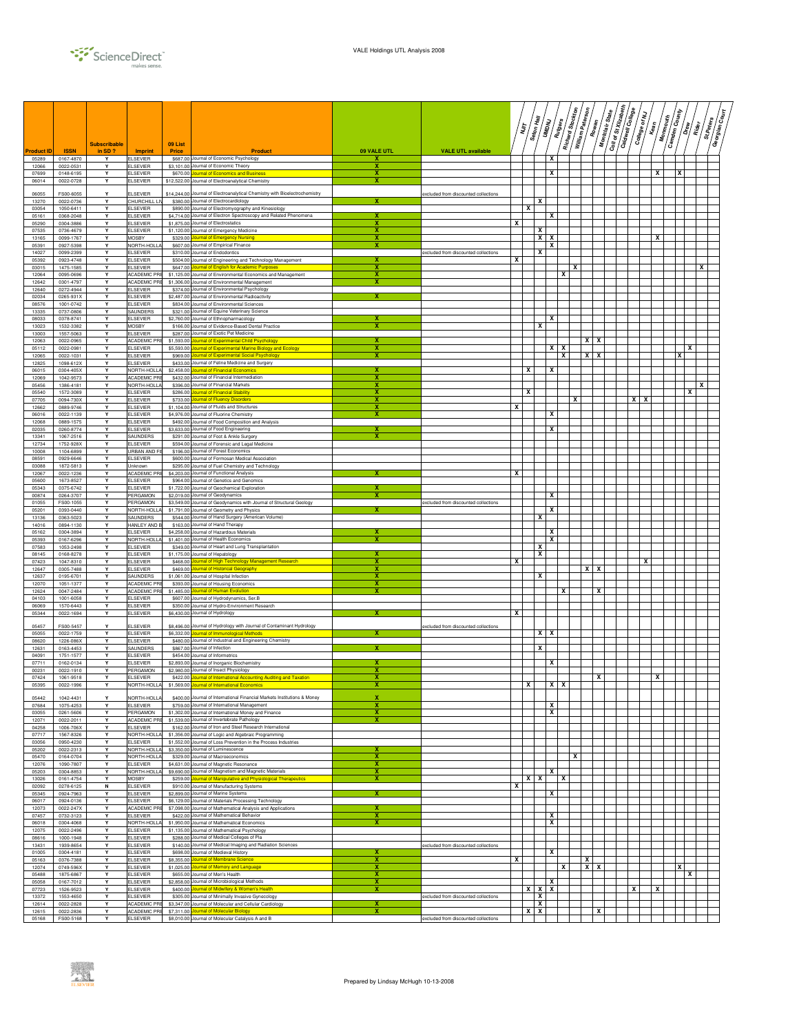# VALE Holdings UTL Analysis 2008

| Product ID | ISSN | Subscribable in SD ? | Imprint | 09 List Price | Product | 09 VALE UTL | VALE UTL available | NJIT | Seton Hall | UMDNJ | Rutgers | Richard Stockton | William Paterson | Rowan | Montclair State | Coll of St Elizabeth | Caldwell College | College of NJ | Kean | Monmouth | Camden County | Drew | Rider | St Peters | Georgian Court |
|---|---|---|---|---|---|---|---|---|---|---|---|---|---|---|---|---|---|---|---|---|---|---|---|---|---|
| 05289 | 0167-4870 | Y | ELSEVIER | $687.00 | Journal of Economic Psychology | X | | | | | X | | | | | | | | | | | | | | |
| 12066 | 0022-0531 | Y | ELSEVIER | $3,101.00 | Journal of Economic Theory | X | | | | | | | | | | | | | | | | | | | |
| 07699 | 0148-6195 | Y | ELSEVIER | $670.00 | Journal of Economics and Business | X | | | | | X | | | | | | | | | X | | X | | | |
| 06014 | 0022-0728 | Y | ELSEVIER | $12,522.00 | Journal of Electroanalytical Chemistry | X | | | | | | | | | | | | | | | | | | | |
| 06055 | FS00-6055 | Y | ELSEVIER | $14,244.00 | Journal of Electroanalytical Chemistry with Bioelectrochemistry | | excluded from discounted collections | | | | | | | | | | | | | | | | | | |
| 13270 | 0022-0736 | Y | CHURCHILL LI | $380.00 | Journal of Electrocardiology | X | | | | X | | | | | | | | | | | | | | | |
| 03054 | 1050-6411 | Y | ELSEVIER | $890.00 | Journal of Electromyography and Kinesiology | | | | X | | | | | | | | | | | | | | | | |
| 05161 | 0368-2048 | Y | ELSEVIER | $4,714.00 | Journal of Electron Spectroscopy and Related Phenomena | X | | | | | X | | | | | | | | | | | | | | |
| 05290 | 0304-3886 | Y | ELSEVIER | $1,875.00 | Journal of Electrostatics | X | | X | | | | | | | | | | | | | | | | | |
| 07535 | 0736-4679 | Y | ELSEVIER | $1,120.00 | Journal of Emergency Medicine | X | | | | X | | | | | | | | | | | | | | | |
| 13165 | 0099-1767 | Y | MOSBY | $329.00 | Journal of Emergency Nursing | X | | | | X | X | | | | | | | | | X | | | | | |
| 05391 | 0927-5398 | Y | NORTH-HOLLA | $607.00 | Journal of Empirical Finance | X | | | | | X | | | | | | | | | | | | | | |
| 14027 | 0099-2399 | Y | ELSEVIER | $310.00 | Journal of Endodontics | | excluded from discounted collections | | | X | | | | | | | | | | | | | | | |
| 05392 | 0923-4748 | Y | ELSEVIER | $504.00 | Journal of Engineering and Technology Management | X | | X | | | | | | | | | | | | | | | | | |
| 03015 | 1475-1585 | Y | ELSEVIER | $647.00 | Journal of English for Academic Purposes | X | | | | | | | X | | | | | | | | | | | X | |
| 12064 | 0095-0696 | Y | ACADEMIC PRE | $1,125.00 | Journal of Environmental Economics and Management | X | | | | | | X | | | | | | | | | | | | | |
| 12642 | 0301-4797 | Y | ACADEMIC PRE | $1,306.00 | Journal of Environmental Management | X | | | | | | | | | | | | | | | | | | | |
| 12640 | 0272-4944 | Y | ELSEVIER | $374.00 | Journal of Environmental Psychology | | | | | | | | | | | | | | | | | | | | |
| 02034 | 0265-931X | Y | ELSEVIER | $2,487.00 | Journal of Environmental Radioactivity | X | | | | | | | | | | | | | | | | | | | |
| 08576 | 1001-0742 | Y | ELSEVIER | $834.00 | Journal of Environmental Sciences | | | | | | | | | | | | | | | | | | | | |
| 13335 | 0737-0806 | Y | SAUNDERS | $321.00 | Journal of Equine Veterinary Science | | | | | | | | | | | | | | | | | | | | |
| 08033 | 0378-8741 | Y | ELSEVIER | $2,760.00 | Journal of Ethnopharmacology | X | | | | | X | | | | | | | | | | | | | | |
| 13023 | 1532-3382 | Y | MOSBY | $166.00 | Journal of Evidence-Based Dental Practice | X | | | | X | | | | | | | | | | | | | | | |
| 13003 | 1557-5063 | Y | ELSEVIER | $287.00 | Journal of Exotic Pet Medicine | | | | | | | | | | | | | | | | | | | | |
| 12063 | 0022-0965 | Y | ACADEMIC PRE | $1,593.00 | Journal of Experimental Child Psychology | X | | | | | | | | X | X | | | | | | | | | | |
| 05112 | 0022-0981 | Y | ELSEVIER | $5,593.00 | Journal of Experimental Marine Biology and Ecology | X | | | | | X | X | | | | | | | | | | | X | | |
| 12065 | 0022-1031 | Y | ELSEVIER | $969.00 | Journal of Experimental Social Psychology | X | | | | | | X | | X | X | | | | | | | X | | | |
| 12825 | 1098-612X | Y | ELSEVIER | $433.00 | Journal of Feline Medicine and Surgery | | | | | | | | | | | | | | | | | | | | |
| 06015 | 0304-405X | Y | NORTH-HOLLA | $2,458.00 | Journal of Financial Economics | X | | | X | | X | | | | | | | | | | | | | | |
| 12069 | 1042-9573 | Y | ACADEMIC PRE | $432.00 | Journal of Financial Intermediation | X | | | | | | | | | | | | | | | | | | | |
| 05456 | 1386-4181 | Y | NORTH-HOLLA | $396.00 | Journal of Financial Markets | X | | | | | | | | | | | | | | | | | | X | |
| 05540 | 1572-3089 | Y | ELSEVIER | $286.00 | Journal of Financial Stability | X | | | X | | | | | | | | | | | | | | X | | |
| 07705 | 0094-730X | Y | ELSEVIER | $733.00 | Journal of Fluency Disorders | X | | | | | | | X | | | | | X | X | | | | | | |
| 12662 | 0889-9746 | Y | ELSEVIER | $1,104.00 | Journal of Fluids and Structures | X | | X | | | | | | | | | | | | | | | | | |
| 06016 | 0022-1139 | Y | ELSEVIER | $4,976.00 | Journal of Fluorine Chemistry | X | | | | | X | | | | | | | | | | | | | | |
| 12068 | 0889-1575 | Y | ELSEVIER | $492.00 | Journal of Food Composition and Analysis | | | | | | | | | | | | | | | | | | | | |
| 02035 | 0260-8774 | Y | ELSEVIER | $3,633.00 | Journal of Food Engineering | X | | | | | X | | | | | | | | | | | | | | |
| 13341 | 1067-2516 | Y | SAUNDERS | $291.00 | Journal of Foot & Ankle Surgery | X | | | | | | | | | | | | | | | | | | | |
| 12734 | 1752-928X | Y | ELSEVIER | $594.00 | Journal of Forensic and Legal Medicine | | | | | | | | | | | | | | | | | | | | |
| 10008 | 1104-6899 | Y | URBAN AND FI | $196.00 | Journal of Forest Economics | | | | | | | | | | | | | | | | | | | | |
| 08591 | 0929-6646 | Y | ELSEVIER | $600.00 | Journal of Formosan Medical Association | | | | | | | | | | | | | | | | | | | | |
| 03088 | 1872-5813 | Y | Unknown | $295.00 | Journal of Fuel Chemistry and Technology | | | | | | | | | | | | | | | | | | | | |
| 12067 | 0022-1236 | Y | ACADEMIC PRE | $4,203.00 | Journal of Functional Analysis | X | | X | | | | | | | | | | | | | | | | | |
| 05600 | 1673-8527 | Y | ELSEVIER | $964.00 | Journal of Genetics and Genomics | | | | | | | | | | | | | | | | | | | | |
| 05343 | 0375-6742 | Y | ELSEVIER | $1,722.00 | Journal of Geochemical Exploration | X | | | | | | | | | | | | | | | | | | | |
| 00874 | 0264-3707 | Y | PERGAMON | $2,019.00 | Journal of Geodynamics | X | | | | | X | | | | | | | | | | | | | | |
| 01055 | FS00-1055 | Y | PERGAMON | $3,549.00 | Journal of Geodynamics with Journal of Structural Geology | | excluded from discounted collections | | | | | | | | | | | | | | | | | | |
| 05201 | 0393-0440 | Y | NORTH-HOLLA | $1,791.00 | Journal of Geometry and Physics | X | | | | | X | | | | | | | | | | | | | | |
| 13136 | 0363-5023 | Y | SAUNDERS | $544.00 | Journal of Hand Surgery (American Volume) | | | | | X | | | | | | | | | | | | | | | |
| 14016 | 0894-1130 | Y | HANLEY AND B | $163.00 | Journal of Hand Therapy | | | | | | | | | | | | | | | | | | | | |
| 05162 | 0304-3894 | Y | ELSEVIER | $4,258.00 | Journal of Hazardous Materials | X | | | | | X | | | | | | | | | | | | | | |
| 05393 | 0167-6296 | Y | NORTH-HOLLA | $1,401.00 | Journal of Health Economics | X | | | | | X | | | | | | | | | | | | | | |
| 07583 | 1053-2498 | Y | ELSEVIER | $349.00 | Journal of Heart and Lung Transplantation | | | | | X | | | | | | | | | | | | | | | |
| 08145 | 0168-8278 | Y | ELSEVIER | $1,175.00 | Journal of Hepatology | X | | | | X | | | | | | | | | | | | | | | |
| 07423 | 1047-8310 | Y | ELSEVIER | $468.00 | Journal of High Technology Management Research | X | | X | | | | | | | | | | | X | | | | | | |
| 12647 | 0305-7488 | Y | ELSEVIER | $469.00 | Journal of Historical Geography | X | | | | | | | | X | X | | | | | | | | | | |
| 12637 | 0195-6701 | Y | SAUNDERS | $1,061.00 | Journal of Hospital Infection | X | | | | X | | | | | | | | | | | | | | | |
| 12070 | 1051-1377 | Y | ACADEMIC PRE | $393.00 | Journal of Housing Economics | X | | | | | | | | | | | | | | | | | | | |
| 12624 | 0047-2484 | Y | ACADEMIC PRE | $1,485.00 | Journal of Human Evolution | X | | | | | | X | | | X | | | | | | | | | | |
| 04103 | 1001-6058 | Y | ELSEVIER | $607.00 | Journal of Hydrodynamics, Ser.B | | | | | | | | | | | | | | | | | | | | |
| 06069 | 1570-6443 | Y | ELSEVIER | $350.00 | Journal of Hydro-Environment Research | | | | | | | | | | | | | | | | | | | | |
| 05344 | 0022-1694 | Y | ELSEVIER | $6,430.00 | Journal of Hydrology | X | | X | | | | | | | | | | | | | | | | | |
| 05457 | FS00-5457 | Y | ELSEVIER | $8,496.00 | Journal of Hydrology with Journal of Contaminant Hydrology | | excluded from discounted collections | | | | | | | | | | | | | | | | | | |
| 05055 | 0022-1759 | Y | ELSEVIER | $6,332.00 | Journal of Immunological Methods | X | | | | X | X | | | | | | | | | | | | | | |
| 08620 | 1226-086X | Y | ELSEVIER | $480.00 | Journal of Industrial and Engineering Chemistry | | | | | | | | | | | | | | | | | | | | |
| 12631 | 0163-4453 | Y | SAUNDERS | $867.00 | Journal of Infection | X | | | | X | | | | | | | | | | | | | | | |
| 04091 | 1751-1577 | Y | ELSEVIER | $454.00 | Journal of Informetrics | | | | | | | | | | | | | | | | | | | | |
| 07711 | 0162-0134 | Y | ELSEVIER | $2,893.00 | Journal of Inorganic Biochemistry | X | | | | | X | | | | | | | | | | | | | | |
| 00231 | 0022-1910 | Y | PERGAMON | $2,980.00 | Journal of Insect Physiology | X | | | | | | | | | | | | | | | | | | | |
| 07424 | 1061-9518 | Y | ELSEVIER | $422.00 | Journal of International Accounting Auditing and Taxation | X | | | | | | | | | X | | | | | X | | | | | |
| 05395 | 0022-1996 | Y | NORTH-HOLLA | $1,569.00 | Journal of International Economics | X | | | X | | X | X | | | | | | | | | | | | | |
| 05442 | 1042-4431 | Y | NORTH-HOLLA | $400.00 | Journal of International Financial Markets Institutions & Money | X | | | | | | | | | | | | | | | | | | | |
| 07684 | 1075-4253 | Y | ELSEVIER | $759.00 | Journal of International Management | X | | | | | X | | | | | | | | | | | | | | |
| 03055 | 0261-5606 | Y | PERGAMON | $1,302.00 | Journal of International Money and Finance | X | | | | | X | | | | | | | | | | | | | | |
| 12071 | 0022-2011 | Y | ACADEMIC PRE | $1,539.00 | Journal of Invertebrate Pathology | X | | | | | | | | | | | | | | | | | | | |
| 04258 | 1006-706X | Y | ELSEVIER | $162.00 | Journal of Iron and Steel Research International | | | | | | | | | | | | | | | | | | | | |
| 07717 | 1567-8326 | Y | NORTH-HOLLA | $1,356.00 | Journal of Logic and Algebraic Programming | | | | | | | | | | | | | | | | | | | | |
| 03056 | 0950-4230 | Y | ELSEVIER | $1,552.00 | Journal of Loss Prevention in the Process Industries | | | | | | | | | | | | | | | | | | | | |
| 05202 | 0022-2313 | Y | NORTH-HOLLA | $3,350.00 | Journal of Luminescence | X | | | | | | | | | | | | | | | | | | | |
| 05470 | 0164-0704 | Y | NORTH-HOLLA | $329.00 | Journal of Macroeconomics | X | | | | | | | X | | | | | | | | | | | | |
| 12076 | 1090-7807 | Y | ELSEVIER | $4,631.00 | Journal of Magnetic Resonance | X | | | | | | | | | | | | | | | | | | | |
| 05203 | 0304-8853 | Y | NORTH-HOLLA | $9,690.00 | Journal of Magnetism and Magnetic Materials | X | | | | | X | | | | | | | | | | | | | | |
| 13026 | 0161-4754 | Y | MOSBY | $259.00 | Journal of Manipulative and Physiological Therapeutics | X | | | X | X | | X | | | | | | | | | | | | | |
| 02092 | 0278-6125 | N | ELSEVIER | $910.00 | Journal of Manufacturing Systems | | | X | | | | | | | | | | | | | | | | | |
| 05345 | 0924-7963 | Y | ELSEVIER | $2,899.00 | Journal of Marine Systems | X | | | | | X | | | | | | | | | | | | | | |
| 06017 | 0924-0136 | Y | ELSEVIER | $6,129.00 | Journal of Materials Processing Technology | | | | | | | | | | | | | | | | | | | | |
| 12073 | 0022-247X | Y | ACADEMIC PRE | $7,098.00 | Journal of Mathematical Analysis and Applications | X | | | | | | | | | | | | | | | | | | | |
| 07457 | 0732-3123 | Y | ELSEVIER | $422.00 | Journal of Mathematical Behavior | X | | | | | X | | | | | | | | | | | | | | |
| 06018 | 0304-4068 | Y | NORTH-HOLLA | $1,950.00 | Journal of Mathematical Economics | X | | | | | X | | | | | | | | | | | | | | |
| 12075 | 0022-2496 | Y | ELSEVIER | $1,135.00 | Journal of Mathematical Psychology | | | | | | | | | | | | | | | | | | | | |
| 08616 | 1000-1948 | Y | ELSEVIER | $288.00 | Journal of Medical Colleges of Pla | | | | | | | | | | | | | | | | | | | | |
| 13431 | 1939-8654 | Y | ELSEVIER | $140.00 | Journal of Medical Imaging and Radiation Sciences | | excluded from discounted collections | | | | | | | | | | | | | | | | | | |
| 01005 | 0304-4181 | Y | ELSEVIER | $698.00 | Journal of Medieval History | X | | | | | X | | | | | | | | | | | | | | |
| 05163 | 0376-7388 | Y | ELSEVIER | $8,355.00 | Journal of Membrane Science | X | | X | | | | | | X | | | | | | | | | | | |
| 12074 | 0749-596X | Y | ELSEVIER | $1,025.00 | Journal of Memory and Language | X | | | | | | X | | X | X | | | | | | | X | | | |
| 05488 | 1875-6867 | Y | ELSEVIER | $655.00 | Journal of Men's Health | X | | | | | | | | | | | | | | | | | X | | |
| 05058 | 0167-7012 | Y | ELSEVIER | $2,858.00 | Journal of Microbiological Methods | X | | | | | X | | | | | | | | | | | | | | |
| 07723 | 1526-9523 | Y | ELSEVIER | $400.00 | Journal of Midwifery & Women's Health | X | | | X | X | X | | | | | | | X | | X | | | | | |
| 13372 | 1553-4650 | Y | ELSEVIER | $305.00 | Journal of Minimally Invasive Gynecology | | excluded from discounted collections | | | X | | | | | | | | | | | | | | | |
| 12614 | 0022-2828 | Y | ACADEMIC PRE | $3,347.00 | Journal of Molecular and Cellular Cardiology | X | | | | X | | | | | | | | | | | | | | | |
| 12615 | 0022-2836 | Y | ACADEMIC PRE | $7,311.00 | Journal of Molecular Biology | X | | | X | X | | | | | X | | | | | | | | | | |
| 05168 | FS00-5168 | Y | ELSEVIER | $8,010.00 | Journal of Molecular Catalysis A and B | | excluded from discounted collections | | | | | | | | | | | | | | | | | | |

Prepared by Lindsay McHugh 10-13-2008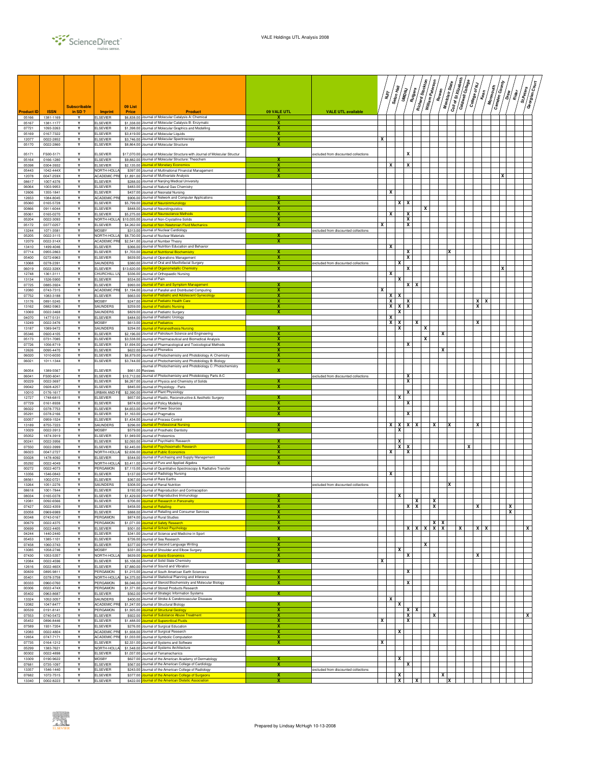| Product ID | ISSN | Subscribable in SD ? | Imprint | 09 List Price | Product | 09 VALE UTL | VALE UTL available | NJIT | Seton Hall | UMDNJ | Rutgers | Richard Stockton | William Paterson | Rowan | Montclair State | Coll of St Elizabeth | Caldwell College | College of NJ | Kean | Monmouth | Camden County | Drew | Rider | St.Peters | Georgian Court |
|---|---|---|---|---|---|---|---|---|---|---|---|---|---|---|---|---|---|---|---|---|---|---|---|---|---|
| 05166 | 1381-1169 | Y | ELSEVIER | $6,838.00 | Journal of Molecular Catalysis A: Chemical | X | | | | | | | | | | | | | | | | | | | |
| 05167 | 1381-1177 | Y | ELSEVIER | $1,338.00 | Journal of Molecular Catalysis B: Enzymatic | X | | | | | | | | | | | | | | | | | | | |
| 07721 | 1093-3263 | Y | ELSEVIER | $1,398.00 | Journal of Molecular Graphics and Modelling | X | | | | | | | | | | | | | | | | | | | |
| 05169 | 0167-7322 | Y | ELSEVIER | $3,419.00 | Journal of Molecular Liquids | X | | | | | | | | | | | | | | | | | | | |
| 12077 | 0022-2852 | Y | ELSEVIER | $3,746.00 | Journal of Molecular Spectroscopy | X | | X | | | | | | | | | | | | | | | | | |
| 05170 | 0022-2860 | Y | ELSEVIER | $8,864.00 | Journal of Molecular Structure | X | | | | | | | | | | | | | | | | | | | |
| 05171 | FS00-5171 | Y | ELSEVIER | $17,070.00 | Journal of Molecular Structure with Journal of Molecular Structur | | excluded from discounted collections | | | | X | | | | | | | | | | | | | | |
| 05164 | 0166-1280 | Y | ELSEVIER | $9,882.00 | Journal of Molecular Structure: Theochem | X | | | | | | | | | | | | | | | | | | | |
| 05398 | 0304-3932 | Y | ELSEVIER | $2,135.00 | Journal of Monetary Economics | X | | | X | | X | | | | | | | | | | | | | | |
| 05443 | 1042-444X | Y | NORTH-HOLLA | $397.00 | Journal of Multinational Financial Management | X | | | | | | | | | | | | | | | | | | | |
| 12078 | 0047-259X | Y | ACADEMIC PRE | $1,891.00 | Journal of Multivariate Analysis | X | | | | | | | | | | | | | | | | X | | | |
| 08617 | 1007-4376 | Y | ELSEVIER | $288.00 | Journal of Nanjing Medical University | | | | | | | | | | | | | | | | | | | | |
| 06064 | 1003-9953 | Y | ELSEVIER | $483.00 | Journal of Natural Gas Chemistry | | | | | | | | | | | | | | | | | | | | |
| 12606 | 1355-1841 | Y | ELSEVIER | $437.00 | Journal of Neonatal Nursing | | | | X | | | | | | | | | | | | | | | | |
| 12653 | 1084-8045 | Y | ACADEMIC PRE | $906.00 | Journal of Network and Computer Applications | X | | | | | | | | | | | | | | | | | | | |
| 05060 | 0165-5728 | Y | ELSEVIER | $5,799.00 | Journal of Neuroimmunology | X | | | | X | X | | | | | | | | | | | | | | |
| 00866 | 0911-6044 | Y | ELSEVIER | $848.00 | Journal of Neurolinguistics | X | | | | | | | X | | | | | | | | | | | | |
| 05061 | 0165-0270 | Y | ELSEVIER | $5,275.00 | Journal of Neuroscience Methods | X | | | X | | X | | | | | | | | | | | | | | |
| 05204 | 0022-3093 | Y | NORTH-HOLLA | $10,035.00 | Journal of Non-Crystalline Solids | X | | | | | X | | | | | | | | | | | | | | |
| 05172 | 0377-0257 | Y | ELSEVIER | $4,262.00 | Journal of Non-Newtonian Fluid Mechanics | X | | X | | | X | | | | | | | | | | | | | | |
| 13244 | 1071-3581 | Y | MOSBY | $313.00 | Journal of Nuclear Cardiology | | excluded from discounted collections | | | | | | | | | | | | | | | | | | |
| 05205 | 0022-3115 | Y | NORTH-HOLLA | $8,730.00 | Journal of Nuclear Materials | X | | | | | | | | | | | | | | | | | | | |
| 12079 | 0022-314X | Y | ACADEMIC PRE | $2,541.00 | Journal of Number Theory | X | | | | | | | | | | | | | | | | | | | |
| 13410 | 1499-4046 | Y | ELSEVIER | $366.00 | Journal of Nutrition Education and Behavior | | | | X | | | | | | | | | | | | | | | | |
| 07714 | 0955-2863 | Y | ELSEVIER | $1,703.00 | Journal of Nutritional Biochemistry | X | | | | | X | | | | | X | | | | | | | | | |
| 05400 | 0272-6963 | Y | ELSEVIER | $639.00 | Journal of Operations Management | X | | | | | X | | | | | | | | | | | | | | |
| 13068 | 0278-2391 | Y | SAUNDERS | $380.00 | Journal of Oral and Maxillofacial Surgery | X | excluded from discounted collections | | | X | | | | | | | | | | | | | | | |
| 06019 | 0022-328X | Y | ELSEVIER | $13,620.00 | Journal of Organometallic Chemistry | X | | | | | X | | | | | | | | | | | X | | | |
| 12748 | 1361-3111 | Y | CHURCHILL LIV | $336.00 | Journal of Orthopaedic Nursing | | | | X | | | | | | | | | | | | | | | | |
| 13134 | 1526-5900 | Y | ELSEVIER | $534.00 | Journal of Pain | | | | | X | | | | | | | | | | | | | | | |
| 07725 | 0885-3924 | Y | ELSEVIER | $993.00 | Journal of Pain and Symptom Management | X | | | | | X | X | | | | | | | | | | | | | |
| 12080 | 0743-7315 | Y | ACADEMIC PRE | $1,194.00 | Journal of Parallel and Distributed Computing | X | | X | | | | | | | | | | | | | | | | | |
| 07752 | 1083-3188 | Y | ELSEVIER | $663.00 | Journal of Pediatric and Adolescent Gynecology | X | | | X | X | | | | | | | | | | | | | | | |
| 13176 | 0891-5245 | Y | MOSBY | $247.00 | Journal of Pediatric Health Care | X | | | X | | X | | | | | | | | X | X | | | | | |
| 13162 | 0882-5963 | Y | SAUNDERS | $259.00 | Journal of Pediatric Nursing | X | | | X | X | X | | | | | | | | X | | | | | | |
| 13069 | 0022-3468 | Y | SAUNDERS | $829.00 | Journal of Pediatric Surgery | X | | | | X | | | | | | | | | | | | | | | |
| 04070 | 1477-5131 | Y | ELSEVIER | $484.00 | Journal of Pediatric Urology | | | | X | | | | | | | | | | | | | | | | |
| 13249 | 0022-3476 | Y | MOSBY | $613.00 | Journal of Pediatrics | | | | X | X | | X | | | | | | | X | | | | | | |
| 13187 | 1089-9472 | Y | SAUNDERS | $294.00 | Journal of Perianesthesia Nursing | X | | | | X | | | X | | | | | | | | | | | | |
| 05346 | 0920-4105 | Y | ELSEVIER | $2,196.00 | Journal of Petroleum Science and Engineering | X | | | | | | | | X | | | | | | | | | | | |
| 05173 | 0731-7085 | Y | ELSEVIER | $3,538.00 | Journal of Pharmaceutical and Biomedical Analysis | X | | | | | | | X | | | | | | | | | | | | |
| 07726 | 1056-8719 | Y | ELSEVIER | $1,694.00 | Journal of Pharmacological and Toxicological Methods | X | | | | | X | | | | | | | | | | | | | | |
| 12626 | 0095-4470 | Y | ELSEVIER | $622.00 | Journal of Phonetics | X | | | | | | | | | X | | | | | | | | | | |
| 06020 | 1010-6030 | Y | ELSEVIER | $6,879.00 | Journal of Photochemistry and Photobiology A: Chemistry | X | | | | | | | | | | | | | | | | | | | |
| 06021 | 1011-1344 | Y | ELSEVIER | $3,744.00 | Journal of Photochemistry and Photobiology B: Biology | X | | | | | | | | | | | | | | | | | | | |
| 06054 | 1389-5567 | Y | ELSEVIER | $661.00 | Journal of Photochemistry and Photobiology C: Photochemistry Reviews | X | | | | | | | | | | | | | | | | | | | |
| 06041 | FS00-6041 | Y | ELSEVIER | $10,712.00 | Journal of Photochemistry and Photobiology Parts A-C | | excluded from discounted collections | | | | X | | | | | | | | | | | | | | |
| 00229 | 0022-3697 | Y | ELSEVIER | $6,267.00 | Journal of Physics and Chemistry of Solids | X | | | | | X | | | | | | | | | | | | | | |
| 09042 | 0928-4257 | Y | ELSEVIER | $845.00 | Journal of Physiology - Paris | X | | | | | | | | | | | | | | | | | | | |
| 10010 | 0176-1617 | Y | URBAN AND FI | $2,390.00 | Journal of Plant Physiology | | | | | | X | | | | | | | | | | | | | | |
| 12727 | 1748-6815 | Y | ELSEVIER | $657.00 | Journal of Plastic, Reconstructive & Aesthetic Surgery | X | | | | X | | | | | | | | | | | | | | | |
| 07729 | 0161-8938 | Y | ELSEVIER | $874.00 | Journal of Policy Modeling | X | | | | | X | | | | | | | | | | | | | | |
| 06022 | 0378-7753 | Y | ELSEVIER | $4,653.00 | Journal of Power Sources | X | | | | | | | | | | | | | | | | | | | |
| 05291 | 0378-2166 | Y | ELSEVIER | $1,163.00 | Journal of Pragmatics | X | | | | | X | | | | | | | | | | | | | | |
| 03057 | 0959-1524 | Y | ELSEVIER | $1,434.00 | Journal of Process Control | | | | | | | | | | | | | | | | | | | | |
| 13189 | 8755-7223 | Y | SAUNDERS | $296.00 | Journal of Professional Nursing | X | | | X | X | X | X | | X | | X | | | X | | | | | | |
| 13029 | 0022-3913 | Y | MOSBY | $579.00 | Journal of Prosthetic Dentistry | X | | | | X | | | | | | | | | | | | | | | |
| 05052 | 1874-3919 | Y | ELSEVIER | $1,949.00 | Journal of Proteomics | | | | | | | | | | | | | | | | | | | | |
| 00241 | 0022-3956 | Y | ELSEVIER | $2,093.00 | Journal of Psychiatric Research | X | | | | X | | | | | | | | | | | | | | | |
| 07550 | 0022-3999 | Y | ELSEVIER | $2,445.00 | Journal of Psychosomatic Research | X | | | | X | X | | | | | | | X | | | | | | | |
| 06023 | 0047-2727 | Y | NORTH-HOLLA | $2,636.00 | Journal of Public Economics | X | | | X | | X | | | | | | | | | | | | | | |
| 03028 | 1478-4092 | Y | ELSEVIER | $544.00 | Journal of Purchasing and Supply Management | X | | | | | | | | | | | | | | | | | | | |
| 05292 | 0022-4049 | Y | NORTH-HOLLA | $3,411.00 | Journal of Pure and Applied Algebra | X | | | | | | | | | | | | | | | | | | | |
| 00272 | 0022-4073 | Y | PERGAMON | $7,115.00 | Journal of Quantitative Spectroscopy & Radiative Transfer | | | | | | | | | | | | | | | | | | | | |
| 13356 | 1546-0843 | Y | ELSEVIER | $137.00 | Journal of Radiology Nursing | | | | X | | | | | | | | | | | | | | | | |
| 08561 | 1002-0721 | Y | ELSEVIER | $367.00 | Journal of Rare Earths | | | | | | | | | | | | | | | | | | | | |
| 13264 | 1051-2276 | Y | SAUNDERS | $308.00 | Journal of Renal Nutrition | | excluded from discounted collections | | | | | | | | | X | | | | | | | | | |
| 08618 | 1001-7844 | Y | ELSEVIER | $192.00 | Journal of Reproduction and Contraception | | | | | | | | | | | | | | | | | | | | |
| 08034 | 0165-0378 | Y | ELSEVIER | $1,429.00 | Journal of Reproductive Immunology | X | | | | X | | | | | | | | | | | | | | | |
| 12081 | 0092-6566 | Y | ELSEVIER | $706.00 | Journal of Research in Personality | X | | | | | | X | | X | | | | | | | | | | | |
| 07427 | 0022-4359 | Y | ELSEVIER | $458.00 | Journal of Retailing | X | | | | | X | X | | X | | | | | X | | | | X | | |
| 03058 | 0969-6989 | Y | ELSEVIER | $888.00 | Journal of Retailing and Consumer Services | X | | | | | | | | | | | | | | | | | X | | |
| 00348 | 0743-0167 | Y | PERGAMON | $874.00 | Journal of Rural Studies | X | | | | | | | | | | | | | | | | | | | |
| 00679 | 0022-4375 | Y | PERGAMON | $1,071.00 | Journal of Safety Research | X | | | | | | | | X | X | | | | | | | | | | |
| 00699 | 0022-4405 | Y | ELSEVIER | $501.00 | Journal of School Psychology | X | | | | | X | X | X | X | X | | X | | X | X | | | | | X |
| 04244 | 1440-2440 | Y | ELSEVIER | $341.00 | Journal of Science and Medicine in Sport | | | | | | | | | | | | | | | | | | | | |
| 05453 | 1385-1101 | Y | ELSEVIER | $726.00 | Journal of Sea Research | X | | | | | | | | | | | | | | | | | | | |
| 07458 | 1060-3743 | Y | ELSEVIER | $377.00 | Journal of Second Language Writing | X | | | | | | | X | | | | | | | | | | | | |
| 13085 | 1058-2746 | Y | MOSBY | $331.00 | Journal of Shoulder and Elbow Surgery | X | | | | X | | | | | | | | | | | | | | | |
| 07430 | 1053-5357 | Y | NORTH-HOLLA | $639.00 | Journal of Socio-Economics | X | | | | | X | | | | | | | | X | | | | | | |
| 12084 | 0022-4596 | Y | ELSEVIER | $5,108.00 | Journal of Solid State Chemistry | X | | X | | | | | | | | | | | | | | | | | |
| 12616 | 0022-460X | Y | ELSEVIER | $7,880.00 | Journal of Sound and Vibration | | | | | | | | | | | | | | | | | | | | |
| 00839 | 0895-9811 | Y | PERGAMON | $1,215.00 | Journal of South American Earth Sciences | X | | | | | X | | | | | | | | | | | | | | |
| 05401 | 0378-3758 | Y | NORTH-HOLLA | $4,375.00 | Journal of Statistical Planning and Inference | X | | | | | | | | | | | | | | | | | | | |
| 00333 | 0960-0760 | Y | PERGAMON | $6,046.00 | Journal of Steroid Biochemistry and Molecular Biology | X | | | | | X | | | | | | | | | | | | | | |
| 00306 | 0022-474X | Y | PERGAMON | $1,371.00 | Journal of Stored Products Research | | | | | | | | | | | | | | | | | | | | |
| 05402 | 0963-8687 | Y | ELSEVIER | $562.00 | Journal of Strategic Information Systems | X | | | | | | | | | | | | | | | | | | | |
| 13324 | 1052-3057 | Y | SAUNDERS | $400.00 | Journal of Stroke & Cerebrovascular Diseases | | | | X | | | | | | | | | | | | | | | | |
| 12082 | 1047-8477 | Y | ACADEMIC PRE | $1,247.00 | Journal of Structural Biology | X | | | | X | | | | | | | | | | | | | | | |
| 00539 | 0191-8141 | Y | PERGAMON | $1,925.00 | Journal of Structural Geology | X | | | | | X | X | | | | | | | | | | | | | |
| 07553 | 0740-5472 | Y | ELSEVIER | $922.00 | Journal of Substance Abuse Treatment | X | | | | | X | | | X | | | | | | | | | | | X |
| 05452 | 0896-8446 | Y | ELSEVIER | $1,488.00 | Journal of Supercritical Fluids | X | | X | | | X | | | | | | | | | | | | | | |
| 07589 | 1931-7204 | Y | ELSEVIER | $276.00 | Journal of Surgical Education | X | | | | | | | | | | | | | | | | | | | |
| 12083 | 0022-4804 | Y | ACADEMIC PRE | $1,938.00 | Journal of Surgical Research | X | | | | X | | | | | | | | | | | | | | | |
| 12654 | 0747-7171 | Y | ACADEMIC PRE | $1,033.00 | Journal of Symbolic Computation | X | | | | | | | | | | | | | | | | | | | |
| 07735 | 0164-1212 | Y | ELSEVIER | $2,331.00 | Journal of Systems and Software | X | | X | | | | | | | | | | | | | | | | | |
| 05299 | 1383-7621 | Y | NORTH-HOLLA | $1,548.00 | Journal of Systems Architecture | | | | | | | | | | | | | | | | | | | | |
| 00302 | 0022-4898 | Y | ELSEVIER | $1,037.00 | Journal of Terramechanics | | | | | | | | | | | | | | | | | | | | |
| 13309 | 0190-9622 | Y | MOSBY | $627.00 | Journal of the American Academy of Dermatology | X | | | | X | | | | | | | | | | | | | | | |
| 07681 | 0735-1097 | Y | ELSEVIER | $567.00 | Journal of the American College of Cardiology | X | | | | | X | | | | | | | | | | | | | | |
| 13357 | 1546-1440 | Y | ELSEVIER | $243.00 | Journal of the American College of Radiology | | excluded from discounted collections | | | | | | | | | | | | | | | | | | |
| 07682 | 1072-7515 | Y | ELSEVIER | $377.00 | Journal of the American College of Surgeons | X | | | | X | | | | | X | | | | | | | | | | |
| 13340 | 0002-8223 | Y | ELSEVIER | $422.00 | Journal of the American Dietetic Association | X | | | | X | | X | | | | X | | | | | | | | | |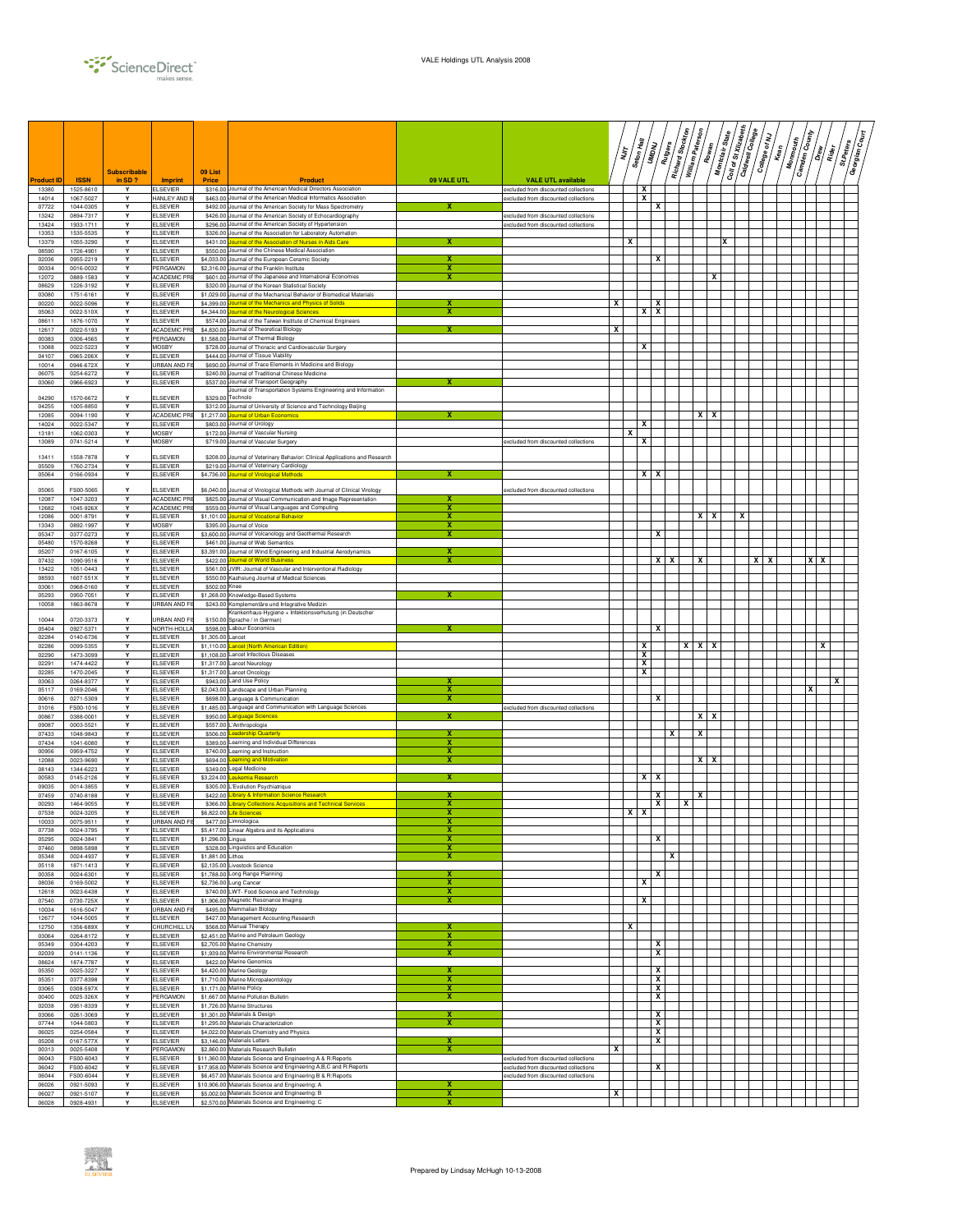VALE Holdings UTL Analysis 2008

| Product ID | ISSN | Subscribable in SD? | Imprint | 09 List Price | Product | 09 VALE UTL | VALE UTL available | NJIT | Seton Hall | UMDNJ | Rutgers | Richard Stockton | William Paterson | Rowan | Montclair State | Coll of St Elizabeth | Caldwell College | College of NJ | Kean | Monmouth | Camden County | Drew | Rider | St Peters | Georgian Court |
|---|---|---|---|---|---|---|---|---|---|---|---|---|---|---|---|---|---|---|---|---|---|---|---|---|---|
| 13380 | 1525-8610 | Y | ELSEVIER | $316.00 | Journal of the American Medical Directors Association | | excluded from discounted collections | | | X | | | | | | | | | | | | | | | |
| 14014 | 1067-5027 | Y | HANLEY AND B | $463.00 | Journal of the American Medical Informatics Association | | excluded from discounted collections | | | X | | | | | | | | | | | | | | | |
| 07722 | 1044-0305 | Y | ELSEVIER | $492.00 | Journal of the American Society for Mass Spectrometry | X | | | | | X | | | | | | | | | | | | | | |
| 13242 | 0894-7317 | Y | ELSEVIER | $426.00 | Journal of the American Society of Echocardiography | | excluded from discounted collections | | | | | | | | | | | | | | | | | | |
| 13424 | 1933-1711 | Y | ELSEVIER | $296.00 | Journal of the American Society of Hypertension | | excluded from discounted collections | | | | | | | | | | | | | | | | | | |
| 13353 | 1535-5535 | Y | ELSEVIER | $326.00 | Journal of the Association for Laboratory Automation | | | | | | | | | | | | | | | | | | | | |
| 13379 | 1055-3290 | Y | ELSEVIER | $431.00 | Journal of the Association of Nurses in Aids Care | X | | | X | | | | | | | X | | | | | | | | | |
| 08590 | 1726-4901 | Y | ELSEVIER | $550.00 | Journal of the Chinese Medical Association | | | | | | | | | | | | | | | | | | | | |
| 02036 | 0955-2219 | Y | ELSEVIER | $4,033.00 | Journal of the European Ceramic Society | X | | | | | X | | | | | | | | | | | | | | |
| 00334 | 0016-0032 | Y | PERGAMON | $2,316.00 | Journal of the Franklin Institute | X | | | | | | | | | | | | | | | | | | | |
| 12072 | 0889-1583 | Y | ACADEMIC PRE | $601.00 | Journal of the Japanese and International Economies | X | | | | | | | | | X | | | | | | | | | | |
| 08629 | 1226-3192 | Y | ELSEVIER | $320.00 | Journal of the Korean Statistical Society | | | | | | | | | | | | | | | | | | | | |
| 03080 | 1751-6161 | Y | ELSEVIER | $1,029.00 | Journal of the Mechanical Behavior of Biomedical Materials | | | | | | | | | | | | | | | | | | | | |
| 00220 | 0022-5096 | Y | ELSEVIER | $4,399.00 | Journal of the Mechanics and Physics of Solids | X | | X | | | X | | | | | | | | | | | | | | |
| 05063 | 0022-510X | Y | ELSEVIER | $4,344.00 | Journal of the Neurological Sciences | X | | | | X | X | | | | | | | | | | | | | | |
| 08611 | 1876-1070 | Y | ELSEVIER | $574.00 | Journal of the Taiwan Institute of Chemical Engineers | | | | | | | | | | | | | | | | | | | | |
| 12617 | 0022-5193 | Y | ACADEMIC PRE | $4,830.00 | Journal of Theoretical Biology | X | | X | | | | | | | | | | | | | | | | | |
| 00383 | 0306-4565 | Y | PERGAMON | $1,588.00 | Journal of Thermal Biology | | | | | | | | | | | | | | | | | | | | |
| 13088 | 0022-5223 | Y | MOSBY | $728.00 | Journal of Thoracic and Cardiovascular Surgery | | | | | X | | | | | | | | | | | | | | | |
| 04107 | 0965-206X | Y | ELSEVIER | $444.00 | Journal of Tissue Viability | | | | | | | | | | | | | | | | | | | | |
| 10014 | 0946-672X | Y | URBAN AND FI | $690.00 | Journal of Trace Elements in Medicine and Biology | | | | | | | | | | | | | | | | | | | | |
| 06075 | 0254-6272 | Y | ELSEVIER | $240.00 | Journal of Traditional Chinese Medicine | | | | | | | | | | | | | | | | | | | | |
| 03060 | 0966-6923 | Y | ELSEVIER | $537.00 | Journal of Transport Geography | X | | | | | | | | | | | | | | | | | | | |
| 04290 | 1570-6672 | Y | ELSEVIER | $329.00 | Journal of Transportation Systems Engineering and Information Technolo | | | | | | | | | | | | | | | | | | | | |
| 04255 | 1005-8850 | Y | ELSEVIER | $312.00 | Journal of University of Science and Technology Beijing | | | | | | | | | | | | | | | | | | | | |
| 12085 | 0094-1190 | Y | ACADEMIC PRE | $1,217.00 | Journal of Urban Economics | X | | | | | | | | X | X | | | | | | | | | | |
| 14024 | 0022-5347 | Y | ELSEVIER | $803.00 | Journal of Urology | | | | | X | | | | | | | | | | | | | | | |
| 13181 | 1062-0303 | Y | MOSBY | $172.00 | Journal of Vascular Nursing | | | | X | | | | | | | | | | | | | | | | |
| 13089 | 0741-5214 | Y | MOSBY | $719.00 | Journal of Vascular Surgery | | excluded from discounted collections | | | X | | | | | | | | | | | | | | | |
| 13411 | 1558-7878 | Y | ELSEVIER | $208.00 | Journal of Veterinary Behavior: Clinical Applications and Research | | | | | | | | | | | | | | | | | | | | |
| 05509 | 1760-2734 | Y | ELSEVIER | $219.00 | Journal of Veterinary Cardiology | | | | | | | | | | | | | | | | | | | | |
| 05064 | 0166-0934 | Y | ELSEVIER | $4,736.00 | Journal of Virological Methods | X | | | | X | X | | | | | | | | | | | | | | |
| 05065 | FS00-5065 | Y | ELSEVIER | $6,040.00 | Journal of Virological Methods with Journal of Clinical Virology | | excluded from discounted collections | | | | | | | | | | | | | | | | | | |
| 12087 | 1047-3203 | Y | ACADEMIC PRE | $825.00 | Journal of Visual Communication and Image Representation | X | | | | | | | | | | | | | | | | | | | |
| 12682 | 1045-926X | Y | ACADEMIC PRE | $559.00 | Journal of Visual Languages and Computing | X | | | | | | | | | | | | | | | | | | | |
| 12086 | 0001-8791 | Y | ELSEVIER | $1,101.00 | Journal of Vocational Behavior | X | | | | | | | | X | X | | X | | | | | | | | |
| 13343 | 0892-1997 | Y | MOSBY | $395.00 | Journal of Voice | X | | | | | | | | | | | | | | | | | | | |
| 05347 | 0377-0273 | Y | ELSEVIER | $3,600.00 | Journal of Volcanology and Geothermal Research | X | | | | | X | | | | | | | | | | | | | | |
| 05480 | 1570-8268 | Y | ELSEVIER | $461.00 | Journal of Web Semantics | | | | | | | | | | | | | | | | | | | | |
| 05207 | 0167-6105 | Y | ELSEVIER | $3,391.00 | Journal of Wind Engineering and Industrial Aerodynamics | X | | | | | | | | | | | | | | | | | | | |
| 07432 | 1090-9516 | Y | ELSEVIER | $422.00 | Journal of World Business | X | | | | | X | X | | X | | | | X | X | | | X | X | | |
| 13422 | 1051-0443 | Y | ELSEVIER | $561.00 | JVIR: Journal of Vascular and Interventional Radiology | | | | | | | | | | | | | | | | | | | | |
| 08593 | 1607-551X | Y | ELSEVIER | $550.00 | Kaohsiung Journal of Medical Sciences | | | | | | | | | | | | | | | | | | | | |
| 03061 | 0968-0160 | Y | ELSEVIER | $502.00 | Knee | | | | | | | | | | | | | | | | | | | | |
| 05293 | 0950-7051 | Y | ELSEVIER | $1,268.00 | Knowledge-Based Systems | X | | | | | | | | | | | | | | | | | | | |
| 10058 | 1863-8678 | Y | URBAN AND FI | $243.00 | Komplementäre und Integrative Medizin | | | | | | | | | | | | | | | | | | | | |
| 10044 | 0720-3373 | Y | URBAN AND FI | $150.00 | Krankenhaus-Hygiene + Infektionsverhutung (in Deutscher Sprache / in German) | | | | | | | | | | | | | | | | | | | | |
| 05404 | 0927-5371 | Y | NORTH-HOLLA | $598.00 | Labour Economics | X | | | | | X | | | | | | | | | | | | | | |
| 02284 | 0140-6736 | Y | ELSEVIER | $1,305.00 | Lancet | | | | | | | | | | | | | | | | | | | | |
| 02286 | 0099-5355 | Y | ELSEVIER | $1,110.00 | Lancet (North American Edition) | | | | | X | | | X | X | X | | | | | | | | X | | |
| 02290 | 1473-3099 | Y | ELSEVIER | $1,108.00 | Lancet Infectious Diseases | | | | | X | | | | | | | | | | | | | | | |
| 02291 | 1474-4422 | Y | ELSEVIER | $1,317.00 | Lancet Neurology | | | | | X | | | | | | | | | | | | | | | |
| 02285 | 1470-2045 | Y | ELSEVIER | $1,317.00 | Lancet Oncology | | | | | X | | | | | | | | | | | | | | | |
| 03063 | 0264-8377 | Y | ELSEVIER | $943.00 | Land Use Policy | X | | | | | | | | | | | | | | | | | | X | |
| 05117 | 0169-2046 | Y | ELSEVIER | $2,043.00 | Landscape and Urban Planning | X | | | | | | | | | | | | | | | | X | | | |
| 00616 | 0271-5309 | Y | ELSEVIER | $698.00 | Language & Communication | X | | | | | X | | | | | | | | | | | | | | |
| 01016 | FS00-1016 | Y | ELSEVIER | $1,485.00 | Language and Communication with Language Sciences | | excluded from discounted collections | | | | | | | | | | | | | | | | | | |
| 00867 | 0388-0001 | Y | ELSEVIER | $950.00 | Language Sciences | X | | | | | | | | X | X | | | | | | | | | | |
| 09087 | 0003-5521 | Y | ELSEVIER | $557.00 | L'Anthropologie | | | | | | | | | | | | | | | | | | | | |
| 07433 | 1048-9843 | Y | ELSEVIER | $506.00 | Leadership Quarterly | X | | | | | | X | | X | | | | | | | | | | | |
| 07434 | 1041-6080 | Y | ELSEVIER | $389.00 | Learning and Individual Differences | X | | | | | | | | | | | | | | | | | | | |
| 00956 | 0959-4752 | Y | ELSEVIER | $740.00 | Learning and Instruction | X | | | | | | | | | | | | | | | | | | | |
| 12088 | 0023-9690 | Y | ELSEVIER | $694.00 | Learning and Motivation | X | | | | | | | | X | X | | | | | | | | | | |
| 08143 | 1344-6223 | Y | ELSEVIER | $349.00 | Legal Medicine | | | | | | | | | | | | | | | | | | | | |
| 00583 | 0145-2126 | Y | ELSEVIER | $3,224.00 | Leukemia Research | X | | | | X | X | | | | | | | | | | | | | | |
| 09035 | 0014-3855 | Y | ELSEVIER | $305.00 | L'Evolution Psychiatrique | | | | | | | | | | | | | | | | | | | | |
| 07459 | 0740-8188 | Y | ELSEVIER | $422.00 | Library & Information Science Research | X | | | | | X | | | X | | | | | | | | | | | |
| 00293 | 1464-9055 | Y | ELSEVIER | $366.00 | Library Collections Acquisitions and Technical Services | X | | | | | X | | X | | | | | | | | | | | | |
| 07538 | 0024-3205 | Y | ELSEVIER | $6,822.00 | Life Sciences | X | | | X | X | | | | | | | | | | | | | | | |
| 10033 | 0075-9511 | Y | URBAN AND FI | $477.00 | Limnologica | X | | | | | | | | | | | | | | | | | | | |
| 07738 | 0024-3795 | Y | ELSEVIER | $5,417.00 | Linear Algebra and its Applications | X | | | | | | | | | | | | | | | | | | | |
| 05295 | 0024-3841 | Y | ELSEVIER | $1,296.00 | Lingua | X | | | | | X | | | | | | | | | | | | | | |
| 07460 | 0898-5898 | Y | ELSEVIER | $328.00 | Linguistics and Education | X | | | | | | | | | | | | | | | | | | | |
| 05348 | 0024-4937 | Y | ELSEVIER | $1,881.00 | Lithos | X | | | | | | X | | | | | | | | | | | | | |
| 05118 | 1871-1413 | Y | ELSEVIER | $2,135.00 | Livestock Science | | | | | | | | | | | | | | | | | | | | |
| 00358 | 0024-6301 | Y | ELSEVIER | $1,788.00 | Long Range Planning | X | | | | | X | | | | | | | | | | | | | | |
| 08036 | 0169-5002 | Y | ELSEVIER | $2,736.00 | Lung Cancer | X | | | | X | | | | | | | | | | | | | | | |
| 12618 | 0023-6438 | Y | ELSEVIER | $740.00 | LWT- Food Science and Technology | X | | | | | | | | | | | | | | | | | | | |
| 07540 | 0730-725X | Y | ELSEVIER | $1,906.00 | Magnetic Resonance Imaging | X | | | | X | | | | | | | | | | | | | | | |
| 10034 | 1616-5047 | Y | URBAN AND FI | $495.00 | Mammalian Biology | | | | | | | | | | | | | | | | | | | | |
| 12677 | 1044-5005 | Y | ELSEVIER | $427.00 | Management Accounting Research | | | | | | | | | | | | | | | | | | | | |
| 12750 | 1356-689X | Y | CHURCHILL LIV | $568.00 | Manual Therapy | X | | | X | | | | | | | | | | | | | | | | |
| 03064 | 0264-8172 | Y | ELSEVIER | $2,451.00 | Marine and Petroleum Geology | X | | | | | | | | | | | | | | | | | | | |
| 05349 | 0304-4203 | Y | ELSEVIER | $2,705.00 | Marine Chemistry | X | | | | | X | | | | | | | | | | | | | | |
| 02039 | 0141-1136 | Y | ELSEVIER | $1,939.00 | Marine Environmental Research | X | | | | | X | | | | | | | | | | | | | | |
| 08624 | 1874-7787 | Y | ELSEVIER | $422.00 | Marine Genomics | | | | | | | | | | | | | | | | | | | | |
| 05350 | 0025-3227 | Y | ELSEVIER | $4,420.00 | Marine Geology | X | | | | | X | | | | | | | | | | | | | | |
| 05351 | 0377-8398 | Y | ELSEVIER | $1,710.00 | Marine Micropaleontology | X | | | | | X | | | | | | | | | | | | | | |
| 03065 | 0308-597X | Y | ELSEVIER | $1,171.00 | Marine Policy | X | | | | | X | | | | | | | | | | | | | | |
| 00400 | 0025-326X | Y | PERGAMON | $1,667.00 | Marine Pollution Bulletin | X | | | | | X | | | | | | | | | | | | | | |
| 02038 | 0951-8339 | Y | ELSEVIER | $1,726.00 | Marine Structures | | | | | | | | | | | | | | | | | | | | |
| 03066 | 0261-3069 | Y | ELSEVIER | $1,301.00 | Materials & Design | X | | | | | X | | | | | | | | | | | | | | |
| 07744 | 1044-5803 | Y | ELSEVIER | $1,295.00 | Materials Characterization | X | | | | | X | | | | | | | | | | | | | | |
| 06025 | 0254-0584 | Y | ELSEVIER | $4,022.00 | Materials Chemistry and Physics | | | | | | X | | | | | | | | | | | | | | |
| 05208 | 0167-577X | Y | ELSEVIER | $3,146.00 | Materials Letters | X | | | | | X | | | | | | | | | | | | | | |
| 00313 | 0025-5408 | Y | PERGAMON | $2,860.00 | Materials Research Bulletin | X | | X | | | | | | | | | | | | | | | | | |
| 06043 | FS00-6043 | Y | ELSEVIER | $11,360.00 | Materials Science and Engineering A & R:Reports | | excluded from discounted collections | | | | | | | | | | | | | | | | | | |
| 06042 | FS00-6042 | Y | ELSEVIER | $17,958.00 | Materials Science and Engineering A,B,C and R:Reports | | excluded from discounted collections | | | | X | | | | | | | | | | | | | | |
| 06044 | FS00-6044 | Y | ELSEVIER | $6,457.00 | Materials Science and Engineering B & R:Reports | | excluded from discounted collections | | | | | | | | | | | | | | | | | | |
| 06026 | 0921-5093 | Y | ELSEVIER | $10,906.00 | Materials Science and Engineering: A | X | | | | | | | | | | | | | | | | | | | |
| 06027 | 0921-5107 | Y | ELSEVIER | $5,002.00 | Materials Science and Engineering: B | X | | X | | | | | | | | | | | | | | | | | |
| 06028 | 0928-4931 | Y | ELSEVIER | $2,570.00 | Materials Science and Engineering: C | X | | | | | | | | | | | | | | | | | | | |

Prepared by Lindsay McHugh 10-13-2008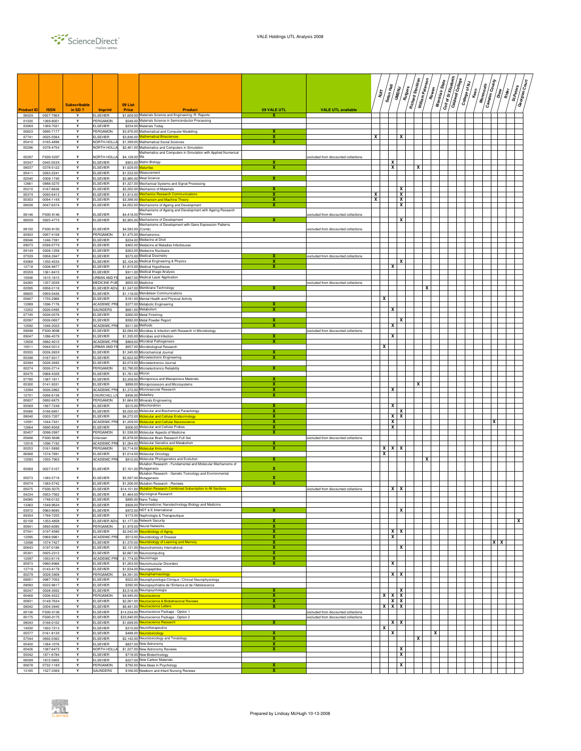| Product ID | ISSN | Subscribable in SD ? | Imprint | 09 List Price | Product | 09 VALE UTL | VALE UTL available | NJIT | Seton Hall | UMDNJ | Rutgers | Richard Stockton | William Paterson | Rowan | Montclair State | Coll of St Elizabeth | Caldwell College | College of NJ | Kean | Monmouth | Camden County | Drew | Rider | St.Peters | Georgian Court |
|---|---|---|---|---|---|---|---|---|---|---|---|---|---|---|---|---|---|---|---|---|---|---|---|---|---|
| 06029 | 0927-796X | Y | ELSEVIER | $1,609.00 | Materials Science and Engineering: R: Reports | X | | | | | | | | | | | | | | | | | | | |
| 01030 | 1369-8001 | Y | PERGAMON | $548.00 | Materials Science in Semiconductor Processing | | | | | | | | | | | | | | | | | | | | |
| 03069 | 1369-7021 | Y | ELSEVIER | $234.00 | Materials Today | | | | | | | | | | | | | | | | | | | | |
| 00623 | 0895-7177 | Y | PERGAMON | $3,976.00 | Mathematical and Computer Modelling | X | | | | | | | | | | | | | | | | | | | |
| 07741 | 0025-5564 | Y | ELSEVIER | $3,836.00 | Mathematical Biosciences | X | | X | | | X | | | | | | | | | | | | | | |
| 05410 | 0165-4896 | Y | NORTH-HOLLA | $1,399.00 | Mathematical Social Sciences | X | | | | | | | | | | | | | | | | | | | |
| 05296 | 0378-4754 | Y | NORTH-HOLLA | $2,461.00 | Mathematics and Computers in Simulation | | | | | | | | | | | | | | | | | | | | |
| 05297 | FS00-5297 | Y | NORTH-HOLLA | $4,128.00 | Mathematics and Computers in Simulation with Applied Numerical Ma | | excluded from discounted collections | | | | | | | | | | | | | | | | | | |
| 05547 | 0945-053X | Y | ELSEVIER | $953.00 | Matrix Biology | X | | | | X | | | | | | | | | | | | | | | |
| 08037 | 0378-5122 | Y | ELSEVIER | $1,629.00 | Maturitas | X | | | | X | | | X | | | | | | | | | | | | |
| 05411 | 0263-2241 | Y | ELSEVIER | $1,533.00 | Measurement | | | | | | | | | | | | | | | | | | | | |
| 02040 | 0309-1740 | Y | ELSEVIER | $2,985.00 | Meat Science | X | | | | | | | | | | | | | | | | | | | |
| 12661 | 0888-3270 | Y | ELSEVIER | $1,327.00 | Mechanical Systems and Signal Processing | | | | | | | | | | | | | | | | | | | | |
| 05210 | 0167-6636 | Y | ELSEVIER | $2,202.00 | Mechanics of Materials | X | | | | | X | | | | | | | | | | | | | | |
| 00374 | 0093-6413 | Y | ELSEVIER | $1,913.00 | Mechanics Research Communications | X | | X | | | X | | | | | | | | | | | | | | |
| 00303 | 0094-114X | Y | ELSEVIER | $3,388.00 | Mechanism and Machine Theory | X | | X | | | X | | | | | | | | | | | | | | |
| 08038 | 0047-6374 | Y | ELSEVIER | $4,052.00 | Mechanisms of Ageing and Development | X | | | | | X | | | | | | | | | | | | | | |
| 08146 | FS00-8146 | Y | ELSEVIER | $4,418.00 | Mechanisms of Ageing and Development with Ageing Research Reviews | | excluded from discounted collections | | | | | | | | | | | | | | | | | | |
| 08039 | 0925-4773 | Y | ELSEVIER | $2,905.00 | Mechanisms of Development | X | | | | | X | | | | | | | | | | | | | | |
| 08150 | FS00-8150 | Y | ELSEVIER | $4,583.00 | Mechanisms of Development with Gene Expression Patterns (Comb) | | excluded from discounted collections | | | | | | | | | | | | | | | | | | |
| 00933 | 0957-4158 | Y | PERGAMON | $1,475.00 | Mechatronics | | | | | | | | | | | | | | | | | | | | |
| 09046 | 1246-7391 | Y | ELSEVIER | $224.00 | Medecine et Droit | | | | | | | | | | | | | | | | | | | | |
| 09073 | 0399-077X | Y | ELSEVIER | $462.00 | Medecine et Maladies Infectieuses | | | | | | | | | | | | | | | | | | | | |
| 09149 | 0928-1258 | Y | ELSEVIER | $263.00 | Medecine Nucleaire | | | | | | | | | | | | | | | | | | | | |
| 07539 | 0958-3947 | Y | ELSEVIER | $573.00 | Medical Dosimetry | X | excluded from discounted collections | | | | | | | | | | | | | | | | | | |
| 03068 | 1350-4533 | Y | ELSEVIER | $2,104.00 | Medical Engineering & Physics | X | | | | | X | | | | | | | | | | | | | | |
| 12718 | 0306-9877 | Y | ELSEVIER | $1,815.00 | Medical Hypotheses | X | | | | X | | | | | | | | | | | | | | | |
| 05559 | 1361-8415 | Y | ELSEVIER | $911.00 | Medical Image Analysis | | | | | | | | | | | | | | | | | | | | |
| 10046 | 1615-1615 | Y | URBAN AND FI | $467.00 | Medical Laser Application | | | | | | | | | | | | | | | | | | | | |
| 04265 | 1357-3039 | Y | MEDICINE PUB | $655.00 | Medicine | | excluded from discounted collections | | | | | | | | | | | | | | | | | | |
| 02095 | 0958-2118 | Y | ELSEVIER ADV | $1,247.00 | Membrane Technology | X | | | | | | | | X | | | | | | | | | | | |
| 08605 | 0959-9436 | Y | ELSEVIER | $1,118.00 | Mendeleev Communications | | | | | | | | | | | | | | | | | | | | |
| 05607 | 1755-2966 | Y | ELSEVIER | $181.00 | Mental Health and Physical Activity | | | | X | | | | | | | | | | | | | | | | |
| 12089 | 1096-7176 | Y | ACADEMIC PRE | $377.00 | Metabolic Engineering | X | | | | | | | | | | | | | | | | | | | |
| 13252 | 0026-0495 | Y | SAUNDERS | $681.00 | Metabolism | X | | | | X | | | | | | | | | | | | | | | |
| 07745 | 0026-0576 | Y | ELSEVIER | $260.00 | Metal Finishing | | | | | | | | | | | | | | | | | | | | |
| 02097 | 0026-0657 | Y | ELSEVIER | $582.00 | Metal Powder Report | X | | | | | X | | | | | | | | | | | | | | |
| 12092 | 1046-2023 | Y | ACADEMIC PRE | $511.00 | Methods | X | | | | X | | | | | | | | | | | | | | | |
| 09098 | FS00-9098 | Y | ELSEVIER | $2,084.00 | Microbes & Infection with Research in Microbiology | | excluded from discounted collections | | | | | | | | | | | | | | | | | | |
| 09047 | 1286-4579 | Y | ELSEVIER | $1,335.00 | Microbes and Infection | X | | | | X | | | | | | | | | | | | | | | |
| 12658 | 0882-4010 | Y | ACADEMIC PRE | $869.00 | Microbial Pathogenesis | X | | | | | | | | | | | | | | | | | | | |
| 10011 | 0944-5013 | Y | URBAN AND FI | $657.00 | Microbiological Research | | | | X | | | | | | | | | | | | | | | | |
| 05555 | 0026-265X | Y | ELSEVIER | $1,345.00 | Microchemical Journal | X | | | | | | | | | | | | | | | | | | | |
| 05298 | 0167-9317 | Y | ELSEVIER | $2,622.00 | Microelectronic Engineering | X | | | | | | | | | | | | | | | | | | | |
| 02094 | 0026-2692 | Y | ELSEVIER | $2,074.00 | Microelectronics Journal | | | | | | | | | | | | | | | | | | | | |
| 00274 | 0026-2714 | Y | PERGAMON | $3,790.00 | Microelectronics Reliability | X | | | | | | | | | | | | | | | | | | | |
| 00475 | 0968-4328 | Y | ELSEVIER | $1,761.00 | Micron | | | | | | | | | | | | | | | | | | | | |
| 07780 | 1387-1811 | Y | ELSEVIER | $3,358.00 | Microporous and Mesoporous Materials | X | | | | | | | | | | | | | | | | | | | |
| 05300 | 0141-9331 | Y | ELSEVIER | $899.00 | Microprocessors and Microsystems | X | | | | | | | X | | | | | | | | | | | | |
| 12094 | 0026-2862 | Y | ACADEMIC PRE | $1,372.00 | Microvascular Research | X | | | | X | | | | | | | | | | | | | | | |
| 12751 | 0266-6138 | Y | CHURCHILL LI | $456.00 | Midwifery | X | | | | | | | | | | | | | | | | | | | |
| 00837 | 0892-6875 | Y | PERGAMON | $1,664.00 | Minerals Engineering | | | | | | | | | | | | | | | | | | | | |
| 05569 | 1567-7249 | Y | ELSEVIER | $515.00 | Mitochondrion | X | | | | X | | | | | | | | | | | | | | | |
| 05066 | 0166-6851 | Y | ELSEVIER | $5,020.00 | Molecular and Biochemical Parasitology | X | | | | | X | | | | | | | | | | | | | | |
| 08040 | 0303-7207 | Y | ELSEVIER | $6,272.00 | Molecular and Cellular Endocrinology | X | | | | X | X | | | | | | | | | | | | | | |
| 12091 | 1044-7431 | Y | ACADEMIC PRE | $1,209.00 | Molecular and Cellular Neuroscience | X | | | | X | | | | | | | | | | | X | | | | |
| 12664 | 0890-8508 | Y | ELSEVIER | $506.00 | Molecular and Cellular Probes | X | | | | X | | | | | | | | | | | | | | | |
| 00457 | 0098-2997 | Y | PERGAMON | $1,538.00 | Molecular Aspects of Medicine | X | | | | | | | | | | | | | | | | | | | |
| 05698 | FS00-5698 | Y | Unknown | $5,878.00 | Molecular Brain Research Full Set | | excluded from discounted collections | | | | | | | | | | | | | | | | | | |
| 12016 | 1096-7192 | Y | ACADEMIC PRE | $1,264.00 | Molecular Genetics and Metabolism | X | | | | | | | | | | | | | | | | | | | |
| 00253 | 0161-5890 | Y | PERGAMON | $3,714.00 | Molecular Immunology | X | | | X | X | X | | | | | | | | | | | | | | |
| 06068 | 1574-7891 | Y | ELSEVIER | $1,014.00 | Molecular Oncology | | | | X | | | | | | | | | | | | | | | | |
| 12093 | 1055-7903 | Y | ACADEMIC PRE | $810.00 | Molecular Phylogenetics and Evolution | X | | | | | | | | X | | | | | | | | | | | |
| 05069 | 0027-5107 | Y | ELSEVIER | $7,101.00 | Mutation Research - Fundamental and Molecular Mechanisms of Mutagenesis | X | | | | | | | | | | | | | | | | | | | |
| 05073 | 1383-5718 | Y | ELSEVIER | $5,597.00 | Mutation Research - Genetic Toxicology and Environmental Mutagenesis | X | | | | | | | | | | | | | | | | | | | |
| 05074 | 1383-5742 | Y | ELSEVIER | $1,206.00 | Mutation Research - Reviews | X | | | | | | | | | | | | | | | | | | | |
| 05075 | FS00-5075 | Y | ELSEVIER | $14,151.00 | Mutation Research Combined Subscription to All Sections | | excluded from discounted collections | | | X | X | | | | | | | | | | | | | | |
| 04234 | 0953-7562 | Y | ELSEVIER | $1,464.00 | Mycological Research | | | | | | | | | | | | | | | | | | | | |
| 04085 | 1748-0132 | Y | ELSEVIER | $895.00 | Nano Today | | | | | | | | | | | | | | | | | | | | |
| 13363 | 1549-9634 | Y | ELSEVIER | $928.00 | Nanomedicine: Nanotechnology Biology and Medicine | | | | | | | | | | | | | | | | | | | | |
| 03072 | 0963-8695 | Y | ELSEVIER | $972.00 | NDT & E International | X | | | | | X | | | | | | | | | | | | | | |
| 09354 | 1769-7255 | Y | ELSEVIER | $173.00 | Nephrologie & Therapeutique | | | | | | | | | | | | | | | | | | | | |
| 02158 | 1353-4858 | Y | ELSEVIER ADV | $1,177.00 | Network Security | X | | | | | | | | | | | | | | | | | | | X |
| 00841 | 0893-6080 | Y | PERGAMON | $1,979.00 | Neural Networks | X | | | | | | | | | | | | | | | | | | | |
| 07541 | 0197-4580 | Y | ELSEVIER | $2,542.00 | Neurobiology of Aging | X | | | | X | X | | | | | | | | | | | | | | |
| 12095 | 0969-9961 | Y | ACADEMIC PRE | $513.00 | Neurobiology of Disease | X | | | | X | | | | | | | | | | | | | | | |
| 12098 | 1074-7427 | Y | ELSEVIER | $1,370.00 | Neurobiology of Learning and Memory | X | | | | | | | | | | | | | | | X | X | | | |
| 00643 | 0197-0186 | Y | ELSEVIER | $2,131.00 | Neurochemistry International | X | | | | | X | | | | | | | | | | | | | | |
| 05301 | 0925-2312 | Y | ELSEVIER | $2,667.00 | Neurocomputing | X | | | | | | | | | | | | | | | | | | | |
| 12097 | 1053-8119 | Y | ACADEMIC PRE | $1,774.00 | Neuroimage | X | | | | | | | | | | | | | | | | | | | |
| 00973 | 0960-8966 | Y | ELSEVIER | $1,263.00 | Neuromuscular Disorders | X | | | | X | | | | | | | | | | | | | | | |
| 12719 | 0143-4179 | Y | ELSEVIER | $1,634.00 | Neuropeptides | | | | | | | | | | | | | | | | | | | | |
| 00279 | 0028-3908 | Y | PERGAMON | $4,391.00 | Neuropharmacology | | | | | X | X | | | | | | | | | | | | | | |
| 09051 | 0987-7053 | Y | ELSEVIER | $522.00 | Neurophysiologie Clinique / Clinical Neurophysiology | | | | | | | | | | | | | | | | | | | | |
| 09093 | 0222-9617 | Y | ELSEVIER | $392.00 | Neuropsychiatrie de l'Enfance et de l'Adolescence | | | | | | | | | | | | | | | | | | | | |
| 00247 | 0028-3932 | Y | ELSEVIER | $3,518.00 | Neuropsychologia | X | | | | | X | | | | | | | | | | | | | | |
| 00468 | 0306-4522 | Y | PERGAMON | $9,945.00 | Neuroscience | X | | | X | X | X | | | | | | | | | | | | | | |
| 00831 | 0149-7634 | Y | ELSEVIER | $2,261.00 | Neuroscience & Biobehavioral Reviews | X | | | | X | X | | | | | | | | | | | | | | |
| 08042 | 0304-3940 | Y | ELSEVIER | $8,481.00 | Neuroscience Letters | X | | | X | X | X | | | | | | | | | | | | | | |
| 00136 | FS00-0136 | Y | ELSEVIER | $14,534.00 | Neuroscience Package - Option 1 | | excluded from discounted collections | | | | | | | | | | | | | | | | | | |
| 00175 | FS00-0175 | Y | ELSEVIER | $33,840.00 | Neuroscience Package - Option 2 | | excluded from discounted collections | | | | | | | | | | | | | | | | | | |
| 08043 | 0168-0102 | Y | ELSEVIER | $1,699.00 | Neuroscience Research | X | | | | X | X | | | | | | | | | | | | | | |
| 14030 | 1933-7213 | Y | ELSEVIER | $315.00 | Neurotherapeutics | | | | X | | | | | | | | | | | | | | | | |
| 05577 | 0161-813X | Y | ELSEVIER | $488.00 | Neurotoxicology | X | | | | X | | | | | X | | | | | | | | | | |
| 07544 | 0892-0362 | Y | ELSEVIER | $2,142.00 | Neurotoxicology and Teratology | X | | | | | | | X | | | | | | | | | | | | |
| 05450 | 1384-1076 | Y | ELSEVIER | $837.00 | New Astronomy | X | | | | | | | | | | | | | | | | | | | |
| 00426 | 1387-6473 | Y | NORTH-HOLLA | $1,227.00 | New Astronomy Reviews | X | | | | | X | | | | | | | | | | | | | | |
| 05042 | 1871-6784 | Y | ELSEVIER | $718.00 | New Biotechnology | | | | | | X | | | | | | | | | | | | | | |
| 08599 | 1872-5805 | Y | ELSEVIER | $227.00 | New Carbon Materials | | | | | | | | | | | | | | | | | | | | |
| 00678 | 0732-118X | Y | PERGAMON | $792.00 | New Ideas in Psychology | X | | | | | X | | | | | | | | | | | | | | |
| 13185 | 1527-3369 | Y | SAUNDERS | $166.00 | Newborn and Infant Nursing Reviews | X | | | | | | | | | | | | | | | | | | | |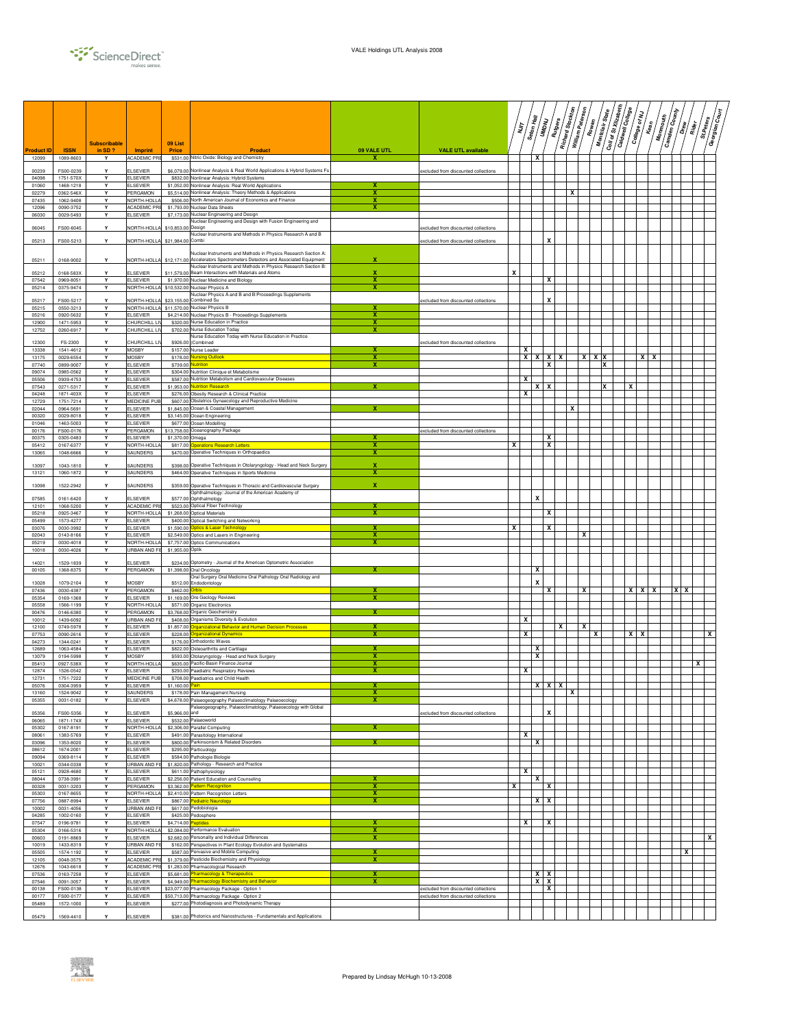| Product ID | ISSN | Subscribable in SD ? | Imprint | 09 List Price | Product | 09 VALE UTL | VALE UTL available | NJIT | Seton Hall | UMDNJ | Rutgers | Richard Stockton | William Paterson | Rowan | Montclair State | Coll of St Elizabeth | Caldwell College | College of NJ | Kean | Monmouth | Camden County | Drew | Rider | St.Peters | Georgian Court |
|---|---|---|---|---|---|---|---|---|---|---|---|---|---|---|---|---|---|---|---|---|---|---|---|---|---|
| 12099 | 1089-8603 | Y | ACADEMIC PRE | $531.00 | Nitric Oxide: Biology and Chemistry | X | | | | X | | | | | | | | | | | | | | | |
| 00239 | FS00-0239 | Y | ELSEVIER | $6,079.00 | Nonlinear Analysis & Real World Applications & Hybrid Systems Fs | | excluded from discounted collections | | | | | | | | | | | | | | | | | | |
| 04098 | 1751-570X | Y | ELSEVIER | $832.00 | Nonlinear Analysis: Hybrid Systems | | | | | | | | | | | | | | | | | | | | |
| 01060 | 1468-1218 | Y | ELSEVIER | $1,052.00 | Nonlinear Analysis: Real World Applications | X | | | | | | | | | | | | | | | | | | | |
| 02279 | 0362-546X | Y | PERGAMON | $5,514.00 | Nonlinear Analysis: Theory Methods & Applications | X | | | | | | | X | | | | | | | | | | | | |
| 07435 | 1062-9408 | Y | NORTH-HOLLA | $506.00 | North American Journal of Economics and Finance | X | | | | | | | | | | | | | | | | | | | |
| 12096 | 0090-3752 | Y | ACADEMIC PRE | $1,793.00 | Nuclear Data Sheets | X | | | | | | | | | | | | | | | | | | | |
| 06030 | 0029-5493 | Y | ELSEVIER | $7,173.00 | Nuclear Engineering and Design | | | | | | | | | | | | | | | | | | | | |
| 06045 | FS00-6045 | Y | NORTH-HOLLA | $10,853.00 | Nuclear Engineering and Design with Fusion Engineering and Design | | excluded from discounted collections | | | | | | | | | | | | | | | | | | |
| 05213 | FS00-5213 | Y | NORTH-HOLLA | $21,984.00 | Nuclear Instruments and Methods in Physics Research A and B Combi | | excluded from discounted collections | | | | X | | | | | | | | | | | | | | |
| 05211 | 0168-9002 | Y | NORTH-HOLLA | $12,171.00 | Nuclear Instruments and Methods in Physics Research Section A: Accelerators Spectrometers Detectors and Associated Equipment | X | | | | | | | | | | | | | | | | | | | |
| 05212 | 0168-583X | Y | ELSEVIER | $11,579.00 | Nuclear Instruments and Methods in Physics Research Section B: Beam Interactions with Materials and Atoms | X | | X | | | | | | | | | | | | | | | | | |
| 07542 | 0969-8051 | Y | ELSEVIER | $1,970.00 | Nuclear Medicine and Biology | X | | | | | X | | | | | | | | | | | | | | |
| 05214 | 0375-9474 | Y | NORTH-HOLLA | $10,532.00 | Nuclear Physics A | X | | | | | | | | | | | | | | | | | | | |
| 05217 | FS00-5217 | Y | NORTH-HOLLA | $23,155.00 | Nuclear Physics A and B and B:Proceedings Supplements Combined Su | | excluded from discounted collections | | | | X | | | | | | | | | | | | | | |
| 05215 | 0550-3213 | Y | NORTH-HOLLA | $11,570.00 | Nuclear Physics B | X | | | | | | | | | | | | | | | | | | | |
| 05216 | 0920-5632 | Y | ELSEVIER | $4,214.00 | Nuclear Physics B - Proceedings Supplements | X | | | | | | | | | | | | | | | | | | | |
| 12900 | 1471-5953 | Y | CHURCHILL LIV | $320.00 | Nurse Education in Practice | X | | | | | | | | | | | | | | | | | | | |
| 12752 | 0260-6917 | Y | CHURCHILL LIV | $702.00 | Nurse Education Today | X | | | | | | | | | | | | | | | | | | | |
| 12300 | FS-2300 | Y | CHURCHILL LIV | $926.00 | Nurse Education Today with Nurse Education in Practice Combined | | excluded from discounted collections | | | | | | | | | | | | | | | | | | |
| 13338 | 1541-4612 | Y | MOSBY | $157.00 | Nurse Leader | X | | | X | | | | | | | | | | | | | | | | |
| 13175 | 0029-6554 | Y | MOSBY | $178.00 | Nursing Outlook | X | | | X | X | X | X | | X | X | X | | | X | X | | | | | |
| 07740 | 0899-9007 | Y | ELSEVIER | $739.00 | Nutrition | X | | | | | X | | | | | X | | | | | | | | | |
| 09074 | 0985-0562 | Y | ELSEVIER | $304.00 | Nutrition Clinique et Metabolisme | | | | | | | | | | | | | | | | | | | | |
| 05506 | 0939-4753 | Y | ELSEVIER | $587.00 | Nutrition Metabolism and Cardiovascular Diseases | | | | X | | | | | | | | | | | | | | | | |
| 07543 | 0271-5317 | Y | ELSEVIER | $1,953.00 | Nutrition Research | X | | | | X | X | | | | | X | | X | | | | | | | |
| 04248 | 1871-403X | Y | ELSEVIER | $276.00 | Obesity Research & Clinical Practice | | | | X | | | | | | | | | | | | | | | | |
| 12729 | 1751-7214 | Y | MEDICINE PUB | $607.00 | Obstetrics Gynaecology and Reproductive Medicine | | | | | | | | | | | | | | | | | | | | |
| 02044 | 0964-5691 | Y | ELSEVIER | $1,845.00 | Ocean & Coastal Management | X | | | | | | | X | | | | | | | | | | | | |
| 00320 | 0029-8018 | Y | ELSEVIER | $3,145.00 | Ocean Engineering | | | | | | | | | | | | | | | | | | | | |
| 01046 | 1463-5003 | Y | ELSEVIER | $677.00 | Ocean Modelling | | | | | | | | | | | | | | | | | | | | |
| 00176 | FS00-0176 | Y | PERGAMON | $13,758.00 | Oceanography Package | | excluded from discounted collections | | | | | | | | | | | | | | | | | | |
| 00375 | 0305-0483 | Y | ELSEVIER | $1,370.00 | Omega | X | | | | | X | | | | | | | | | | | | | | |
| 05412 | 0167-6377 | Y | NORTH-HOLLA | $817.00 | Operations Research Letters | X | | X | | | X | | | | | | | | | | | | | | |
| 13065 | 1048-6666 | Y | SAUNDERS | $470.00 | Operative Techniques in Orthopaedics | X | | | | | | | | | | | | | | | | | | | |
| 13097 | 1043-1810 | Y | SAUNDERS | $398.00 | Operative Techniques in Otolaryngology - Head and Neck Surgery | X | | | | | | | | | | | | | | | | | | | |
| 13121 | 1060-1872 | Y | SAUNDERS | $464.00 | Operative Techniques in Sports Medicine | X | | | | | | | | | | | | | | | | | | | |
| 13098 | 1522-2942 | Y | SAUNDERS | $359.00 | Operative Techniques in Thoracic and Cardiovascular Surgery | X | | | | | | | | | | | | | | | | | | | |
| 07585 | 0161-6420 | Y | ELSEVIER | $577.00 | Ophthalmology: Journal of the American Academy of Ophthalmology | | | | | X | | | | | | | | | | | | | | | |
| 12101 | 1068-5200 | Y | ACADEMIC PRE | $523.00 | Optical Fiber Technology | X | | | | | | | | | | | | | | | | | | | |
| 05218 | 0925-3467 | Y | NORTH-HOLLA | $1,268.00 | Optical Materials | X | | | | | X | | | | | | | | | | | | | | |
| 05499 | 1573-4277 | Y | ELSEVIER | $400.00 | Optical Switching and Networking | | | | | | | | | | | | | | | | | | | | |
| 03076 | 0030-3992 | Y | ELSEVIER | $1,590.00 | Optics & Laser Technology | X | | X | | | X | | | | | | | | | | | | | | |
| 02043 | 0143-8166 | Y | ELSEVIER | $2,549.00 | Optics and Lasers in Engineering | X | | | | | | | | X | | | | | | | | | | | |
| 05219 | 0030-4018 | Y | NORTH-HOLLA | $7,757.00 | Optics Communications | X | | | | | | | | | | | | | | | | | | | |
| 10018 | 0030-4026 | Y | URBAN AND FI | $1,955.00 | Optik | | | | | | | | | | | | | | | | | | | | |
| 14021 | 1529-1839 | Y | ELSEVIER | $234.00 | Optometry - Journal of the American Optometric Association | | | | | | | | | | | | | | | | | | | | |
| 00105 | 1368-8375 | Y | PERGAMON | $1,398.00 | Oral Oncology | X | | | | X | | | | | | | | | | | | | | | |
| 13028 | 1079-2104 | Y | MOSBY | $512.00 | Oral Surgery Oral Medicine Oral Pathology Oral Radiology and Endodontology | | | | | X | | | | | | | | | | | | | | | |
| 07436 | 0030-4387 | Y | PERGAMON | $462.00 | Orbis | X | | | | | X | | | X | | | | X | X | X | | X | X | | |
| 05354 | 0169-1368 | Y | ELSEVIER | $1,169.00 | Ore Geology Reviews | X | | | | | | | | | | | | | | | | | | | |
| 05558 | 1566-1199 | Y | NORTH-HOLLA | $571.00 | Organic Electronics | | | | | | | | | | | | | | | | | | | | |
| 00476 | 0146-6380 | Y | PERGAMON | $3,768.00 | Organic Geochemistry | X | | | | | | | | | | | | | | | | | | | |
| 10012 | 1439-6092 | Y | URBAN AND FI | $408.00 | Organisms Diversity & Evolution | | | | X | | | | | | | | | | | | | | | | |
| 12100 | 0749-5978 | Y | ELSEVIER | $1,857.00 | Organizational Behavior and Human Decision Processes | X | | | | | | X | | X | | | | | | | | | | | |
| 07753 | 0090-2616 | Y | ELSEVIER | $228.00 | Organizational Dynamics | X | | | X | | | | | | X | | | X | X | | | | | | X |
| 04273 | 1344-0241 | Y | ELSEVIER | $176.00 | Orthodontic Waves | | | | | | | | | | | | | | | | | | | | |
| 12689 | 1063-4584 | Y | ELSEVIER | $822.00 | Osteoarthritis and Cartilage | X | | | | X | | | | | | | | | | | | | | | |
| 13079 | 0194-5998 | Y | MOSBY | $593.00 | Otolaryngology - Head and Neck Surgery | X | | | | X | | | | | | | | | | | | | | | |
| 05413 | 0927-538X | Y | NORTH-HOLLA | $635.00 | Pacific-Basin Finance Journal | X | | | | | | | | | | | | | | | | | | X | |
| 12874 | 1526-0542 | Y | ELSEVIER | $293.00 | Paediatric Respiratory Reviews | X | | | X | | | | | | | | | | | | | | | | |
| 12731 | 1751-7222 | Y | MEDICINE PUB | $708.00 | Paediatrics and Child Health | | | | | | | | | | | | | | | | | | | | |
| 05076 | 0304-3959 | Y | ELSEVIER | $1,160.00 | Pain | X | | | | X | X | X | | | | | | | | | | | | | |
| 13160 | 1524-9042 | Y | SAUNDERS | $178.00 | Pain Management Nursing | X | | | | | | | | | | | | | | | | | | | |
| 05355 | 0031-0182 | Y | ELSEVIER | $4,678.00 | Palaeogeography Palaeoclimatology Palaeoecology | X | | | | | | | X | | | | | | | | | | | | |
| 05356 | FS00-5356 | Y | ELSEVIER | $5,966.00 | Palaeogeography, Palaeoclimatology, Palaeoecology with Global and | | excluded from discounted collections | | | | X | | | | | | | | | | | | | | |
| 06065 | 1871-174X | Y | ELSEVIER | $532.00 | Palaeoworld | | | | | | | | | | | | | | | | | | | | |
| 05302 | 0167-8191 | Y | NORTH-HOLLA | $2,306.00 | Parallel Computing | X | | | | | | | | | | | | | | | | | | | |
| 08061 | 1383-5769 | Y | ELSEVIER | $491.00 | Parasitology International | | | | X | | | | | | | | | | | | | | | | |
| 03096 | 1353-8020 | Y | ELSEVIER | $800.00 | Parkinsonism & Related Disorders | X | | | | X | | | | | | | | | | | | | | | |
| 08612 | 1674-2001 | Y | ELSEVIER | $295.00 | Particuology | | | | | | | | | | | | | | | | | | | | |
| 09094 | 0369-8114 | Y | ELSEVIER | $584.00 | Pathologie Biologie | | | | | | | | | | | | | | | | | | | | |
| 10021 | 0344-0338 | Y | URBAN AND FI | $1,820.00 | Pathology - Research and Practice | | | | | | | | | | | | | | | | | | | | |
| 05121 | 0928-4680 | Y | ELSEVIER | $611.00 | Pathophysiology | | | | X | | | | | | | | | | | | | | | | |
| 08044 | 0738-3991 | Y | ELSEVIER | $2,256.00 | Patient Education and Counseling | X | | | | X | | | | | | | | | | | | | | | |
| 00328 | 0031-3203 | Y | PERGAMON | $3,362.00 | Pattern Recognition | X | | X | | | X | | | | | | | | | | | | | | |
| 05303 | 0167-8655 | Y | NORTH-HOLLA | $2,410.00 | Pattern Recognition Letters | X | | | | | | | | | | | | | | | | | | | |
| 07756 | 0887-8994 | Y | ELSEVIER | $867.00 | Pediatric Neurology | X | | | | X | X | | | | | | | | | | | | | | |
| 10002 | 0031-4056 | Y | URBAN AND FI | $617.00 | Pedobiologia | | | | | | | | | | | | | | | | | | | | |
| 04285 | 1002-0160 | Y | ELSEVIER | $425.00 | Pedosphere | | | | | | | | | | | | | | | | | | | | |
| 07547 | 0196-9781 | Y | ELSEVIER | $4,714.00 | Peptides | X | | | X | | X | | | | | | | | | | | | | | |
| 05304 | 0166-5316 | Y | NORTH-HOLLA | $2,084.00 | Performance Evaluation | X | | | | | | | | | | | | | | | | | | | |
| 00603 | 0191-8869 | Y | ELSEVIER | $2,682.00 | Personality and Individual Differences | X | | | | | | | | | | | | | | | | | | | X |
| 10019 | 1433-8319 | Y | URBAN AND FI | $162.00 | Perspectives in Plant Ecology Evolution and Systematics | | | | | | | | | | | | | | | | | | | | |
| 05505 | 1574-1192 | Y | ELSEVIER | $587.00 | Pervasive and Mobile Computing | X | | | | | | | | | | | | | | | | | X | | |
| 12105 | 0048-3575 | Y | ACADEMIC PRE | $1,379.00 | Pesticide Biochemistry and Physiology | X | | | | | | | | | | | | | | | | | | | |
| 12676 | 1043-6618 | Y | ACADEMIC PRE | $1,283.00 | Pharmacological Research | | | | | | | | | | | | | | | | | | | | |
| 07536 | 0163-7258 | Y | ELSEVIER | $5,681.00 | Pharmacology & Therapeutics | X | | | | X | X | | | | | | | | | | | | | | |
| 07546 | 0091-3057 | Y | ELSEVIER | $4,949.00 | Pharmacology Biochemistry and Behavior | X | | | | X | X | | | | | | | | | | | | | | |
| 00138 | FS00-0138 | Y | ELSEVIER | $23,077.00 | Pharmacology Package - Option 1 | | excluded from discounted collections | | | | X | | | | | | | | | | | | | | |
| 00177 | FS00-0177 | Y | ELSEVIER | $50,713.00 | Pharmacology Package - Option 2 | | excluded from discounted collections | | | | | | | | | | | | | | | | | | |
| 05489 | 1572-1000 | Y | ELSEVIER | $277.00 | Photodiagnosis and Photodynamic Therapy | | | | | | | | | | | | | | | | | | | | |
| 05479 | 1569-4410 | Y | ELSEVIER | $381.00 | Photonics and Nanostructures - Fundamentals and Applications | | | | | | | | | | | | | | | | | | | | |

Prepared by Lindsay McHugh 10-13-2008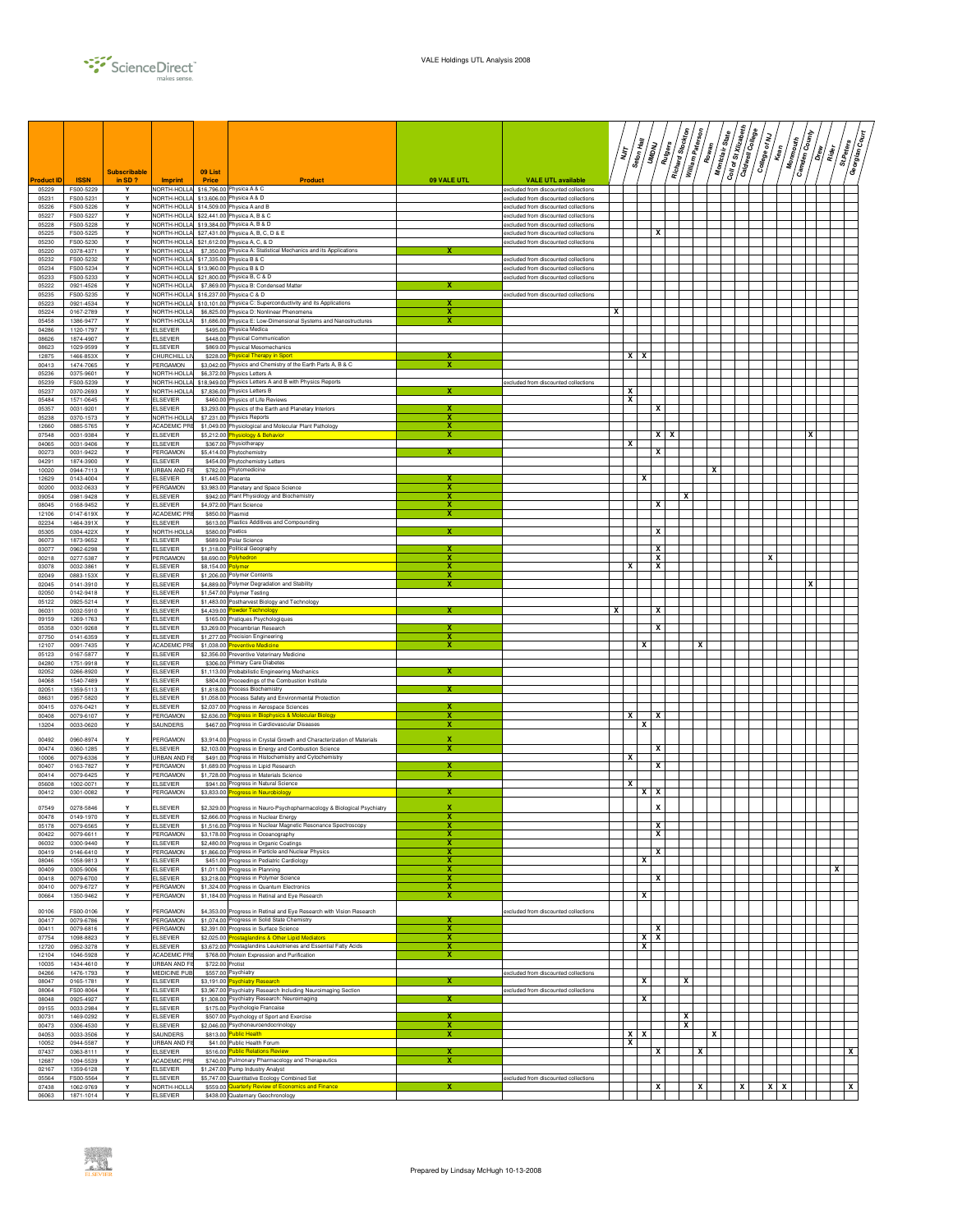| Product ID | ISSN | Subscribable in SD ? | Imprint | 09 List Price | Product | 09 VALE UTL | VALE UTL available | NJIT | Seton Hall | UMDNJ | Rutgers | Richard Stockton | William Paterson | Rowan | Montclair State | Coll of St Elizabeth | Caldwell College | College of NJ | Kean | Monmouth | Camden County | Drew | Rider | St Peters | Georgian Court |
|---|---|---|---|---|---|---|---|---|---|---|---|---|---|---|---|---|---|---|---|---|---|---|---|---|---|
| 05229 | FS00-5229 | Y | NORTH-HOLLA | $16,796.00 | Physica A & C | | excluded from discounted collections | | | | | | | | | | | | | | | | | | |
| 05231 | FS00-5231 | Y | NORTH-HOLLA | $13,606.00 | Physica A & D | | excluded from discounted collections | | | | | | | | | | | | | | | | | | |
| 05226 | FS00-5226 | Y | NORTH-HOLLA | $14,509.00 | Physica A and B | | excluded from discounted collections | | | | | | | | | | | | | | | | | | |
| 05227 | FS00-5227 | Y | NORTH-HOLLA | $22,441.00 | Physica A, B & C | | excluded from discounted collections | | | | | | | | | | | | | | | | | | |
| 05228 | FS00-5228 | Y | NORTH-HOLLA | $19,384.00 | Physica A, B & D | | excluded from discounted collections | | | | | | | | | | | | | | | | | | |
| 05225 | FS00-5225 | Y | NORTH-HOLLA | $27,431.00 | Physica A, B, C, D & E | | excluded from discounted collections | | | | X | | | | | | | | | | | | | | |
| 05230 | FS00-5230 | Y | NORTH-HOLLA | $21,612.00 | Physica A, C, & D | | excluded from discounted collections | | | | | | | | | | | | | | | | | | |
| 05220 | 0378-4371 | Y | NORTH-HOLLA | $7,350.00 | Physica A: Statistical Mechanics and its Applications | X | | | | | | | | | | | | | | | | | | | |
| 05232 | FS00-5232 | Y | NORTH-HOLLA | $17,335.00 | Physica B & C | | excluded from discounted collections | | | | | | | | | | | | | | | | | | |
| 05234 | FS00-5234 | Y | NORTH-HOLLA | $13,960.00 | Physica B & D | | excluded from discounted collections | | | | | | | | | | | | | | | | | | |
| 05233 | FS00-5233 | Y | NORTH-HOLLA | $21,800.00 | Physica B, C & D | | excluded from discounted collections | | | | | | | | | | | | | | | | | | |
| 05222 | 0921-4526 | Y | NORTH-HOLLA | $7,869.00 | Physica B: Condensed Matter | X | | | | | | | | | | | | | | | | | | | |
| 05235 | FS00-5235 | Y | NORTH-HOLLA | $16,237.00 | Physica C & D | | excluded from discounted collections | | | | | | | | | | | | | | | | | | |
| 05223 | 0921-4534 | Y | NORTH-HOLLA | $10,101.00 | Physica C: Superconductivity and its Applications | X | | | | | | | | | | | | | | | | | | | |
| 05224 | 0167-2789 | Y | NORTH-HOLLA | $6,825.00 | Physica D: Nonlinear Phenomena | X | | X | | | | | | | | | | | | | | | | | |
| 05458 | 1386-9477 | Y | NORTH-HOLLA | $1,686.00 | Physica E: Low-Dimensional Systems and Nanostructures | X | | | | | | | | | | | | | | | | | | | |
| 04286 | 1120-1797 | Y | ELSEVIER | $495.00 | Physica Medica | | | | | | | | | | | | | | | | | | | | |
| 08626 | 1874-4907 | Y | ELSEVIER | $448.00 | Physical Communication | | | | | | | | | | | | | | | | | | | | |
| 08623 | 1029-9599 | Y | ELSEVIER | $869.00 | Physical Mesomechanics | | | | | | | | | | | | | | | | | | | | |
| 12875 | 1466-853X | Y | CHURCHILL LI | $228.00 | Physical Therapy in Sport | X | | | X | X | | | | | | | | | | | | | | | |
| 00413 | 1474-7065 | Y | PERGAMON | $3,042.00 | Physics and Chemistry of the Earth Parts A, B & C | X | | | | | | | | | | | | | | | | | | | |
| 05236 | 0375-9601 | Y | NORTH-HOLLA | $6,372.00 | Physics Letters A | | | | | | | | | | | | | | | | | | | | |
| 05239 | FS00-5239 | Y | NORTH-HOLLA | $18,949.00 | Physics Letters A and B with Physics Reports | | excluded from discounted collections | | | | | | | | | | | | | | | | | | |
| 05237 | 0370-2693 | Y | NORTH-HOLLA | $7,836.00 | Physics Letters B | X | | | X | | | | | | | | | | | | | | | | |
| 05484 | 1571-0645 | Y | ELSEVIER | $460.00 | Physics of Life Reviews | | | | X | | | | | | | | | | | | | | | | |
| 05357 | 0031-9201 | Y | ELSEVIER | $3,293.00 | Physics of the Earth and Planetary Interiors | X | | | | | X | | | | | | | | | | | | | | |
| 05238 | 0370-1573 | Y | NORTH-HOLLA | $7,231.00 | Physics Reports | X | | | | | | | | | | | | | | | | | | | |
| 12660 | 0885-5765 | Y | ACADEMIC PRE | $1,049.00 | Physiological and Molecular Plant Pathology | X | | | | | | | | | | | | | | | | | | | |
| 07548 | 0031-9384 | Y | ELSEVIER | $5,212.00 | Physiology & Behavior | X | | | | | X | X | | | X | | | | | | | | | | |
| 04065 | 0031-9406 | Y | ELSEVIER | $367.00 | Physiotherapy | | | | X | | | | | | | | | | | | | | | | |
| 00273 | 0031-9422 | Y | PERGAMON | $5,414.00 | Phytochemistry | X | | | | | X | | | | | | | | | | | | | | |
| 04291 | 1874-3900 | Y | ELSEVIER | $454.00 | Phytochemistry Letters | | | | | | | | | | | | | | | | | | | | |
| 10020 | 0944-7113 | Y | URBAN AND FI | $782.00 | Phytomedicine | | | | | | | | | X | | | | | | | | | | | |
| 12629 | 0143-4004 | Y | ELSEVIER | $1,445.00 | Placenta | X | | | | X | | | | | | | | | | | | | | | |
| 00200 | 0032-0633 | Y | PERGAMON | $3,983.00 | Planetary and Space Science | X | | | | | | | | | | | | | | | | | | | |
| 09054 | 0981-9428 | Y | ELSEVIER | $942.00 | Plant Physiology and Biochemistry | X | | | | | | | X | | | | | | | | | | | | |
| 08045 | 0168-9452 | Y | ELSEVIER | $4,972.00 | Plant Science | X | | | | | X | | | | | | | | | | | | | | |
| 12106 | 0147-619X | Y | ACADEMIC PRE | $850.00 | Plasmid | X | | | | | | | | | | | | | | | | | | | |
| 02234 | 1464-391X | Y | ELSEVIER | $613.00 | Plastics Additives and Compounding | | | | | | | | | | | | | | | | | | | | |
| 05305 | 0304-422X | Y | NORTH-HOLLA | $580.00 | Poetics | X | | | | | X | | | | | | | | | | | | | | |
| 06073 | 1873-9652 | Y | ELSEVIER | $689.00 | Polar Science | | | | | | | | | | | | | | | | | | | | |
| 03077 | 0962-6298 | Y | ELSEVIER | $1,318.00 | Political Geography | X | | | | | X | | | | | | | | | | | | | | |
| 00218 | 0277-5387 | Y | PERGAMON | $8,690.00 | Polyhedron | X | | | | | X | | | | | | | X | | | | | | | |
| 03078 | 0032-3861 | Y | ELSEVIER | $8,154.00 | Polymer | X | | | X | | X | | | | | | | | | | | | | | |
| 02049 | 0883-153X | Y | ELSEVIER | $1,206.00 | Polymer Contents | X | | | | | | | | | | | | | | | | | | | |
| 02045 | 0141-3910 | Y | ELSEVIER | $4,889.00 | Polymer Degradation and Stability | X | | | | | | | | | X | | | | | | | | | | |
| 02050 | 0142-9418 | Y | ELSEVIER | $1,547.00 | Polymer Testing | | | | | | | | | | | | | | | | | | | | |
| 05122 | 0925-5214 | Y | ELSEVIER | $1,483.00 | Postharvest Biology and Technology | | | | | | | | | | | | | | | | | | | | |
| 06031 | 0032-5910 | Y | ELSEVIER | $4,439.00 | Powder Technology | X | | X | | | X | | | | | | | | | | | | | | |
| 09159 | 1269-1763 | Y | ELSEVIER | $165.00 | Pratiques Psychologiques | | | | | | | | | | | | | | | | | | | | |
| 05358 | 0301-9268 | Y | ELSEVIER | $3,269.00 | Precambrian Research | X | | | | | X | | | | | | | | | | | | | | |
| 07750 | 0141-6359 | Y | ELSEVIER | $1,277.00 | Precision Engineering | X | | | | | | | | | | | | | | | | | | | |
| 12107 | 0091-7435 | Y | ACADEMIC PRE | $1,038.00 | Preventive Medicine | X | | | | X | | | X | | | | | | | | | | | | |
| 05123 | 0167-5877 | Y | ELSEVIER | $2,356.00 | Preventive Veterinary Medicine | | | | | | | | | | | | | | | | | | | | |
| 04280 | 1751-9918 | Y | ELSEVIER | $306.00 | Primary Care Diabetes | | | | | | | | | | | | | | | | | | | | |
| 02052 | 0266-8920 | Y | ELSEVIER | $1,113.00 | Probabilistic Engineering Mechanics | X | | | | | | | | | | | | | | | | | | | |
| 04068 | 1540-7489 | Y | ELSEVIER | $804.00 | Proceedings of the Combustion Institute | | | | | | | | | | | | | | | | | | | | |
| 02051 | 1359-5113 | Y | ELSEVIER | $1,818.00 | Process Biochemistry | X | | | | | | | | | | | | | | | | | | | |
| 08631 | 0957-5820 | Y | ELSEVIER | $1,058.00 | Process Safety and Environmental Protection | | | | | | | | | | | | | | | | | | | | |
| 00415 | 0376-0421 | Y | ELSEVIER | $2,037.00 | Progress in Aerospace Sciences | X | | | | | | | | | | | | | | | | | | | |
| 00408 | 0079-6107 | Y | PERGAMON | $2,636.00 | Progress in Biophysics & Molecular Biology | X | | | X | | X | | | | | | | | | | | | | | |
| 13204 | 0033-0620 | Y | SAUNDERS | $467.00 | Progress in Cardiovascular Diseases | X | | | | X | | | | | | | | | | | | | | | |
| 00492 | 0960-8974 | Y | PERGAMON | $3,914.00 | Progress in Crystal Growth and Characterization of Materials | X | | | | | | | | | | | | | | | | | | | |
| 00474 | 0360-1285 | Y | ELSEVIER | $2,103.00 | Progress in Energy and Combustion Science | X | | | | | X | | | | | | | | | | | | | | |
| 10006 | 0079-6336 | Y | URBAN AND FI | $491.00 | Progress in Histochemistry and Cytochemistry | | | | X | | | | | | | | | | | | | | | | |
| 00407 | 0163-7827 | Y | PERGAMON | $1,689.00 | Progress in Lipid Research | X | | | | | X | | | | | | | | | | | | | | |
| 00414 | 0079-6425 | Y | PERGAMON | $1,728.00 | Progress in Materials Science | X | | | | | | | | | | | | | | | | | | | |
| 05608 | 1002-0071 | Y | ELSEVIER | $941.00 | Progress in Natural Science | | | | X | | | | | | | | | | | | | | | | |
| 00412 | 0301-0082 | Y | PERGAMON | $3,833.00 | Progress in Neurobiology | X | | | | X | X | | | | | | | | | | | | | | |
| 07549 | 0278-5846 | Y | ELSEVIER | $2,329.00 | Progress in Neuro-Psychopharmacology & Biological Psychiatry | X | | | | | X | | | | | | | | | | | | | | |
| 00478 | 0149-1970 | Y | ELSEVIER | $2,666.00 | Progress in Nuclear Energy | X | | | | | | | | | | | | | | | | | | | |
| 05178 | 0079-6565 | Y | ELSEVIER | $1,516.00 | Progress in Nuclear Magnetic Resonance Spectroscopy | X | | | | | X | | | | | | | | | | | | | | |
| 00422 | 0079-6611 | Y | PERGAMON | $3,178.00 | Progress in Oceanography | X | | | | | X | | | | | | | | | | | | | | |
| 06032 | 0300-9440 | Y | ELSEVIER | $2,480.00 | Progress in Organic Coatings | X | | | | | | | | | | | | | | | | | | | |
| 00419 | 0146-6410 | Y | PERGAMON | $1,866.00 | Progress in Particle and Nuclear Physics | X | | | | | X | | | | | | | | | | | | | | |
| 08046 | 1058-9813 | Y | ELSEVIER | $451.00 | Progress in Pediatric Cardiology | X | | | | X | | | | | | | | | | | | | | | |
| 00409 | 0305-9006 | Y | ELSEVIER | $1,011.00 | Progress in Planning | X | | | | | | | | | | | | | | | | | X | | |
| 00418 | 0079-6700 | Y | ELSEVIER | $3,218.00 | Progress in Polymer Science | X | | | | | X | | | | | | | | | | | | | | |
| 00410 | 0079-6727 | Y | PERGAMON | $1,324.00 | Progress in Quantum Electronics | X | | | | | | | | | | | | | | | | | | | |
| 00664 | 1350-9462 | Y | PERGAMON | $1,184.00 | Progress in Retinal and Eye Research | X | | | | X | | | | | | | | | | | | | | | |
| 00106 | FS00-0106 | Y | PERGAMON | $4,353.00 | Progress in Retinal and Eye Research with Vision Research | | excluded from discounted collections | | | | | | | | | | | | | | | | | | |
| 00417 | 0079-6786 | Y | PERGAMON | $1,074.00 | Progress in Solid State Chemistry | X | | | | | | | | | | | | | | | | | | | |
| 00411 | 0079-6816 | Y | PERGAMON | $2,391.00 | Progress in Surface Science | X | | | | | X | | | | | | | | | | | | | | |
| 07754 | 1098-8823 | Y | ELSEVIER | $2,025.00 | Prostaglandins & Other Lipid Mediators | X | | | | X | X | | | | | | | | | | | | | | |
| 12720 | 0952-3278 | Y | ELSEVIER | $3,672.00 | Prostaglandins Leukotrienes and Essential Fatty Acids | X | | | | X | | | | | | | | | | | | | | | |
| 12104 | 1046-5928 | Y | ACADEMIC PRE | $768.00 | Protein Expression and Purification | X | | | | | | | | | | | | | | | | | | | |
| 10035 | 1434-4610 | Y | URBAN AND FI | $722.00 | Protist | | | | | | | | | | | | | | | | | | | | |
| 04266 | 1476-1793 | Y | MEDICINE PUB | $557.00 | Psychiatry | | excluded from discounted collections | | | | | | | | | | | | | | | | | | |
| 08047 | 0165-1781 | Y | ELSEVIER | $3,191.00 | Psychiatry Research | X | | | | X | | | X | | | | | | | | | | | | |
| 08064 | FS00-8064 | Y | ELSEVIER | $3,967.00 | Psychiatry Research Including Neuroimaging Section | | excluded from discounted collections | | | | | | | | | | | | | | | | | | |
| 08048 | 0925-4927 | Y | ELSEVIER | $1,308.00 | Psychiatry Research: Neuroimaging | X | | | | X | | | | | | | | | | | | | | | |
| 09155 | 0033-2984 | Y | ELSEVIER | $175.00 | Psychologie Francaise | | | | | | | | | | | | | | | | | | | | |
| 00731 | 1469-0292 | Y | ELSEVIER | $507.00 | Psychology of Sport and Exercise | X | | | | | | | X | | | | | | | | | | | | |
| 00473 | 0306-4530 | Y | ELSEVIER | $2,046.00 | Psychoneuroendocrinology | X | | | | | | | X | | | | | | | | | | | | |
| 04053 | 0033-3506 | Y | SAUNDERS | $813.00 | Public Health | X | | | X | X | | | | | X | | | | | | | | | | |
| 10052 | 0944-5587 | Y | URBAN AND FI | $41.00 | Public Health Forum | | | | X | | | | | | | | | | | | | | | | |
| 07437 | 0363-8111 | Y | ELSEVIER | $516.00 | Public Relations Review | X | | | | | X | | | X | | | | | | | | | | | X |
| 12687 | 1094-5539 | Y | ACADEMIC PRE | $740.00 | Pulmonary Pharmacology and Therapeutics | X | | | | | | | | | | | | | | | | | | | |
| 02167 | 1359-6128 | Y | ELSEVIER | $1,247.00 | Pump Industry Analyst | | | | | | | | | | | | | | | | | | | | |
| 05564 | FS00-5564 | Y | ELSEVIER | $5,747.00 | Quantitative Ecology Combined Set | | excluded from discounted collections | | | | | | | | | | | | | | | | | | |
| 07438 | 1062-9769 | Y | NORTH-HOLLA | $559.00 | Quarterly Review of Economics and Finance | X | | | | | X | | | X | | | X | X | X | | | | | | X |
| 06063 | 1871-1014 | Y | ELSEVIER | $438.00 | Quaternary Geochronology | | | | | | | | | | | | | | | | | | | | |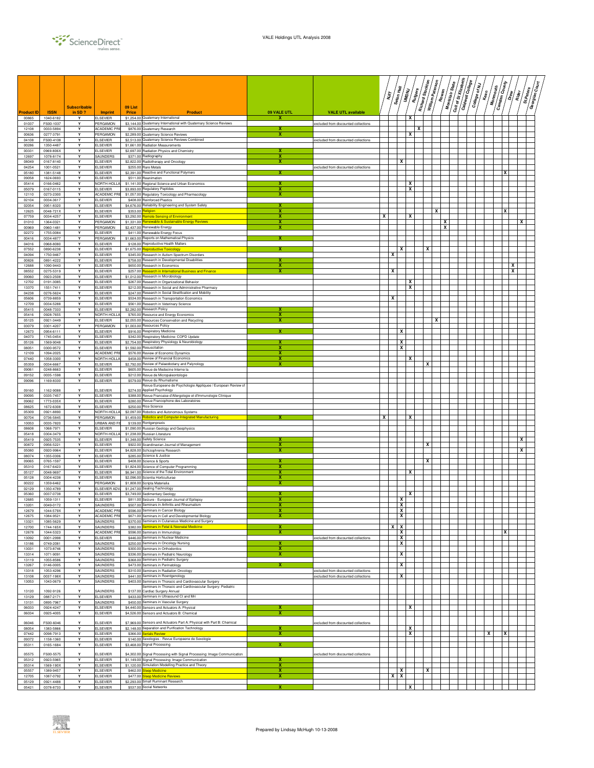VALE Holdings UTL Analysis 2008

| Product ID | ISSN | Subscribable in SD? | Imprint | 09 List Price | Product | 09 VALE UTL | VALE UTL available | NJIT | Seton Hall | UMDNJ | Rutgers | Richard Stockton | William Paterson | Rowan | Montclair State | Coll of St Elizabeth | Caldwell College | College of NJ | Kean | Monmouth | Camden County | Drew | Rider | St Peters | Georgian Court |
|---|---|---|---|---|---|---|---|---|---|---|---|---|---|---|---|---|---|---|---|---|---|---|---|---|---|
| 00865 | 1040-6182 | Y | ELSEVIER | $1,254.00 | Quaternary International | X | | | | | X | | | | | | | | | | | | | | |
| 01037 | FS00-1037 | Y | PERGAMON | $3,144.00 | Quaternary International with Quaternary Science Reviews | | excluded from discounted collections | | | | | | | | | | | | | | | | | | |
| 12108 | 0033-5894 | Y | ACADEMIC PRE | $876.00 | Quaternary Research | X | | | | | | X | | | | | | | | | | | | | |
| 00636 | 0277-3791 | Y | PERGAMON | $2,289.00 | Quaternary Science Reviews | X | | | | | X | | | | | | | | | | | | | | |
| 04108 | FS00-4108 | Y | ELSEVIER | $2,513.00 | Quaternary Science Reviews Combined | | excluded from discounted collections | | | | | | | | | | | | | | | | | | |
| 00286 | 1350-4487 | Y | ELSEVIER | $1,661.00 | Radiation Measurements | | | | | | | | | | | | | | | | | | | | |
| 00331 | 0969-806X | Y | ELSEVIER | $2,697.00 | Radiation Physics and Chemistry | X | | | | | | | | | | | | | | | | | | | |
| 12697 | 1078-8174 | Y | SAUNDERS | $371.00 | Radiography | X | | | | | | | | | | | | | | | | | | | |
| 08049 | 0167-8140 | Y | ELSEVIER | $2,822.00 | Radiotherapy and Oncology | X | | | | X | | | | | | | | | | | | | | | |
| 04254 | 1001-0521 | Y | ELSEVIER | $255.00 | Rare Metals | | excluded from discounted collections | | | | | | | | | | | | | | | | | | |
| 05180 | 1381-5148 | Y | ELSEVIER | $2,391.00 | Reactive and Functional Polymers | X | | | | | | | | | | | | | | | X | | | | |
| 09058 | 1624-0693 | Y | ELSEVIER | $511.00 | Reanimation | | | | | | | | | | | | | | | | | | | | |
| 05414 | 0166-0462 | Y | NORTH-HOLLA | $1,141.00 | Regional Science and Urban Economics | X | | | | | X | | | | | | | | | | | | | | |
| 05079 | 0167-0115 | Y | ELSEVIER | $3,893.00 | Regulatory Peptides | X | | | | | X | | | | | | | | | | | | | | |
| 12110 | 0273-2300 | Y | ACADEMIC PRE | $1,057.00 | Regulatory Toxicology and Pharmacology | X | | | | | | | | | | | | | | | | | | | |
| 02104 | 0034-3617 | Y | ELSEVIER | $408.00 | Reinforced Plastics | | | | | | | | | | | | | | | | | | | | |
| 02054 | 0951-8320 | Y | ELSEVIER | $4,676.00 | Reliability Engineering and System Safety | X | | | | | | | | | | | | | | | | | | | |
| 12625 | 0048-721X | Y | ELSEVIER | $353.00 | Religion | X | | | | | | | | X | | | | | | | X | | | | |
| 07759 | 0034-4257 | Y | ELSEVIER | $3,292.00 | Remote Sensing of Environment | X | | X | | | X | | | | | | | | | | | | | | |
| 01010 | 1364-0321 | Y | PERGAMON | $1,331.00 | Renewable & Sustainable Energy Reviews | X | | | | | | | | | X | | | | | | | | | X | |
| 00969 | 0960-1481 | Y | PERGAMON | $2,437.00 | Renewable Energy | X | | | | | | | | | X | | | | | | | | | | |
| 02272 | 1755-0084 | Y | ELSEVIER | $411.00 | Renewable Energy Focus | | | | | | | | | | | | | | | | | | | | |
| 00416 | 0034-4877 | Y | PERGAMON | $1,663.00 | Reports on Mathematical Physics | X | | | | | | | | | | | | | | | | | | | |
| 04016 | 0968-8080 | Y | ELSEVIER | $128.00 | Reproductive Health Matters | | | | | | | | | | | | | | | | | | | | |
| 07552 | 0890-6238 | Y | ELSEVIER | $1,675.00 | Reproductive Toxicology | X | | | | X | | | X | | | | | | | | | | | | |
| 04094 | 1750-9467 | Y | ELSEVIER | $345.00 | Research in Autism Spectrum Disorders | | | | X | | | | | | | | | | | | | | | | |
| 00826 | 0891-4222 | Y | ELSEVIER | $758.00 | Research in Developmental Disabilities | X | | | | | | | | | | | | | | | | | | | |
| 12688 | 1090-9443 | Y | ELSEVIER | $650.00 | Research in Economics | X | | | | | | | | | | | | | | | | | X | | |
| 08552 | 0275-5319 | Y | ELSEVIER | $257.00 | Research in International Business and Finance | X | | | X | | | | | | | | | | | | | | X | | |
| 09060 | 0923-2508 | Y | ELSEVIER | $1,012.00 | Research in Microbiology | | | | | | | | | | | | | | | | | | | | |
| 12702 | 0191-3085 | Y | ELSEVIER | $267.00 | Research in Organizational Behavior | | | | | | X | | | | | | | | | | | | | | |
| 13370 | 1551-7411 | Y | ELSEVIER | $212.00 | Research in Social and Administrative Pharmacy | | | | | | X | | | | | | | | | | | | | | |
| 04238 | 0276-5624 | Y | ELSEVIER | $247.00 | Research in Social Stratification and Mobility | | | | | | | | | | | | | | | | | | | | |
| 05606 | 0739-8859 | Y | ELSEVIER | $534.00 | Research in Transportation Economics | | | | X | | | | | | | | | | | | | | | | |
| 12709 | 0034-5288 | Y | ELSEVIER | $561.00 | Research in Veterinary Science | | | | | | | | | | | | | | | | | | | | |
| 05415 | 0048-7333 | Y | ELSEVIER | $2,282.00 | Research Policy | X | | | | | | | | | | | | | | | | | | | |
| 05416 | 0928-7655 | Y | NORTH-HOLLA | $765.00 | Resource and Energy Economics | X | | | | | | | | | | | | | | | | | | | |
| 05125 | 0921-3449 | Y | ELSEVIER | $2,055.00 | Resources Conservation and Recycling | X | | | | | | | | X | | | | | | | | | | | |
| 03079 | 0301-4207 | Y | PERGAMON | $1,003.00 | Resources Policy | | | | | | | | | | | | | | | | | | | | |
| 12673 | 0954-6111 | Y | ELSEVIER | $916.00 | Respiratory Medicine | X | | | | X | | | | | | | | | | | | | | | |
| 04073 | 1745-0454 | Y | ELSEVIER | $342.00 | Respiratory Medicine: COPD Update | | | | | | | | | | | | | | | | | | | | |
| 05126 | 1569-9048 | Y | ELSEVIER | $2,754.00 | Respiratory Physiology & Neurobiology | X | | | | X | | | | | | | | | | | | | | | |
| 08051 | 0300-9572 | Y | ELSEVIER | $1,592.00 | Resuscitation | X | | | | X | | | | | | | | | | | | | | | |
| 12109 | 1094-2025 | Y | ACADEMIC PRE | $576.00 | Review of Economic Dynamics | X | | | | | | | | | | | | | | | | | | | |
| 07440 | 1058-3300 | Y | NORTH-HOLLA | $458.00 | Review of Financial Economics | X | | | | | X | | | | | | | | | | | | | | |
| 05359 | 0034-6667 | Y | ELSEVIER | $2,792.00 | Review of Palaeobotany and Palynology | X | | | | | | | X | | | | | | | | | | | | |
| 09061 | 0248-8663 | Y | ELSEVIER | $605.00 | Revue de Medecine Interne la | | | | | | | | | | | | | | | | | | | | |
| 09152 | 0035-1598 | Y | ELSEVIER | $212.00 | Revue de Micropaleontologie | | | | | | | | | | | | | | | | | | | | |
| 09096 | 1169-8330 | Y | ELSEVIER | $579.00 | Revue du Rhumatisme | | | | | | | | | | | | | | | | | | | | |
| 09160 | 1162-9088 | Y | ELSEVIER | $274.00 | Revue Europeene de Psychologie Appliquee / European Review of Applied Psychology | | | | | | | | | | | | | | | | | | | | |
| 09095 | 0335-7457 | Y | ELSEVIER | $388.00 | Revue Francaise d'Allergologie et d'Immunologie Clinique | | | | | | | | | | | | | | | | | | | | |
| 09062 | 1773-035X | Y | ELSEVIER | $280.00 | Revue Francophone des Laboratoires | | | | | | | | | | | | | | | | | | | | |
| 08625 | 1672-6308 | Y | ELSEVIER | $250.00 | Rice Science | | | | | | | | | | | | | | | | | | | | |
| 05309 | 0921-8890 | Y | NORTH-HOLLA | $2,097.00 | Robotics and Autonomous Systems | | | | | | | | | | | | | | | | | | | | |
| 00704 | 0736-5845 | Y | PERGAMON | $1,459.00 | Robotics and Computer-Integrated Manufacturing | X | | X | | | X | | | | | | | | | | | | | | |
| 10053 | 0035-7820 | Y | URBAN AND FI | $139.00 | Rontgenpraxis | | | | | | | | | | | | | | | | | | | | |
| 08608 | 1068-7971 | Y | ELSEVIER | $1,090.00 | Russian Geology and Geophysics | | | | | | | | | | | | | | | | | | | | |
| 05418 | 0304-3479 | Y | NORTH-HOLLA | $1,238.00 | Russian Literature | | | | | | | | | | | | | | | | | | | | |
| 05419 | 0925-7535 | Y | ELSEVIER | $1,348.00 | Safety Science | X | | | | | | | | | | | | | | | | | | X | |
| 00872 | 0956-5221 | Y | ELSEVIER | $922.00 | Scandinavian Journal of Management | X | | | | | | | X | | | | | | | | | | | | |
| 05080 | 0920-9964 | Y | ELSEVIER | $4,828.00 | Schizophrenia Research | X | | | | | | | | | | | | | | | | | | X | |
| 08074 | 1355-0306 | Y | ELSEVIER | $285.00 | Science & Justice | | | | | | | | | | | | | | | | | | | | |
| 09065 | 0765-1597 | Y | ELSEVIER | $408.00 | Science & Sports | X | | | | | | | X | | | | | | | | | | | | |
| 05310 | 0167-6423 | Y | ELSEVIER | $1,824.00 | Science of Computer Programming | X | | | | | | | | | | | | | | | | | | | |
| 05127 | 0048-9697 | Y | ELSEVIER | $6,941.00 | Science of the Total Environment | X | | | | | X | | | | | | | | | | | | | | |
| 05128 | 0304-4238 | Y | ELSEVIER | $2,096.00 | Scientia Horticulturae | X | | | | | | | | | | | | | | | | | | | |
| 00222 | 1359-6462 | Y | PERGAMON | $1,808.00 | Scripta Materialia | X | | | | | | | | | | | | | | | | | | | |
| 02129 | 1350-4789 | Y | ELSEVIER ADV | $1,247.00 | Sealing Technology | | | | | | | | | | | | | | | | | | | | |
| 05360 | 0037-0738 | Y | ELSEVIER | $3,749.00 | Sedimentary Geology | X | | | | | X | | | | | | | | | | | | | | |
| 12685 | 1059-1311 | Y | ELSEVIER | $811.00 | Seizure - European Journal of Epilepsy | X | | | | X | | | | | | | | | | | | | | | |
| 13201 | 0049-0172 | Y | SAUNDERS | $507.00 | Seminars in Arthritis and Rheumatism | X | | | | X | | | | | | | | | | | | | | | |
| 12679 | 1044-579X | Y | ACADEMIC PRE | $596.00 | Seminars in Cancer Biology | X | | | | X | | | | | | | | | | | | | | | |
| 12675 | 1084-9521 | Y | ACADEMIC PRE | $671.00 | Seminars in Cell and Developmental Biology | X | | | | X | | | | | | | | | | | | | | | |
| 13321 | 1085-5629 | Y | SAUNDERS | $370.00 | Seminars in Cutaneous Medicine and Surgery | | | | | | | | | | | | | | | | | | | | |
| 12700 | 1744-165X | Y | SAUNDERS | $382.00 | Seminars in Fetal & Neonatal Medicine | X | | | X | X | | | | | | | | | | | | | | | |
| 12678 | 1044-5323 | Y | ACADEMIC PRE | $596.00 | Seminars in Immunology | X | | | | X | | | | | | | | | | | X | | | | |
| 13092 | 0001-2998 | Y | ELSEVIER | $446.00 | Seminars in Nuclear Medicine | | excluded from discounted collections | | | X | | | | | | | | | | | | | | | |
| 13186 | 0749-2081 | Y | SAUNDERS | $250.00 | Seminars in Oncology Nursing | X | | | | X | | | | | | | | | | | | | | | |
| 13031 | 1073-8746 | Y | SAUNDERS | $300.00 | Seminars in Orthodontics | X | | | | | | | | | | | | | | | | | | | |
| 13314 | 1071-9091 | Y | SAUNDERS | $336.00 | Seminars in Pediatric Neurology | X | | | | X | | | | | | | | | | | | | | | |
| 13119 | 1055-8586 | Y | SAUNDERS | $368.00 | Seminars in Pediatric Surgery | | | | | | | | | | | | | | | | | | | | |
| 13267 | 0146-0005 | Y | SAUNDERS | $473.00 | Seminars in Perinatology | X | | | | X | | | | | | | | | | | | | | | |
| 13318 | 1053-4296 | Y | SAUNDERS | $310.00 | Seminars in Radiation Oncology | | excluded from discounted collections | | | | | | | | | | | | | | | | | | |
| 13108 | 0037-198X | Y | SAUNDERS | $441.00 | Seminars in Roentgenology | | excluded from discounted collections | | | X | | | | | | | | | | | | | | | |
| 13053 | 1043-0679 | Y | SAUNDERS | $403.00 | Seminars in Thoracic and Cardiovascular Surgery | | | | | | | | | | | | | | | | | | | | |
| 13120 | 1092-9126 | Y | SAUNDERS | $137.00 | Seminars in Thoracic and Cardiovascular Surgery: Pediatric Cardiac Surgery Annual | | | | | | | | | | | | | | | | | | | | |
| 13129 | 0887-2171 | Y | ELSEVIER | $433.00 | Seminars in Ultrasound CT and Mri | | | | | | | | | | | | | | | | | | | | |
| 13131 | 0895-7967 | Y | SAUNDERS | $450.00 | Seminars in Vascular Surgery | | | | | | | | | | | | | | | | | | | | |
| 06033 | 0924-4247 | Y | ELSEVIER | $4,440.00 | Sensors and Actuators A: Physical | X | | | | | X | | | | | | | | | | | | | | |
| 06034 | 0925-4005 | Y | ELSEVIER | $4,526.00 | Sensors and Actuators B: Chemical | X | | | | | | | | | | | | | | | | | | | |
| 06046 | FS00-6046 | Y | ELSEVIER | $7,969.00 | Sensors and Actuators Part A: Physical with Part B: Chemical | | excluded from discounted collections | | | | | | | | | | | | | | | | | | |
| 08054 | 1383-5866 | Y | ELSEVIER | $2,148.00 | Separation and Purification Technology | X | | | | | X | | | | | | | | | | | | | | |
| 07442 | 0098-7913 | Y | ELSEVIER | $366.00 | Serials Review | X | | | | | X | | | | | | | | | X | X | | | | |
| 09372 | 1158-1360 | Y | ELSEVIER | $140.00 | Sexologies - Revue Europeene de Sexologie | | | | | | | | | | | | | | | | | | | | |
| 05311 | 0165-1684 | Y | ELSEVIER | $3,468.00 | Signal Processing | X | | | | | | | | | | | | | | | | | | | |
| 05575 | FS00-5575 | Y | ELSEVIER | $4,302.00 | Signal Processing with Signal Processing: Image Communication | | excluded from discounted collections | | | | | | | | | | | | | | | | | | |
| 05312 | 0923-5965 | Y | ELSEVIER | $1,149.00 | Signal Processing: Image Communication | X | | | | | | | | | | | | | | | | | | | |
| 05314 | 1569-190X | Y | ELSEVIER | $1,120.00 | Simulation Modelling Practice and Theory | X | | | | | | | | | | | | | | | | | | | |
| 05557 | 1389-9457 | Y | ELSEVIER | $462.00 | Sleep Medicine | X | | | | X | | | X | | | | | | | | | | | | |
| 12705 | 1087-0792 | Y | ELSEVIER | $477.00 | Sleep Medicine Reviews | X | | | X | X | | | | | | | | | | | | | | | |
| 05129 | 0921-4488 | Y | ELSEVIER | $2,293.00 | Small Ruminant Research | | | | | | | | | | | | | | | | | | | | |
| 05421 | 0378-8733 | Y | ELSEVIER | $537.00 | Social Networks | X | | | | | X | | | | | | | | | | | | | | |

Prepared by Lindsay McHugh 10-13-2008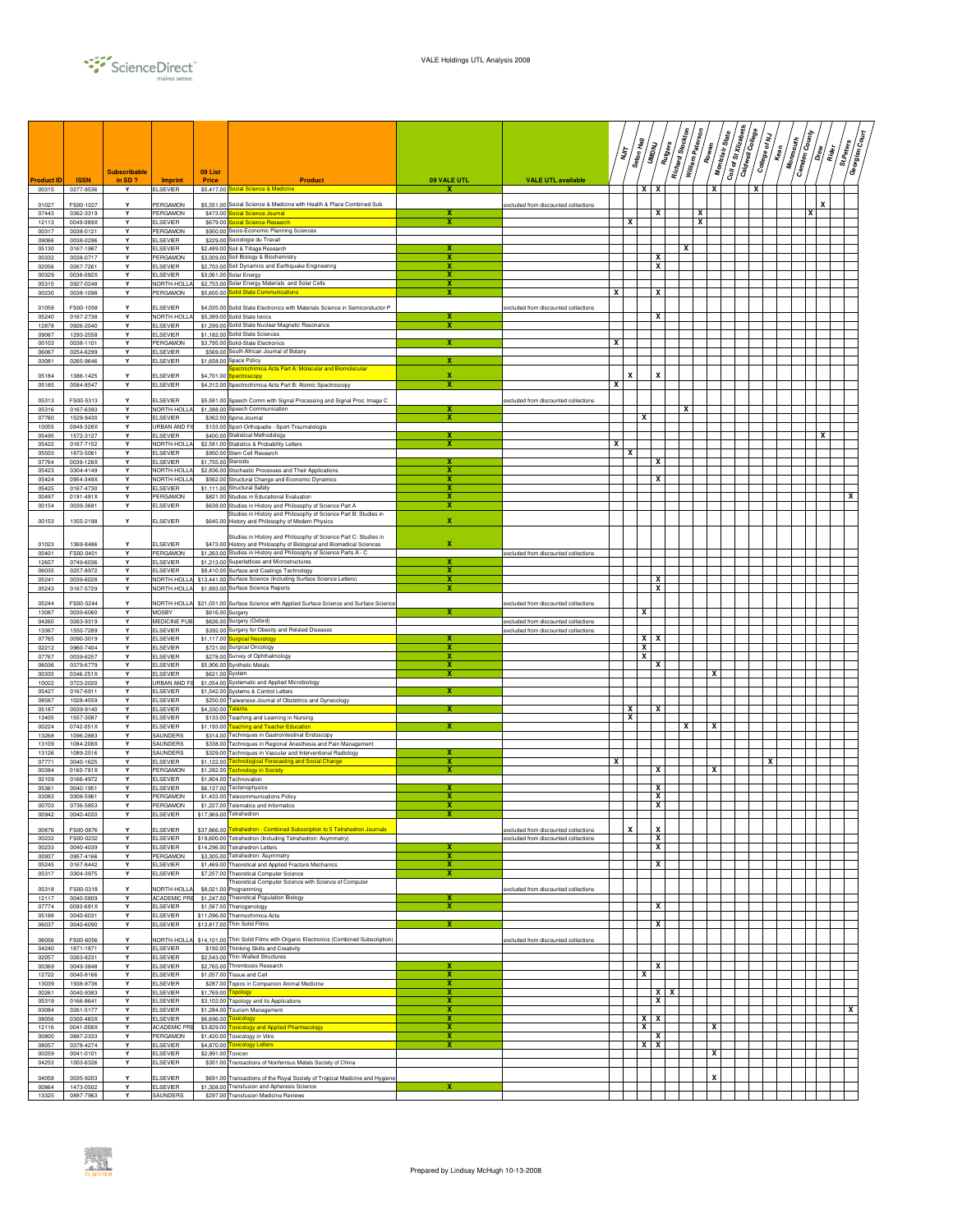| Product ID | ISSN | Subscribable in SD ? | Imprint | 09 List Price | Product | 09 VALE UTL | VALE UTL available | NJIT | Seton Hall | UMDNJ | Rutgers | Richard Stockton | William Paterson | Rowan | Montclair State | Coll of St Elizabeth | Caldwell College | College of NJ | Kean | Monmouth | Camden County | Drew | Rider | St Peters | Georgian Court |
|---|---|---|---|---|---|---|---|---|---|---|---|---|---|---|---|---|---|---|---|---|---|---|---|---|---|
| 00315 | 0277-9536 | Y | ELSEVIER | $5,417.00 | Social Science & Medicine | X | | | | X | X | | | | X | | | X | | | | | | | |
| 01027 | FS00-1027 | Y | PERGAMON | $5,551.00 | Social Science & Medicine with Health & Place Combined Sub | | excluded from discounted collections | | | | | | | | | | | | | | | | X | | |
| 07443 | 0362-3319 | Y | PERGAMON | $473.00 | Social Science Journal | X | | | | | X | | | X | | | | | | | | X | | | |
| 12113 | 0049-089X | Y | ELSEVIER | $679.00 | Social Science Research | X | | | X | | | | | X | | | | | | | | | | | |
| 00317 | 0038-0121 | Y | PERGAMON | $950.00 | Socio-Economic Planning Sciences | | | | | | | | | | | | | | | | | | | | |
| 09066 | 0038-0296 | Y | ELSEVIER | $229.00 | Sociologie du Travail | | | | | | | | | | | | | | | | | | | | |
| 05130 | 0167-1987 | Y | ELSEVIER | $2,489.00 | Soil & Tillage Research | X | | | | | | | X | | | | | | | | | | | | |
| 00332 | 0038-0717 | Y | PERGAMON | $3,009.00 | Soil Biology & Biochemistry | X | | | | | X | | | | | | | | | | | | | | |
| 02056 | 0267-7261 | Y | ELSEVIER | $2,703.00 | Soil Dynamics and Earthquake Engineering | X | | | | | X | | | | | | | | | | | | | | |
| 00329 | 0038-092X | Y | ELSEVIER | $3,061.00 | Solar Energy | X | | | | | | | | | | | | | | | | | | | |
| 05315 | 0927-0248 | Y | NORTH-HOLLA | $2,753.00 | Solar Energy Materials and Solar Cells | X | | | | | | | | | | | | | | | | | | | |
| 00230 | 0038-1098 | Y | PERGAMON | $5,605.00 | Solid State Communications | X | | X | | | X | | | | | | | | | | | | | | |
| 01058 | FS00-1058 | Y | ELSEVIER | $4,035.00 | Solid State Electronics with Materials Science in Semiconductor P | | excluded from discounted collections | | | | | | | | | | | | | | | | | | |
| 05240 | 0167-2738 | Y | NORTH-HOLLA | $5,389.00 | Solid State Ionics | X | | | | | X | | | | | | | | | | | | | | |
| 12878 | 0926-2040 | Y | ELSEVIER | $1,299.00 | Solid State Nuclear Magnetic Resonance | X | | | | | | | | | | | | | | | | | | | |
| 09067 | 1293-2558 | Y | ELSEVIER | $1,182.00 | Solid State Sciences | | | | | | | | | | | | | | | | | | | | |
| 00103 | 0038-1101 | Y | PERGAMON | $3,795.00 | Solid-State Electronics | X | | X | | | | | | | | | | | | | | | | | |
| 06067 | 0254-6299 | Y | ELSEVIER | $569.00 | South African Journal of Botany | | | | | | | | | | | | | | | | | | | | |
| 03081 | 0265-9646 | Y | ELSEVIER | $1,658.00 | Space Policy | X | | | | | | | | | | | | | | | | | | | |
| 05184 | 1386-1425 | Y | ELSEVIER | $4,701.00 | Spectrochimica Acta Part A: Molecular and Biomolecular Spectroscopy | X | | | X | | X | | | | | | | | | | | | | | |
| 05185 | 0584-8547 | Y | ELSEVIER | $4,312.00 | Spectrochimica Acta Part B: Atomic Spectroscopy | X | | X | | | | | | | | | | | | | | | | | |
| 05313 | FS00-5313 | Y | ELSEVIER | $5,581.00 | Speech Comm with Signal Processing and Signal Proc: Image C | | excluded from discounted collections | | | | | | | | | | | | | | | | | | |
| 05316 | 0167-6393 | Y | NORTH-HOLLA | $1,388.00 | Speech Communication | X | | | | | | | X | | | | | | | | | | | | |
| 07760 | 1529-9430 | Y | ELSEVIER | $362.00 | Spine Journal | X | | | | X | | | | | | | | | | | | | | | |
| 10055 | 0949-328X | Y | URBAN AND FI | $133.00 | Sport-Orthopadie - Sport-Traumatologie | | | | | | | | | | | | | | | | | | | | |
| 05495 | 1572-3127 | Y | ELSEVIER | $400.00 | Statistical Methodology | X | | | | | | | | | | | | | | | | | X | | |
| 05422 | 0167-7152 | Y | NORTH-HOLLA | $2,581.00 | Statistics & Probability Letters | X | | X | | | | | | | | | | | | | | | | | |
| 05503 | 1873-5061 | Y | ELSEVIER | $950.00 | Stem Cell Research | | | | X | | | | | | | | | | | | | | | | |
| 07764 | 0039-128X | Y | ELSEVIER | $1,755.00 | Steroids | X | | | | | X | | | | | | | | | | | | | | |
| 05423 | 0304-4149 | Y | NORTH-HOLLA | $2,836.00 | Stochastic Processes and Their Applications | X | | | | | | | | | | | | | | | | | | | |
| 05424 | 0954-349X | Y | NORTH-HOLLA | $562.00 | Structural Change and Economic Dynamics | X | | | | | X | | | | | | | | | | | | | | |
| 05425 | 0167-4730 | Y | ELSEVIER | $1,111.00 | Structural Safety | X | | | | | | | | | | | | | | | | | | | |
| 00497 | 0191-491X | Y | PERGAMON | $821.00 | Studies in Educational Evaluation | X | | | | | | | | | | | | | | | | | | | X |
| 00154 | 0039-3681 | Y | ELSEVIER | $638.00 | Studies in History and Philosophy of Science Part A | X | | | | | | | | | | | | | | | | | | | |
| 00153 | 1355-2198 | Y | ELSEVIER | $645.00 | Studies in History and Philosophy of Science Part B: Studies in History and Philosophy of Modern Physics | X | | | | | | | | | | | | | | | | | | | |
| 01023 | 1369-8486 | Y | ELSEVIER | $473.00 | Studies in History and Philosophy of Science Part C: Studies in History and Philosophy of Biological and Biomedical Sciences | X | | | | | | | | | | | | | | | | | | | |
| 00401 | FS00-0401 | Y | PERGAMON | $1,263.00 | Studies in History and Philosophy of Science Parts A - C | | excluded from discounted collections | | | | | | | | | | | | | | | | | | |
| 12657 | 0749-6036 | Y | ELSEVIER | $1,213.00 | Superlattices and Microstructures | X | | | | | | | | | | | | | | | | | | | |
| 06035 | 0257-8972 | Y | ELSEVIER | $8,410.00 | Surface and Coatings Technology | X | | | | | | | | | | | | | | | | | | | |
| 05241 | 0039-6028 | Y | NORTH-HOLLA | $13,441.00 | Surface Science (Including Surface Science Letters) | X | | | | | X | | | | | | | | | | | | | | |
| 05243 | 0167-5729 | Y | NORTH-HOLLA | $1,893.00 | Surface Science Reports | X | | | | | X | | | | | | | | | | | | | | |
| 05244 | FS00-5244 | Y | NORTH-HOLLA | $21,031.00 | Surface Science with Applied Surface Science and Surface Science | | excluded from discounted collections | | | | | | | | | | | | | | | | | | |
| 13087 | 0039-6060 | Y | MOSBY | $616.00 | Surgery | X | | | | X | | | | | | | | | | | | | | | |
| 04260 | 0263-9319 | Y | MEDICINE PUB | $626.00 | Surgery (Oxford) | | excluded from discounted collections | | | | | | | | | | | | | | | | | | |
| 13367 | 1550-7289 | Y | ELSEVIER | $392.00 | Surgery for Obesity and Related Diseases | | excluded from discounted collections | | | | | | | | | | | | | | | | | | |
| 07765 | 0090-3019 | Y | ELSEVIER | $1,117.00 | Surgical Neurology | X | | | | X | X | | | | | | | | | | | | | | |
| 02212 | 0960-7404 | Y | ELSEVIER | $721.00 | Surgical Oncology | X | | | | X | | | | | | | | | | | | | | | |
| 07767 | 0039-6257 | Y | ELSEVIER | $278.00 | Survey of Ophthalmology | X | | | | X | | | | | | | | | | | | | | | |
| 06036 | 0379-6779 | Y | ELSEVIER | $5,906.00 | Synthetic Metals | X | | | | | X | | | | | | | | | | | | | | |
| 00335 | 0346-251X | Y | ELSEVIER | $621.00 | System | X | | | | | | | | | X | | | | | | | | | | |
| 10022 | 0723-2020 | Y | URBAN AND FI | $1,054.00 | Systematic and Applied Microbiology | | | | | | | | | | | | | | | | | | | | |
| 05427 | 0167-6911 | Y | ELSEVIER | $1,542.00 | Systems & Control Letters | X | | | | | | | | | | | | | | | | | | | |
| 08587 | 1028-4559 | Y | ELSEVIER | $250.00 | Taiwanese Journal of Obstetrics and Gynecology | | | | | | | | | | | | | | | | | | | | |
| 05187 | 0039-9140 | Y | ELSEVIER | $4,330.00 | Talanta | X | | | X | | X | | | | | | | | | | | | | | |
| 13405 | 1557-3087 | Y | ELSEVIER | $133.00 | Teaching and Learning in Nursing | | | | X | | | | | | | | | | | | | | | | |
| 00224 | 0742-051X | Y | ELSEVIER | $1,193.00 | Teaching and Teacher Education | X | | | | | | | X | | X | | | | | | | | | | |
| 13268 | 1096-2883 | Y | SAUNDERS | $314.00 | Techniques in Gastrointestinal Endoscopy | | | | | | | | | | | | | | | | | | | | |
| 13109 | 1084-208X | Y | SAUNDERS | $338.00 | Techniques in Regional Anesthesia and Pain Management | | | | | | | | | | | | | | | | | | | | |
| 13126 | 1089-2516 | Y | SAUNDERS | $329.00 | Techniques in Vascular and Interventional Radiology | X | | | | | | | | | | | | | | | | | | | |
| 07771 | 0040-1625 | Y | ELSEVIER | $1,122.00 | Technological Forecasting and Social Change | X | | X | | | | | | | | | | | X | | | | | | |
| 00384 | 0160-791X | Y | PERGAMON | $1,282.00 | Technology in Society | X | | | | | X | | | | X | | | | | | | | | | |
| 02109 | 0166-4972 | Y | ELSEVIER | $1,804.00 | Technovation | | | | | | | | | | | | | | | | | | | | |
| 05361 | 0040-1951 | Y | ELSEVIER | $6,137.00 | Tectonophysics | X | | | | | X | | | | | | | | | | | | | | |
| 03083 | 0308-5961 | Y | PERGAMON | $1,433.00 | Telecommunications Policy | X | | | | | X | | | | | | | | | | | | | | |
| 00703 | 0736-5853 | Y | PERGAMON | $1,227.00 | Telematics and Informatics | X | | | | | X | | | | | | | | | | | | | | |
| 00942 | 0040-4020 | Y | ELSEVIER | $17,969.00 | Tetrahedron | X | | | | | | | | | | | | | | | | | | | |
| 00876 | FS00-0876 | Y | ELSEVIER | $37,866.00 | Tetrahedron - Combined Subscription to 5 Tetrahedron Journals | | excluded from discounted collections | | X | | X | | | | | | | | | | | | | | |
| 00232 | FS00-0232 | Y | ELSEVIER | $19,600.00 | Tetrahedron (Including Tetrahedron: Asymmetry) | | excluded from discounted collections | | | | X | | | | | | | | | | | | | | |
| 00233 | 0040-4039 | Y | ELSEVIER | $14,296.00 | Tetrahedron Letters | X | | | | | X | | | | | | | | | | | | | | |
| 00937 | 0957-4166 | Y | PERGAMON | $3,305.00 | Tetrahedron: Asymmetry | X | | | | | | | | | | | | | | | | | | | |
| 05245 | 0167-8442 | Y | ELSEVIER | $1,469.00 | Theoretical and Applied Fracture Mechanics | X | | | | | X | | | | | | | | | | | | | | |
| 05317 | 0304-3975 | Y | ELSEVIER | $7,257.00 | Theoretical Computer Science | X | | | | | | | | | | | | | | | | | | | |
| 05318 | FS00-5318 | Y | NORTH-HOLLA | $8,021.00 | Theoretical Computer Science with Science of Computer Programming | | excluded from discounted collections | | | | | | | | | | | | | | | | | | |
| 12117 | 0040-5809 | Y | ACADEMIC PRE | $1,247.00 | Theoretical Population Biology | X | | | | | | | | | | | | | | | | | | | |
| 07774 | 0093-691X | Y | ELSEVIER | $1,567.00 | Theriogenology | X | | | | | X | | | | | | | | | | | | | | |
| 05188 | 0040-6031 | Y | ELSEVIER | $11,096.00 | Thermochimica Acta | | | | | | | | | | | | | | | | | | | | |
| 06037 | 0040-6090 | Y | ELSEVIER | $13,817.00 | Thin Solid Films | X | | | | | X | | | | | | | | | | | | | | |
| 06056 | FS00-6056 | Y | NORTH-HOLLA | $14,101.00 | Thin Solid Films with Organic Electronics (Combined Subscription) | | excluded from discounted collections | | | | | | | | | | | | | | | | | | |
| 04240 | 1871-1871 | Y | ELSEVIER | $192.00 | Thinking Skills and Creativity | | | | | | | | | | | | | | | | | | | | |
| 02057 | 0263-8231 | Y | ELSEVIER | $2,543.00 | Thin-Walled Structures | | | | | | | | | | | | | | | | | | | | |
| 00369 | 0049-3848 | Y | ELSEVIER | $2,765.00 | Thrombosis Research | X | | | | | X | | | | | | | | | | | | | | |
| 12722 | 0040-8166 | Y | ELSEVIER | $1,057.00 | Tissue and Cell | X | | | | X | | | | | | | | | | | | | | | |
| 13039 | 1938-9736 | Y | ELSEVIER | $287.00 | Topics in Companion Animal Medicine | X | | | | | | | | | | | | | | | | | | | |
| 00261 | 0040-9383 | Y | ELSEVIER | $1,769.00 | Topology | X | | | | | X | X | | | | | | | | | | | | | |
| 05319 | 0166-8641 | Y | ELSEVIER | $3,102.00 | Topology and its Applications | X | | | | | X | | | | | | | | | | | | | | |
| 03084 | 0261-5177 | Y | ELSEVIER | $1,284.00 | Tourism Management | X | | | | | | | | | | | | | | | | | | | X |
| 08056 | 0300-483X | Y | ELSEVIER | $6,696.00 | Toxicology | X | | | | X | X | | | | | | | | | | | | | | |
| 12116 | 0041-008X | Y | ACADEMIC PRE | $3,829.00 | Toxicology and Applied Pharmacology | X | | | | X | | | | | X | | | | | | | | | | |
| 00800 | 0887-2333 | Y | PERGAMON | $1,420.00 | Toxicology in Vitro | X | | | | | X | | | | | | | | | | | | | | |
| 08057 | 0378-4274 | Y | ELSEVIER | $4,870.00 | Toxicology Letters | X | | | | X | X | | | | | | | | | | | | | | |
| 00259 | 0041-0101 | Y | ELSEVIER | $2,991.00 | Toxicon | | | | | | | | | | X | | | | | | | | | | |
| 04253 | 1003-6326 | Y | ELSEVIER | $301.00 | Transactions of Nonferrous Metals Society of China | | | | | | | | | | | | | | | | | | | | |
| 04058 | 0035-9203 | Y | ELSEVIER | $691.00 | Transactions of the Royal Society of Tropical Medicine and Hygiene | | | | | | | | | | X | | | | | | | | | | |
| 00864 | 1473-0502 | Y | ELSEVIER | $1,308.00 | Transfusion and Apheresis Science | X | | | | | | | | | | | | | | | | | | | |
| 13325 | 0887-7963 | Y | SAUNDERS | $297.00 | Transfusion Medicine Reviews | | | | | | | | | | | | | | | | | | | | |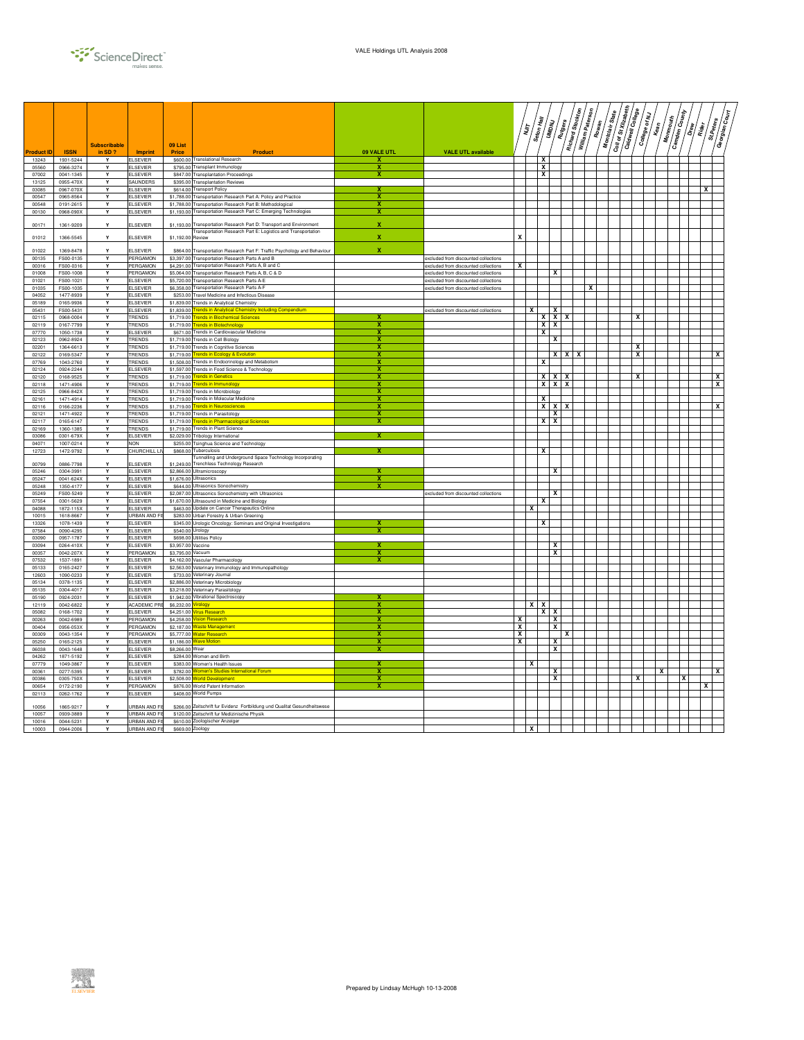| Product ID | ISSN | Subscribable in SD ? | Imprint | 09 List Price | Product | 09 VALE UTL | VALE UTL available | NJIT | Seton Hall | UMDNJ | Rutgers | Richard Stockton | William Paterson | Rowan | Montclair State | Coll of St Elizabeth | Caldwell College | College of NJ | Kean | Monmouth | Camden County | Drew | Rider | St.Peters | Georgian Court |
|---|---|---|---|---|---|---|---|---|---|---|---|---|---|---|---|---|---|---|---|---|---|---|---|---|---|
| 13243 | 1931-5244 | Y | ELSEVIER | $600.00 | Translational Research | X | | | | X | | | | | | | | | | | | | | | |
| 05560 | 0966-3274 | Y | ELSEVIER | $795.00 | Transplant Immunology | X | | | | X | | | | | | | | | | | | | | | |
| 07002 | 0041-1345 | Y | ELSEVIER | $847.00 | Transplantation Proceedings | X | | | | X | | | | | | | | | | | | | | | |
| 13125 | 0955-470X | Y | SAUNDERS | $395.00 | Transplantation Reviews | | | | | | | | | | | | | | | | | | | | |
| 03085 | 0967-070X | Y | ELSEVIER | $614.00 | Transport Policy | X | | | | | | | | | | | | | | | | | | X | |
| 00547 | 0965-8564 | Y | ELSEVIER | $1,788.00 | Transportation Research Part A: Policy and Practice | X | | | | | | | | | | | | | | | | | | | |
| 00548 | 0191-2615 | Y | ELSEVIER | $1,788.00 | Transportation Research Part B: Methodological | X | | | | | | | | | | | | | | | | | | | |
| 00130 | 0968-090X | Y | ELSEVIER | $1,193.00 | Transportation Research Part C: Emerging Technologies | X | | | | | | | | | | | | | | | | | | | |
| 00171 | 1361-9209 | Y | ELSEVIER | $1,193.00 | Transportation Research Part D: Transport and Environment | X | | | | | | | | | | | | | | | | | | | |
| 01012 | 1366-5545 | Y | ELSEVIER | $1,192.00 | Transportation Research Part E: Logistics and Transportation Review | X | | X | | | | | | | | | | | | | | | | | |
| 01022 | 1369-8478 | Y | ELSEVIER | $864.00 | Transportation Research Part F: Traffic Psychology and Behaviour | X | | | | | | | | | | | | | | | | | | | |
| 00135 | FS00-0135 | Y | PERGAMON | $3,397.00 | Transportation Research Parts A and B | | excluded from discounted collections | | | | | | | | | | | | | | | | | | |
| 00316 | FS00-0316 | Y | PERGAMON | $4,291.00 | Transportation Research Parts A, B and C | | excluded from discounted collections | X | | | | | | | | | | | | | | | | | |
| 01008 | FS00-1008 | Y | PERGAMON | $5,064.00 | Transportation Research Parts A, B, C & D | | excluded from discounted collections | | | | X | | | | | | | | | | | | | | |
| 01021 | FS00-1021 | Y | ELSEVIER | $5,720.00 | Transportation Research Parts A-E | | excluded from discounted collections | | | | | | | | | | | | | | | | | | |
| 01035 | FS00-1035 | Y | ELSEVIER | $6,358.00 | Transportation Research Parts A-F | | excluded from discounted collections | | | | | | | X | | | | | | | | | | | |
| 04052 | 1477-8939 | Y | ELSEVIER | $253.00 | Travel Medicine and Infectious Disease | | | | | | | | | | | | | | | | | | | | |
| 05189 | 0165-9936 | Y | ELSEVIER | $1,839.00 | Trends in Analytical Chemistry | | | | | | | | | | | | | | | | | | | | |
| 05431 | FS00-5431 | Y | ELSEVIER | $1,839.00 | Trends in Analytical Chemistry Including Compendium | | excluded from discounted collections | | X | | X | | | | | | | | | | | | | | |
| 02115 | 0968-0004 | Y | TRENDS | $1,719.00 | Trends in Biochemical Sciences | X | | | | X | X | X | | | | | | X | | | | | | | |
| 02119 | 0167-7799 | Y | TRENDS | $1,719.00 | Trends in Biotechnology | X | | | | X | X | | | | | | | | | | | | | | |
| 07770 | 1050-1738 | Y | ELSEVIER | $671.00 | Trends in Cardiovascular Medicine | X | | | | X | | | | | | | | | | | | | | | |
| 02123 | 0962-8924 | Y | TRENDS | $1,719.00 | Trends in Cell Biology | X | | | | | X | | | | | | | | | | | | | | |
| 02201 | 1364-6613 | Y | TRENDS | $1,719.00 | Trends in Cognitive Sciences | X | | | | | | | | | | | | X | | | | | | | |
| 02122 | 0169-5347 | Y | TRENDS | $1,719.00 | Trends in Ecology & Evolution | X | | | | | X | X | X | | | | | X | | | | | | | X |
| 07769 | 1043-2760 | Y | TRENDS | $1,508.00 | Trends in Endocrinology and Metabolism | X | | | | X | | | | | | | | | | | | | | | |
| 02124 | 0924-2244 | Y | ELSEVIER | $1,597.00 | Trends in Food Science & Technology | X | | | | | | | | | | | | | | | | | | | |
| 02120 | 0168-9525 | Y | TRENDS | $1,719.00 | Trends in Genetics | X | | | | X | X | X | | | | | | X | | | | | | | X |
| 02118 | 1471-4906 | Y | TRENDS | $1,719.00 | Trends in Immunology | X | | | | X | X | X | | | | | | | | | | | | | X |
| 02125 | 0966-842X | Y | TRENDS | $1,719.00 | Trends in Microbiology | X | | | | | | | | | | | | | | | | | | | |
| 02161 | 1471-4914 | Y | TRENDS | $1,719.00 | Trends in Molecular Medicine | X | | | | X | | | | | | | | | | | | | | | |
| 02116 | 0166-2236 | Y | TRENDS | $1,719.00 | Trends in Neurosciences | X | | | | X | X | X | | | | | | | | | | | | | X |
| 02121 | 1471-4922 | Y | TRENDS | $1,719.00 | Trends in Parasitology | X | | | | | X | | | | | | | | | | | | | | |
| 02117 | 0165-6147 | Y | TRENDS | $1,719.00 | Trends in Pharmacological Sciences | X | | | | X | X | | | | | | | | | | | | | | |
| 02169 | 1360-1385 | Y | TRENDS | $1,719.00 | Trends in Plant Science | | | | | | | | | | | | | | | | | | | | |
| 03086 | 0301-679X | Y | ELSEVIER | $2,029.00 | Tribology International | X | | | | | | | | | | | | | | | | | | | |
| 04071 | 1007-0214 | Y | NON | $255.00 | Tsinghua Science and Technology | | | | | | | | | | | | | | | | | | | | |
| 12723 | 1472-9792 | Y | CHURCHILL LI | $868.00 | Tuberculosis | X | | | | X | | | | | | | | | | | | | | | |
| 00799 | 0886-7798 | Y | ELSEVIER | $1,249.00 | Tunnelling and Underground Space Technology Incorporating Trenchless Technology Research | | | | | | | | | | | | | | | | | | | | |
| 05246 | 0304-3991 | Y | ELSEVIER | $2,866.00 | Ultramicroscopy | X | | | | | X | | | | | | | | | | | | | | |
| 05247 | 0041-624X | Y | ELSEVIER | $1,676.00 | Ultrasonics | X | | | | | | | | | | | | | | | | | | | |
| 05248 | 1350-4177 | Y | ELSEVIER | $644.00 | Ultrasonics Sonochemistry | X | | | | | | | | | | | | | | | | | | | |
| 05249 | FS00-5249 | Y | ELSEVIER | $2,087.00 | Ultrasonics Sonochemistry with Ultrasonics | | excluded from discounted collections | | | | X | | | | | | | | | | | | | | |
| 07554 | 0301-5629 | Y | ELSEVIER | $1,670.00 | Ultrasound in Medicine and Biology | | | | | X | | | | | | | | | | | | | | | |
| 04088 | 1872-115X | Y | ELSEVIER | $463.00 | Update on Cancer Therapeutics Online | | | | X | | | | | | | | | | | | | | | | |
| 10015 | 1618-8667 | Y | URBAN AND FI | $283.00 | Urban Forestry & Urban Greening | | | | | | | | | | | | | | | | | | | | |
| 13326 | 1078-1439 | Y | ELSEVIER | $345.00 | Urologic Oncology: Seminars and Original Investigations | X | | | | X | | | | | | | | | | | | | | | |
| 07584 | 0090-4295 | Y | ELSEVIER | $540.00 | Urology | X | | | | | | | | | | | | | | | | | | | |
| 03090 | 0957-1787 | Y | ELSEVIER | $698.00 | Utilities Policy | | | | | | | | | | | | | | | | | | | | |
| 03094 | 0264-410X | Y | ELSEVIER | $3,957.00 | Vaccine | X | | | | | X | | | | | | | | | | | | | | |
| 00357 | 0042-207X | Y | PERGAMON | $3,795.00 | Vacuum | X | | | | | X | | | | | | | | | | | | | | |
| 07532 | 1537-1891 | Y | ELSEVIER | $4,162.00 | Vascular Pharmacology | X | | | | | | | | | | | | | | | | | | | |
| 05133 | 0165-2427 | Y | ELSEVIER | $2,563.00 | Veterinary Immunology and Immunopathology | | | | | | | | | | | | | | | | | | | | |
| 12603 | 1090-0233 | Y | ELSEVIER | $733.00 | Veterinary Journal | | | | | | | | | | | | | | | | | | | | |
| 05134 | 0378-1135 | Y | ELSEVIER | $2,886.00 | Veterinary Microbiology | | | | | | | | | | | | | | | | | | | | |
| 05135 | 0304-4017 | Y | ELSEVIER | $3,218.00 | Veterinary Parasitology | | | | | | | | | | | | | | | | | | | | |
| 05190 | 0924-2031 | Y | ELSEVIER | $1,942.00 | Vibrational Spectroscopy | X | | | | | | | | | | | | | | | | | | | |
| 12119 | 0042-6822 | Y | ACADEMIC PRE | $6,232.00 | Virology | X | | | X | X | | | | | | | | | | | | | | | |
| 05082 | 0168-1702 | Y | ELSEVIER | $4,251.00 | Virus Research | X | | | | X | X | | | | | | | | | | | | | | |
| 00263 | 0042-6989 | Y | PERGAMON | $4,258.00 | Vision Research | X | | X | | | X | | | | | | | | | | | | | | |
| 00404 | 0956-053X | Y | PERGAMON | $2,187.00 | Waste Management | X | | X | | | X | | | | | | | | | | | | | | |
| 00309 | 0043-1354 | Y | PERGAMON | $5,777.00 | Water Research | X | | X | | | | X | | | | | | | | | | | | | |
| 05250 | 0165-2125 | Y | ELSEVIER | $1,186.00 | Wave Motion | X | | X | | | X | | | | | | | | | | | | | | |
| 06038 | 0043-1648 | Y | ELSEVIER | $8,266.00 | Wear | X | | | | | X | | | | | | | | | | | | | | |
| 04262 | 1871-5192 | Y | ELSEVIER | $284.00 | Women and Birth | | | | | | | | | | | | | | | | | | | | |
| 07779 | 1049-3867 | Y | ELSEVIER | $383.00 | Women's Health Issues | X | | | X | | | | | | | | | | | | | | | | |
| 00361 | 0277-5395 | Y | ELSEVIER | $782.00 | Women's Studies International Forum | X | | | | | X | | | | | | | | | X | | | | | X |
| 00386 | 0305-750X | Y | ELSEVIER | $2,508.00 | World Development | X | | | | | X | | | | | | | X | | | | X | | | |
| 00654 | 0172-2190 | Y | PERGAMON | $876.00 | World Patent Information | X | | | | | | | | | | | | | | | | | | X | |
| 02113 | 0262-1762 | Y | ELSEVIER | $408.00 | World Pumps | | | | | | | | | | | | | | | | | | | | |
| 10056 | 1865-9217 | Y | URBAN AND FI | $266.00 | Zeitschrift fur Evidenz Fortbildung und Qualitat Gesundheitswese | | | | | | | | | | | | | | | | | | | | |
| 10057 | 0939-3889 | Y | URBAN AND FI | $120.00 | Zeitschrift fur Medizinische Physik | | | | | | | | | | | | | | | | | | | | |
| 10016 | 0044-5231 | Y | URBAN AND FI | $610.00 | Zoologischer Anzeiger | | | | | | | | | | | | | | | | | | | | |
| 10003 | 0944-2006 | Y | URBAN AND FI | $669.00 | Zoology | | | | X | | | | | | | | | | | | | | | | |